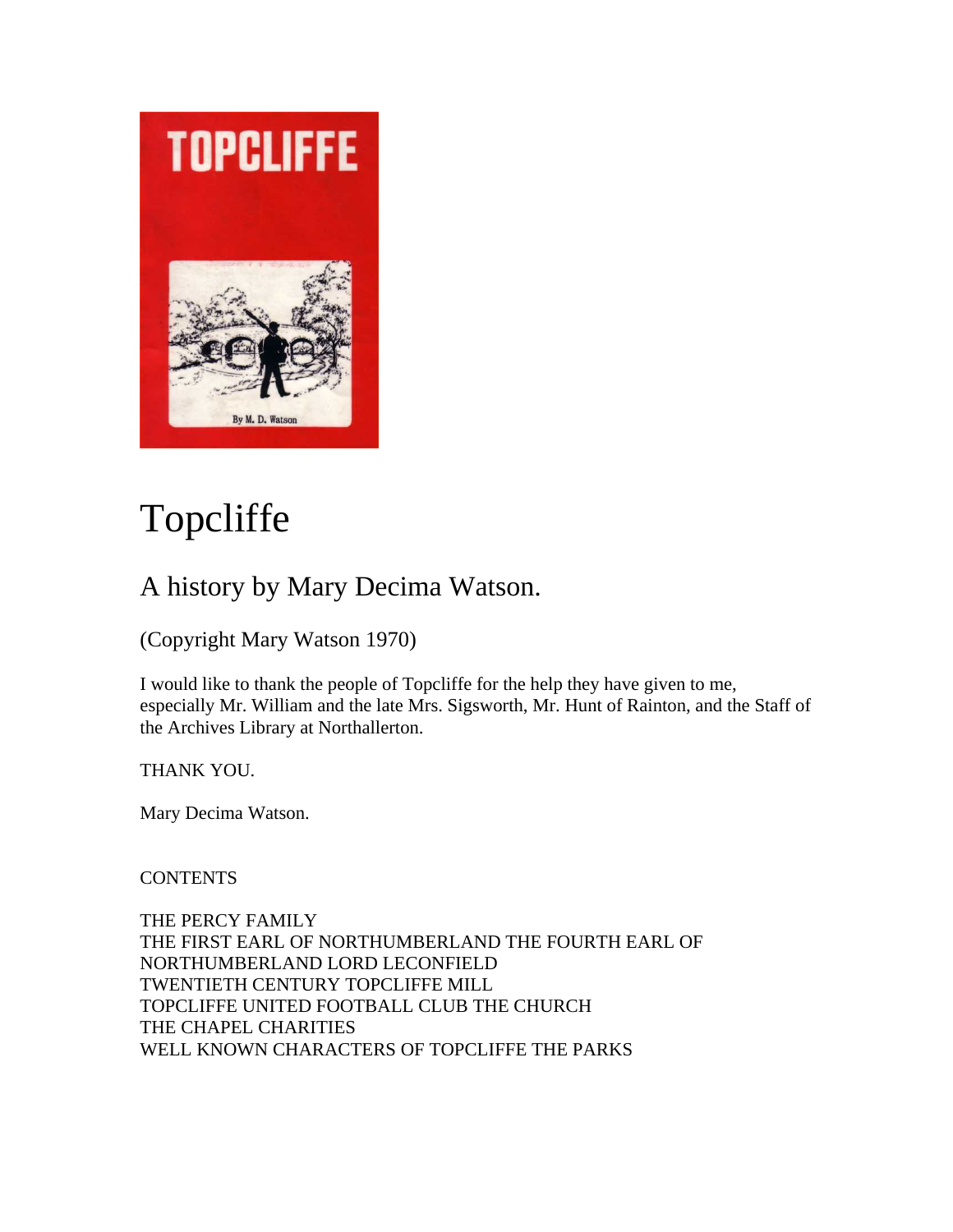# Topcliffe

## A history by Mary Decima Watson.

(Copyright Mary Watson 1970)

I would like to thank the people of Topcliffe for the help they have given to me, especially Mr. William and the late Mrs. Sigsworth, Mr. Hunt of Rainton, and the Staff of the Archives Library at Northallerton.

THANK YOU.

Mary Decima Watson.

CONTENTS

THE PERCY FAMILY
THE FIRST EARL OF NORTHUMBERLAND THE FOURTH EARL OF NORTHUMBERLAND LORD LECONFIELD
TWENTIETH CENTURY TOPCLIFFE MILL
TOPCLIFFE UNITED FOOTBALL CLUB THE CHURCH
THE CHAPEL CHARITIES
WELL KNOWN CHARACTERS OF TOPCLIFFE THE PARKS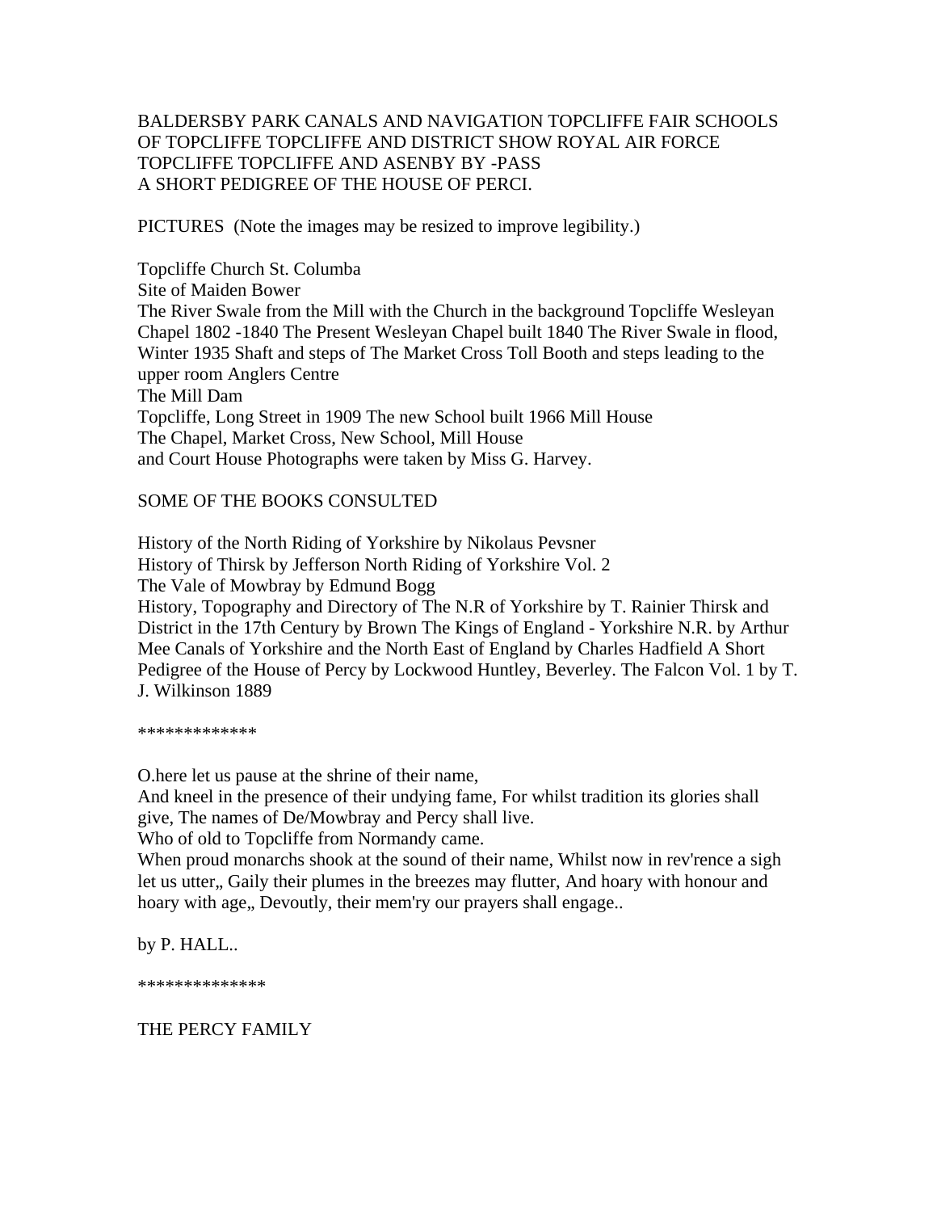BALDERSBY PARK CANALS AND NAVIGATION TOPCLIFFE FAIR SCHOOLS OF TOPCLIFFE TOPCLIFFE AND DISTRICT SHOW ROYAL AIR FORCE TOPCLIFFE TOPCLIFFE AND ASENBY BY -PASS
A SHORT PEDIGREE OF THE HOUSE OF PERCI.

PICTURES  (Note the images may be resized to improve legibility.)

Topcliffe Church St. Columba
Site of Maiden Bower
The River Swale from the Mill with the Church in the background Topcliffe Wesleyan Chapel 1802 -1840 The Present Wesleyan Chapel built 1840 The River Swale in flood, Winter 1935 Shaft and steps of The Market Cross Toll Booth and steps leading to the upper room Anglers Centre
The Mill Dam
Topcliffe, Long Street in 1909 The new School built 1966 Mill House
The Chapel, Market Cross, New School, Mill House
and Court House Photographs were taken by Miss G. Harvey.

SOME OF THE BOOKS CONSULTED

History of the North Riding of Yorkshire by Nikolaus Pevsner
History of Thirsk by Jefferson North Riding of Yorkshire Vol. 2
The Vale of Mowbray by Edmund Bogg
History, Topography and Directory of The N.R of Yorkshire by T. Rainier Thirsk and District in the 17th Century by Brown The Kings of England - Yorkshire N.R. by Arthur Mee Canals of Yorkshire and the North East of England by Charles Hadfield A Short Pedigree of the House of Percy by Lockwood Huntley, Beverley. The Falcon Vol. 1 by T. J. Wilkinson 1889

*************

O.here let us pause at the shrine of their name,
And kneel in the presence of their undying fame, For whilst tradition its glories shall give, The names of De/Mowbray and Percy shall live.
Who of old to Topcliffe from Normandy came.
When proud monarchs shook at the sound of their name, Whilst now in rev'rence a sigh let us utter„ Gaily their plumes in the breezes may flutter, And hoary with honour and hoary with age„ Devoutly, their mem'ry our prayers shall engage..

by P. HALL..

**************

THE PERCY FAMILY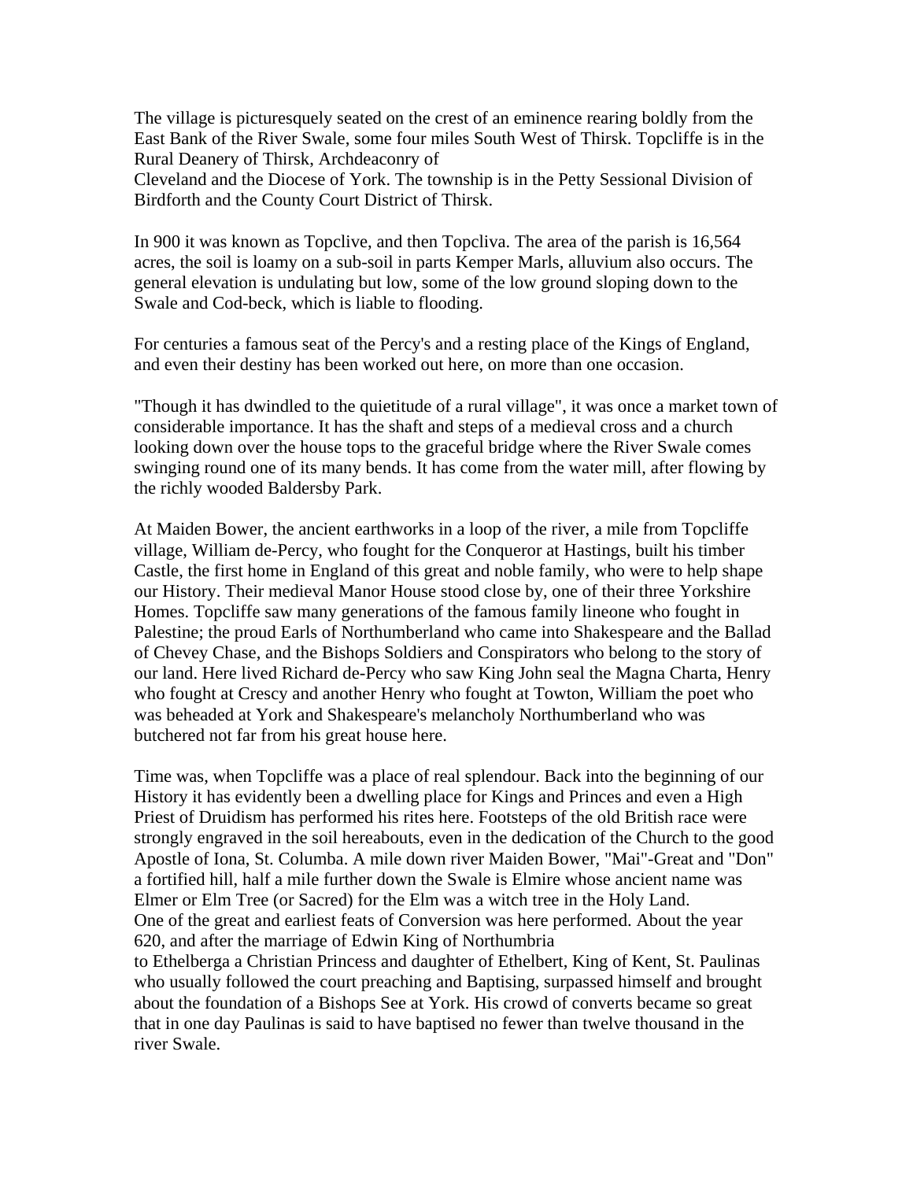The village is picturesquely seated on the crest of an eminence rearing boldly from the East Bank of the River Swale, some four miles South West of Thirsk. Topcliffe is in the Rural Deanery of Thirsk, Archdeaconry of Cleveland and the Diocese of York. The township is in the Petty Sessional Division of Birdforth and the County Court District of Thirsk.

In 900 it was known as Topclive, and then Topcliva. The area of the parish is 16,564 acres, the soil is loamy on a sub-soil in parts Kemper Marls, alluvium also occurs. The general elevation is undulating but low, some of the low ground sloping down to the Swale and Cod-beck, which is liable to flooding.

For centuries a famous seat of the Percy's and a resting place of the Kings of England, and even their destiny has been worked out here, on more than one occasion.

"Though it has dwindled to the quietitude of a rural village", it was once a market town of considerable importance. It has the shaft and steps of a medieval cross and a church looking down over the house tops to the graceful bridge where the River Swale comes swinging round one of its many bends. It has come from the water mill, after flowing by the richly wooded Baldersby Park.

At Maiden Bower, the ancient earthworks in a loop of the river, a mile from Topcliffe village, William de-Percy, who fought for the Conqueror at Hastings, built his timber Castle, the first home in England of this great and noble family, who were to help shape our History. Their medieval Manor House stood close by, one of their three Yorkshire Homes. Topcliffe saw many generations of the famous family lineone who fought in Palestine; the proud Earls of Northumberland who came into Shakespeare and the Ballad of Chevey Chase, and the Bishops Soldiers and Conspirators who belong to the story of our land. Here lived Richard de-Percy who saw King John seal the Magna Charta, Henry who fought at Crescy and another Henry who fought at Towton, William the poet who was beheaded at York and Shakespeare's melancholy Northumberland who was butchered not far from his great house here.

Time was, when Topcliffe was a place of real splendour. Back into the beginning of our History it has evidently been a dwelling place for Kings and Princes and even a High Priest of Druidism has performed his rites here. Footsteps of the old British race were strongly engraved in the soil hereabouts, even in the dedication of the Church to the good Apostle of Iona, St. Columba. A mile down river Maiden Bower, "Mai"-Great and "Don" a fortified hill, half a mile further down the Swale is Elmire whose ancient name was Elmer or Elm Tree (or Sacred) for the Elm was a witch tree in the Holy Land.
One of the great and earliest feats of Conversion was here performed. About the year 620, and after the marriage of Edwin King of Northumbria to Ethelberga a Christian Princess and daughter of Ethelbert, King of Kent, St. Paulinas who usually followed the court preaching and Baptising, surpassed himself and brought about the foundation of a Bishops See at York. His crowd of converts became so great that in one day Paulinas is said to have baptised no fewer than twelve thousand in the river Swale.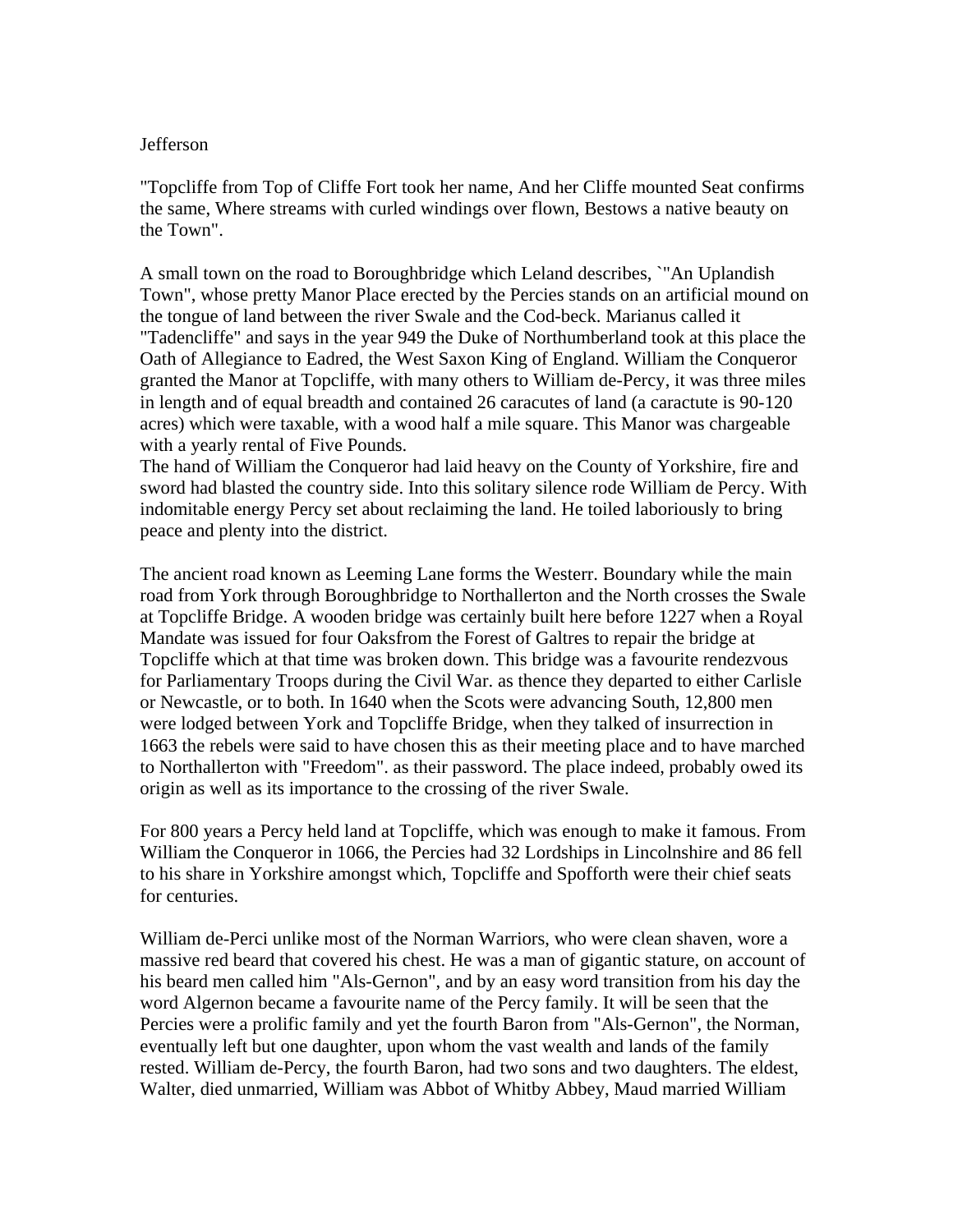Jefferson

"Topcliffe from Top of Cliffe Fort took her name, And her Cliffe mounted Seat confirms the same, Where streams with curled windings over flown, Bestows a native beauty on the Town".

A small town on the road to Boroughbridge which Leland describes, `"An Uplandish Town", whose pretty Manor Place erected by the Percies stands on an artificial mound on the tongue of land between the river Swale and the Cod-beck. Marianus called it "Tadencliffe" and says in the year 949 the Duke of Northumberland took at this place the Oath of Allegiance to Eadred, the West Saxon King of England. William the Conqueror granted the Manor at Topcliffe, with many others to William de-Percy, it was three miles in length and of equal breadth and contained 26 caracutes of land (a caractute is 90-120 acres) which were taxable, with a wood half a mile square. This Manor was chargeable with a yearly rental of Five Pounds.
The hand of William the Conqueror had laid heavy on the County of Yorkshire, fire and sword had blasted the country side. Into this solitary silence rode William de Percy. With indomitable energy Percy set about reclaiming the land. He toiled laboriously to bring peace and plenty into the district.

The ancient road known as Leeming Lane forms the Westerr. Boundary while the main road from York through Boroughbridge to Northallerton and the North crosses the Swale at Topcliffe Bridge. A wooden bridge was certainly built here before 1227 when a Royal Mandate was issued for four Oaksfrom the Forest of Galtres to repair the bridge at Topcliffe which at that time was broken down. This bridge was a favourite rendezvous for Parliamentary Troops during the Civil War. as thence they departed to either Carlisle or Newcastle, or to both. In 1640 when the Scots were advancing South, 12,800 men were lodged between York and Topcliffe Bridge, when they talked of insurrection in 1663 the rebels were said to have chosen this as their meeting place and to have marched to Northallerton with "Freedom". as their password. The place indeed, probably owed its origin as well as its importance to the crossing of the river Swale.

For 800 years a Percy held land at Topcliffe, which was enough to make it famous. From William the Conqueror in 1066, the Percies had 32 Lordships in Lincolnshire and 86 fell to his share in Yorkshire amongst which, Topcliffe and Spofforth were their chief seats for centuries.

William de-Perci unlike most of the Norman Warriors, who were clean shaven, wore a massive red beard that covered his chest. He was a man of gigantic stature, on account of his beard men called him "Als-Gernon", and by an easy word transition from his day the word Algernon became a favourite name of the Percy family. It will be seen that the Percies were a prolific family and yet the fourth Baron from "Als-Gernon", the Norman, eventually left but one daughter, upon whom the vast wealth and lands of the family rested. William de-Percy, the fourth Baron, had two sons and two daughters. The eldest, Walter, died unmarried, William was Abbot of Whitby Abbey, Maud married William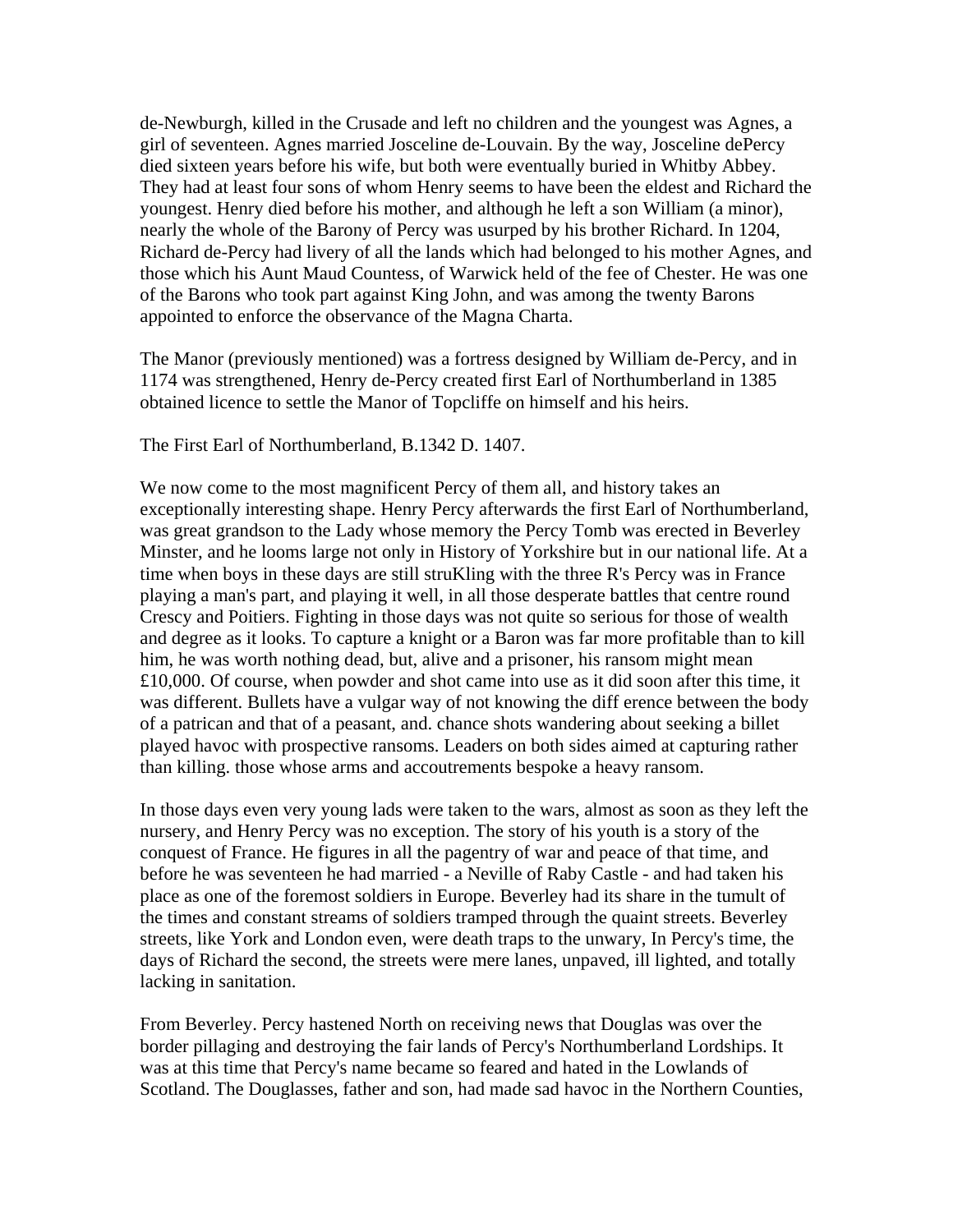de-Newburgh, killed in the Crusade and left no children and the youngest was Agnes, a girl of seventeen. Agnes married Josceline de-Louvain. By the way, Josceline dePercy died sixteen years before his wife, but both were eventually buried in Whitby Abbey. They had at least four sons of whom Henry seems to have been the eldest and Richard the youngest. Henry died before his mother, and although he left a son William (a minor), nearly the whole of the Barony of Percy was usurped by his brother Richard. In 1204, Richard de-Percy had livery of all the lands which had belonged to his mother Agnes, and those which his Aunt Maud Countess, of Warwick held of the fee of Chester. He was one of the Barons who took part against King John, and was among the twenty Barons appointed to enforce the observance of the Magna Charta.

The Manor (previously mentioned) was a fortress designed by William de-Percy, and in 1174 was strengthened, Henry de-Percy created first Earl of Northumberland in 1385 obtained licence to settle the Manor of Topcliffe on himself and his heirs.

The First Earl of Northumberland, B.1342 D. 1407.

We now come to the most magnificent Percy of them all, and history takes an exceptionally interesting shape. Henry Percy afterwards the first Earl of Northumberland, was great grandson to the Lady whose memory the Percy Tomb was erected in Beverley Minster, and he looms large not only in History of Yorkshire but in our national life. At a time when boys in these days are still struKling with the three R's Percy was in France playing a man's part, and playing it well, in all those desperate battles that centre round Crescy and Poitiers. Fighting in those days was not quite so serious for those of wealth and degree as it looks. To capture a knight or a Baron was far more profitable than to kill him, he was worth nothing dead, but, alive and a prisoner, his ransom might mean £10,000. Of course, when powder and shot came into use as it did soon after this time, it was different. Bullets have a vulgar way of not knowing the diff erence between the body of a patrican and that of a peasant, and. chance shots wandering about seeking a billet played havoc with prospective ransoms. Leaders on both sides aimed at capturing rather than killing. those whose arms and accoutrements bespoke a heavy ransom.

In those days even very young lads were taken to the wars, almost as soon as they left the nursery, and Henry Percy was no exception. The story of his youth is a story of the conquest of France. He figures in all the pagentry of war and peace of that time, and before he was seventeen he had married - a Neville of Raby Castle - and had taken his place as one of the foremost soldiers in Europe. Beverley had its share in the tumult of the times and constant streams of soldiers tramped through the quaint streets. Beverley streets, like York and London even, were death traps to the unwary, In Percy's time, the days of Richard the second, the streets were mere lanes, unpaved, ill lighted, and totally lacking in sanitation.

From Beverley. Percy hastened North on receiving news that Douglas was over the border pillaging and destroying the fair lands of Percy's Northumberland Lordships. It was at this time that Percy's name became so feared and hated in the Lowlands of Scotland. The Douglasses, father and son, had made sad havoc in the Northern Counties,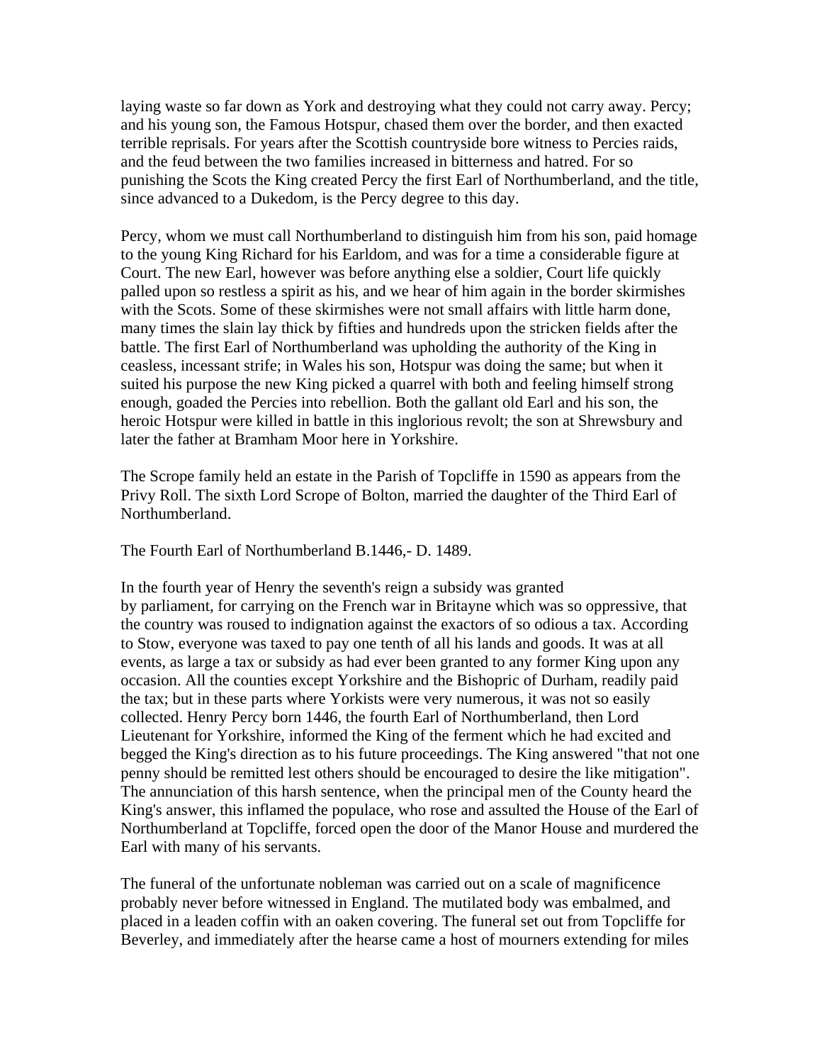laying waste so far down as York and destroying what they could not carry away. Percy; and his young son, the Famous Hotspur, chased them over the border, and then exacted terrible reprisals. For years after the Scottish countryside bore witness to Percies raids, and the feud between the two families increased in bitterness and hatred. For so punishing the Scots the King created Percy the first Earl of Northumberland, and the title, since advanced to a Dukedom, is the Percy degree to this day.

Percy, whom we must call Northumberland to distinguish him from his son, paid homage to the young King Richard for his Earldom, and was for a time a considerable figure at Court. The new Earl, however was before anything else a soldier, Court life quickly palled upon so restless a spirit as his, and we hear of him again in the border skirmishes with the Scots. Some of these skirmishes were not small affairs with little harm done, many times the slain lay thick by fifties and hundreds upon the stricken fields after the battle. The first Earl of Northumberland was upholding the authority of the King in ceasless, incessant strife; in Wales his son, Hotspur was doing the same; but when it suited his purpose the new King picked a quarrel with both and feeling himself strong enough, goaded the Percies into rebellion. Both the gallant old Earl and his son, the heroic Hotspur were killed in battle in this inglorious revolt; the son at Shrewsbury and later the father at Bramham Moor here in Yorkshire.

The Scrope family held an estate in the Parish of Topcliffe in 1590 as appears from the Privy Roll. The sixth Lord Scrope of Bolton, married the daughter of the Third Earl of Northumberland.

The Fourth Earl of Northumberland B.1446,- D. 1489.

In the fourth year of Henry the seventh's reign a subsidy was granted by parliament, for carrying on the French war in Britayne which was so oppressive, that the country was roused to indignation against the exactors of so odious a tax. According to Stow, everyone was taxed to pay one tenth of all his lands and goods. It was at all events, as large a tax or subsidy as had ever been granted to any former King upon any occasion. All the counties except Yorkshire and the Bishopric of Durham, readily paid the tax; but in these parts where Yorkists were very numerous, it was not so easily collected. Henry Percy born 1446, the fourth Earl of Northumberland, then Lord Lieutenant for Yorkshire, informed the King of the ferment which he had excited and begged the King's direction as to his future proceedings. The King answered "that not one penny should be remitted lest others should be encouraged to desire the like mitigation". The annunciation of this harsh sentence, when the principal men of the County heard the King's answer, this inflamed the populace, who rose and assulted the House of the Earl of Northumberland at Topcliffe, forced open the door of the Manor House and murdered the Earl with many of his servants.

The funeral of the unfortunate nobleman was carried out on a scale of magnificence probably never before witnessed in England. The mutilated body was embalmed, and placed in a leaden coffin with an oaken covering. The funeral set out from Topcliffe for Beverley, and immediately after the hearse came a host of mourners extending for miles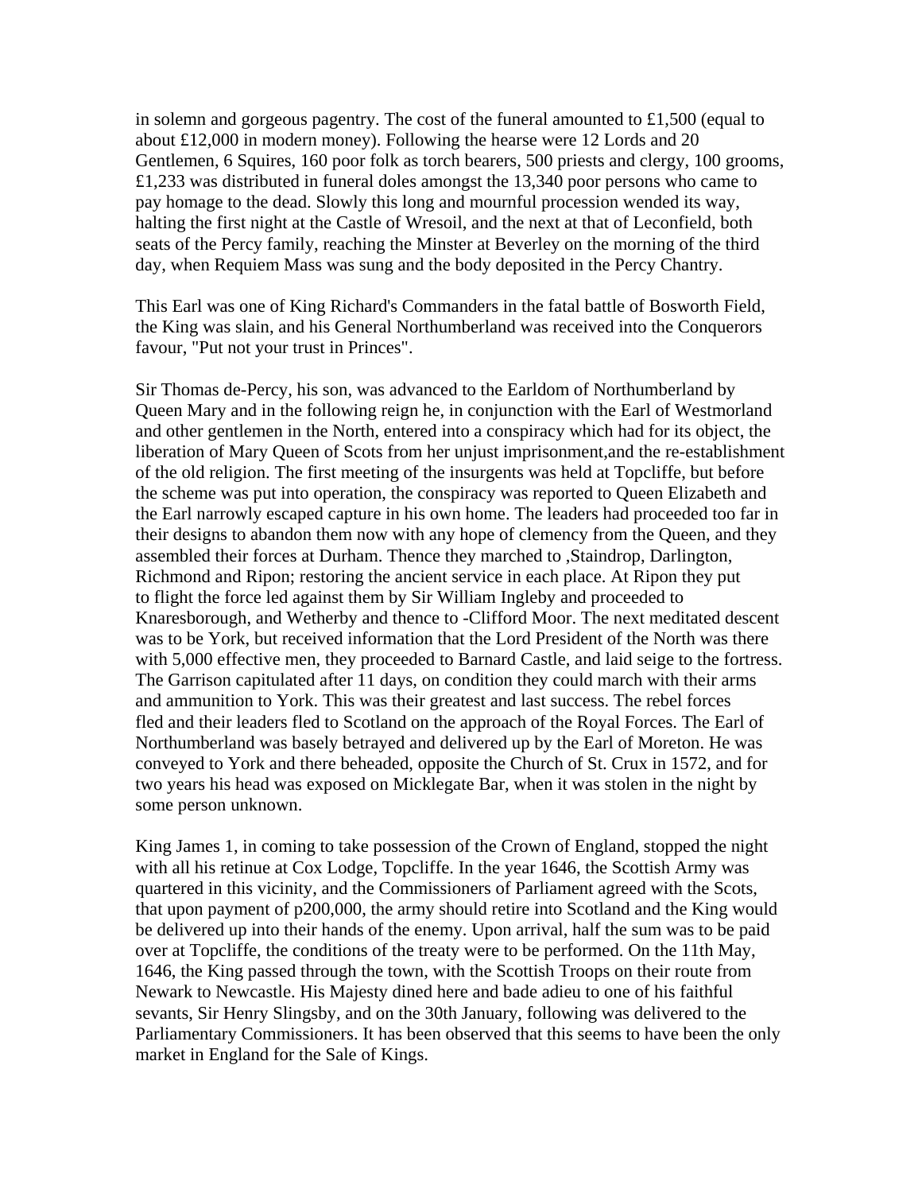in solemn and gorgeous pagentry. The cost of the funeral amounted to £1,500 (equal to about £12,000 in modern money). Following the hearse were 12 Lords and 20 Gentlemen, 6 Squires, 160 poor folk as torch bearers, 500 priests and clergy, 100 grooms, £1,233 was distributed in funeral doles amongst the 13,340 poor persons who came to pay homage to the dead. Slowly this long and mournful procession wended its way, halting the first night at the Castle of Wresoil, and the next at that of Leconfield, both seats of the Percy family, reaching the Minster at Beverley on the morning of the third day, when Requiem Mass was sung and the body deposited in the Percy Chantry.

This Earl was one of King Richard's Commanders in the fatal battle of Bosworth Field, the King was slain, and his General Northumberland was received into the Conquerors favour, "Put not your trust in Princes".

Sir Thomas de-Percy, his son, was advanced to the Earldom of Northumberland by Queen Mary and in the following reign he, in conjunction with the Earl of Westmorland and other gentlemen in the North, entered into a conspiracy which had for its object, the liberation of Mary Queen of Scots from her unjust imprisonment,and the re-establishment of the old religion. The first meeting of the insurgents was held at Topcliffe, but before the scheme was put into operation, the conspiracy was reported to Queen Elizabeth and the Earl narrowly escaped capture in his own home. The leaders had proceeded too far in their designs to abandon them now with any hope of clemency from the Queen, and they assembled their forces at Durham. Thence they marched to ,Staindrop, Darlington, Richmond and Ripon; restoring the ancient service in each place. At Ripon they put to flight the force led against them by Sir William Ingleby and proceeded to Knaresborough, and Wetherby and thence to -Clifford Moor. The next meditated descent was to be York, but received information that the Lord President of the North was there with 5,000 effective men, they proceeded to Barnard Castle, and laid seige to the fortress. The Garrison capitulated after 11 days, on condition they could march with their arms and ammunition to York. This was their greatest and last success. The rebel forces fled and their leaders fled to Scotland on the approach of the Royal Forces. The Earl of Northumberland was basely betrayed and delivered up by the Earl of Moreton. He was conveyed to York and there beheaded, opposite the Church of St. Crux in 1572, and for two years his head was exposed on Micklegate Bar, when it was stolen in the night by some person unknown.

King James 1, in coming to take possession of the Crown of England, stopped the night with all his retinue at Cox Lodge, Topcliffe. In the year 1646, the Scottish Army was quartered in this vicinity, and the Commissioners of Parliament agreed with the Scots, that upon payment of p200,000, the army should retire into Scotland and the King would be delivered up into their hands of the enemy. Upon arrival, half the sum was to be paid over at Topcliffe, the conditions of the treaty were to be performed. On the 11th May, 1646, the King passed through the town, with the Scottish Troops on their route from Newark to Newcastle. His Majesty dined here and bade adieu to one of his faithful sevants, Sir Henry Slingsby, and on the 30th January, following was delivered to the Parliamentary Commissioners. It has been observed that this seems to have been the only market in England for the Sale of Kings.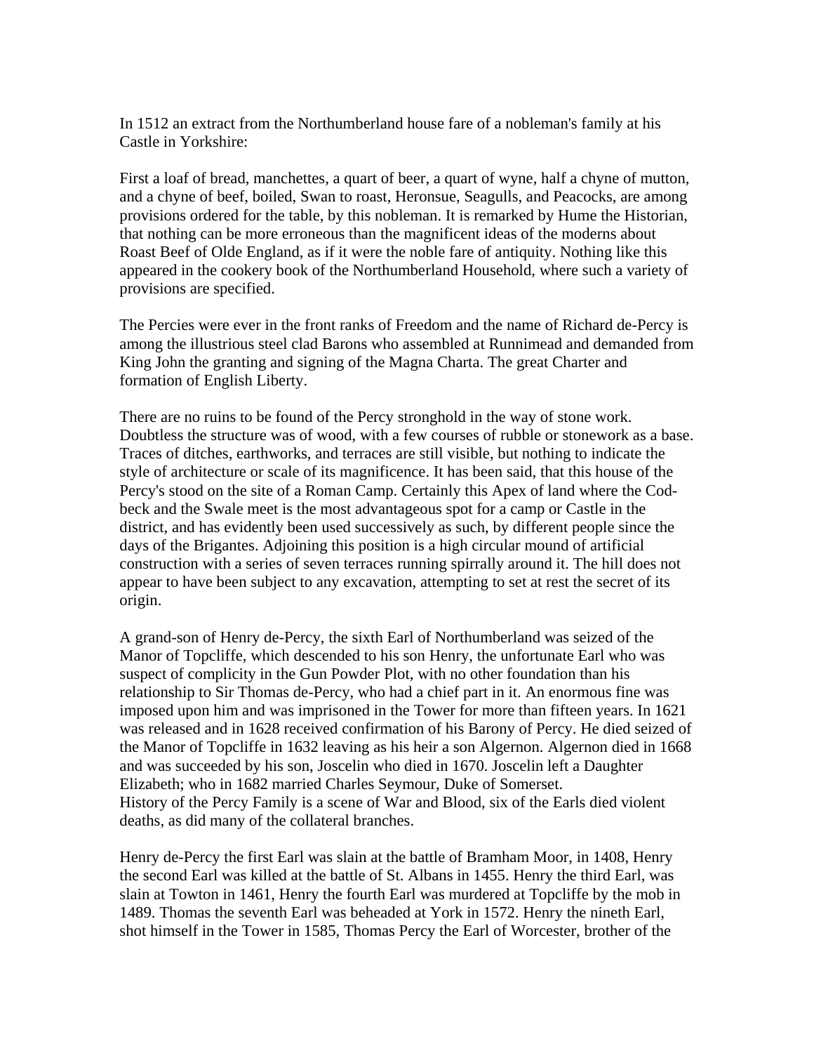In 1512 an extract from the Northumberland house fare of a nobleman's family at his Castle in Yorkshire:

First a loaf of bread, manchettes, a quart of beer, a quart of wyne, half a chyne of mutton, and a chyne of beef, boiled, Swan to roast, Heronsue, Seagulls, and Peacocks, are among provisions ordered for the table, by this nobleman. It is remarked by Hume the Historian, that nothing can be more erroneous than the magnificent ideas of the moderns about Roast Beef of Olde England, as if it were the noble fare of antiquity. Nothing like this appeared in the cookery book of the Northumberland Household, where such a variety of provisions are specified.

The Percies were ever in the front ranks of Freedom and the name of Richard de-Percy is among the illustrious steel clad Barons who assembled at Runnimead and demanded from King John the granting and signing of the Magna Charta. The great Charter and formation of English Liberty.

There are no ruins to be found of the Percy stronghold in the way of stone work. Doubtless the structure was of wood, with a few courses of rubble or stonework as a base. Traces of ditches, earthworks, and terraces are still visible, but nothing to indicate the style of architecture or scale of its magnificence. It has been said, that this house of the Percy's stood on the site of a Roman Camp. Certainly this Apex of land where the Cod-beck and the Swale meet is the most advantageous spot for a camp or Castle in the district, and has evidently been used successively as such, by different people since the days of the Brigantes. Adjoining this position is a high circular mound of artificial construction with a series of seven terraces running spirally around it. The hill does not appear to have been subject to any excavation, attempting to set at rest the secret of its origin.

A grand-son of Henry de-Percy, the sixth Earl of Northumberland was seized of the Manor of Topcliffe, which descended to his son Henry, the unfortunate Earl who was suspect of complicity in the Gun Powder Plot, with no other foundation than his relationship to Sir Thomas de-Percy, who had a chief part in it. An enormous fine was imposed upon him and was imprisoned in the Tower for more than fifteen years. In 1621 was released and in 1628 received confirmation of his Barony of Percy. He died seized of the Manor of Topcliffe in 1632 leaving as his heir a son Algernon. Algernon died in 1668 and was succeeded by his son, Joscelin who died in 1670. Joscelin left a Daughter Elizabeth; who in 1682 married Charles Seymour, Duke of Somerset.
History of the Percy Family is a scene of War and Blood, six of the Earls died violent deaths, as did many of the collateral branches.

Henry de-Percy the first Earl was slain at the battle of Bramham Moor, in 1408, Henry the second Earl was killed at the battle of St. Albans in 1455. Henry the third Earl, was slain at Towton in 1461, Henry the fourth Earl was murdered at Topcliffe by the mob in 1489. Thomas the seventh Earl was beheaded at York in 1572. Henry the nineth Earl, shot himself in the Tower in 1585, Thomas Percy the Earl of Worcester, brother of the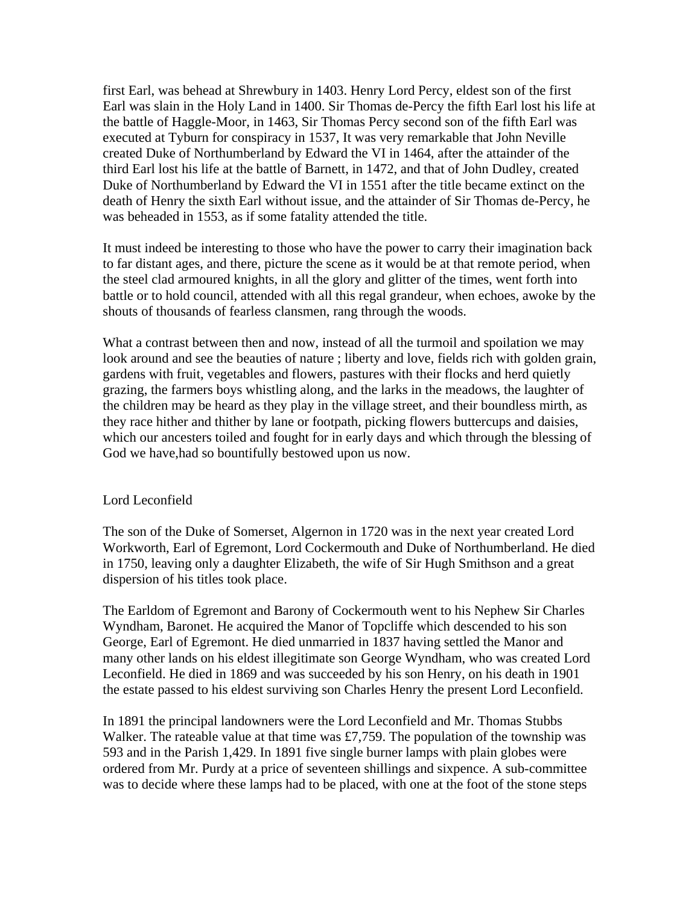first Earl, was behead at Shrewbury in 1403. Henry Lord Percy, eldest son of the first Earl was slain in the Holy Land in 1400. Sir Thomas de-Percy the fifth Earl lost his life at the battle of Haggle-Moor, in 1463, Sir Thomas Percy second son of the fifth Earl was executed at Tyburn for conspiracy in 1537, It was very remarkable that John Neville created Duke of Northumberland by Edward the VI in 1464, after the attainder of the third Earl lost his life at the battle of Barnett, in 1472, and that of John Dudley, created Duke of Northumberland by Edward the VI in 1551 after the title became extinct on the death of Henry the sixth Earl without issue, and the attainder of Sir Thomas de-Percy, he was beheaded in 1553, as if some fatality attended the title.

It must indeed be interesting to those who have the power to carry their imagination back to far distant ages, and there, picture the scene as it would be at that remote period, when the steel clad armoured knights, in all the glory and glitter of the times, went forth into battle or to hold council, attended with all this regal grandeur, when echoes, awoke by the shouts of thousands of fearless clansmen, rang through the woods.

What a contrast between then and now, instead of all the turmoil and spoilation we may look around and see the beauties of nature ; liberty and love, fields rich with golden grain, gardens with fruit, vegetables and flowers, pastures with their flocks and herd quietly grazing, the farmers boys whistling along, and the larks in the meadows, the laughter of the children may be heard as they play in the village street, and their boundless mirth, as they race hither and thither by lane or footpath, picking flowers buttercups and daisies, which our ancesters toiled and fought for in early days and which through the blessing of God we have,had so bountifully bestowed upon us now.

## Lord Leconfield

The son of the Duke of Somerset, Algernon in 1720 was in the next year created Lord Workworth, Earl of Egremont, Lord Cockermouth and Duke of Northumberland. He died in 1750, leaving only a daughter Elizabeth, the wife of Sir Hugh Smithson and a great dispersion of his titles took place.

The Earldom of Egremont and Barony of Cockermouth went to his Nephew Sir Charles Wyndham, Baronet. He acquired the Manor of Topcliffe which descended to his son George, Earl of Egremont. He died unmarried in 1837 having settled the Manor and many other lands on his eldest illegitimate son George Wyndham, who was created Lord Leconfield. He died in 1869 and was succeeded by his son Henry, on his death in 1901 the estate passed to his eldest surviving son Charles Henry the present Lord Leconfield.

In 1891 the principal landowners were the Lord Leconfield and Mr. Thomas Stubbs Walker. The rateable value at that time was £7,759. The population of the township was 593 and in the Parish 1,429. In 1891 five single burner lamps with plain globes were ordered from Mr. Purdy at a price of seventeen shillings and sixpence. A sub-committee was to decide where these lamps had to be placed, with one at the foot of the stone steps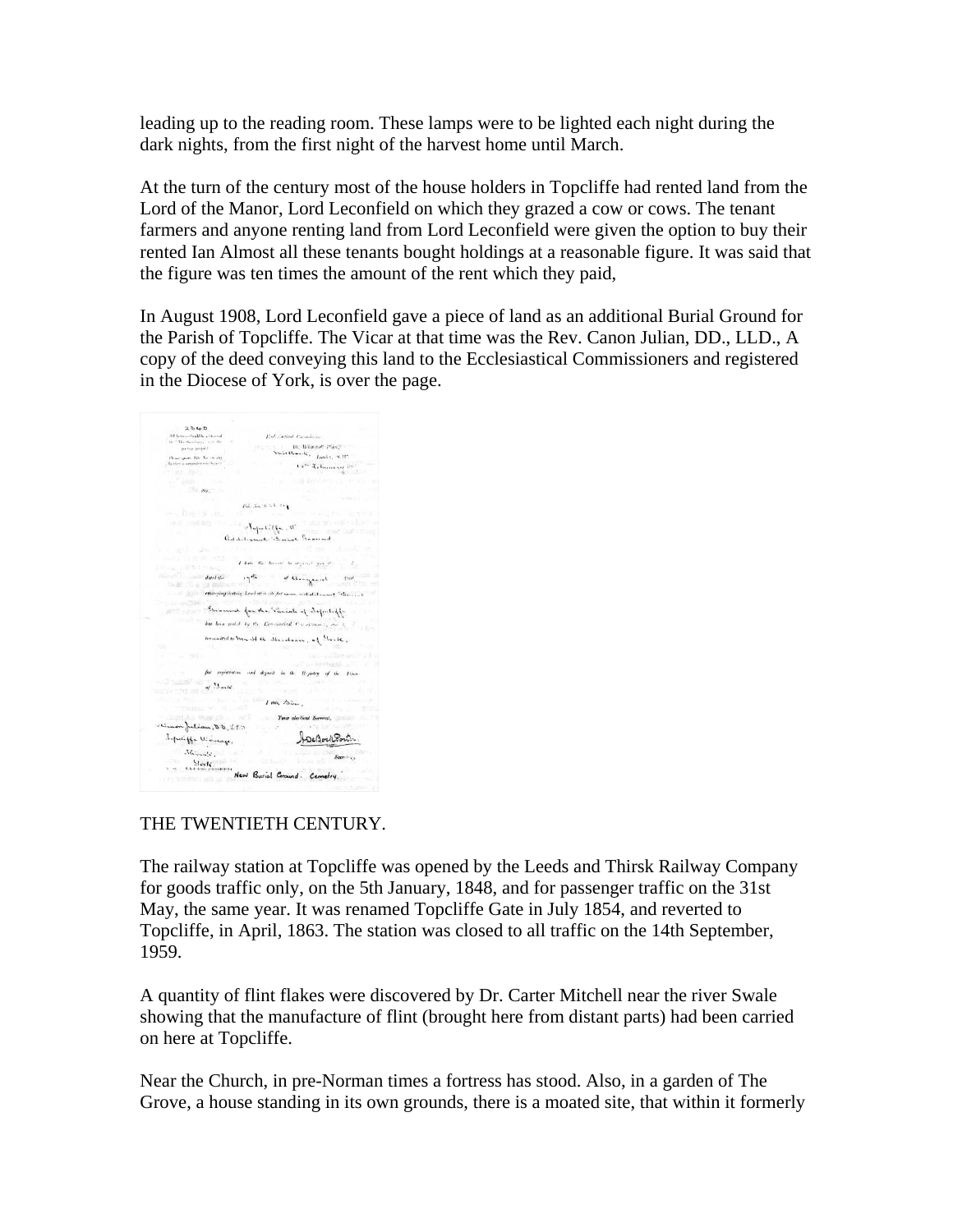leading up to the reading room. These lamps were to be lighted each night during the dark nights, from the first night of the harvest home until March.

At the turn of the century most of the house holders in Topcliffe had rented land from the Lord of the Manor, Lord Leconfield on which they grazed a cow or cows. The tenant farmers and anyone renting land from Lord Leconfield were given the option to buy their rented Ian Almost all these tenants bought holdings at a reasonable figure. It was said that the figure was ten times the amount of the rent which they paid,

In August 1908, Lord Leconfield gave a piece of land as an additional Burial Ground for the Parish of Topcliffe. The Vicar at that time was the Rev. Canon Julian, DD., LLD., A copy of the deed conveying this land to the Ecclesiastical Commissioners and registered in the Diocese of York, is over the page.

THE TWENTIETH CENTURY.

The railway station at Topcliffe was opened by the Leeds and Thirsk Railway Company for goods traffic only, on the 5th January, 1848, and for passenger traffic on the 31st May, the same year. It was renamed Topcliffe Gate in July 1854, and reverted to Topcliffe, in April, 1863. The station was closed to all traffic on the 14th September, 1959.

A quantity of flint flakes were discovered by Dr. Carter Mitchell near the river Swale showing that the manufacture of flint (brought here from distant parts) had been carried on here at Topcliffe.

Near the Church, in pre-Norman times a fortress has stood. Also, in a garden of The Grove, a house standing in its own grounds, there is a moated site, that within it formerly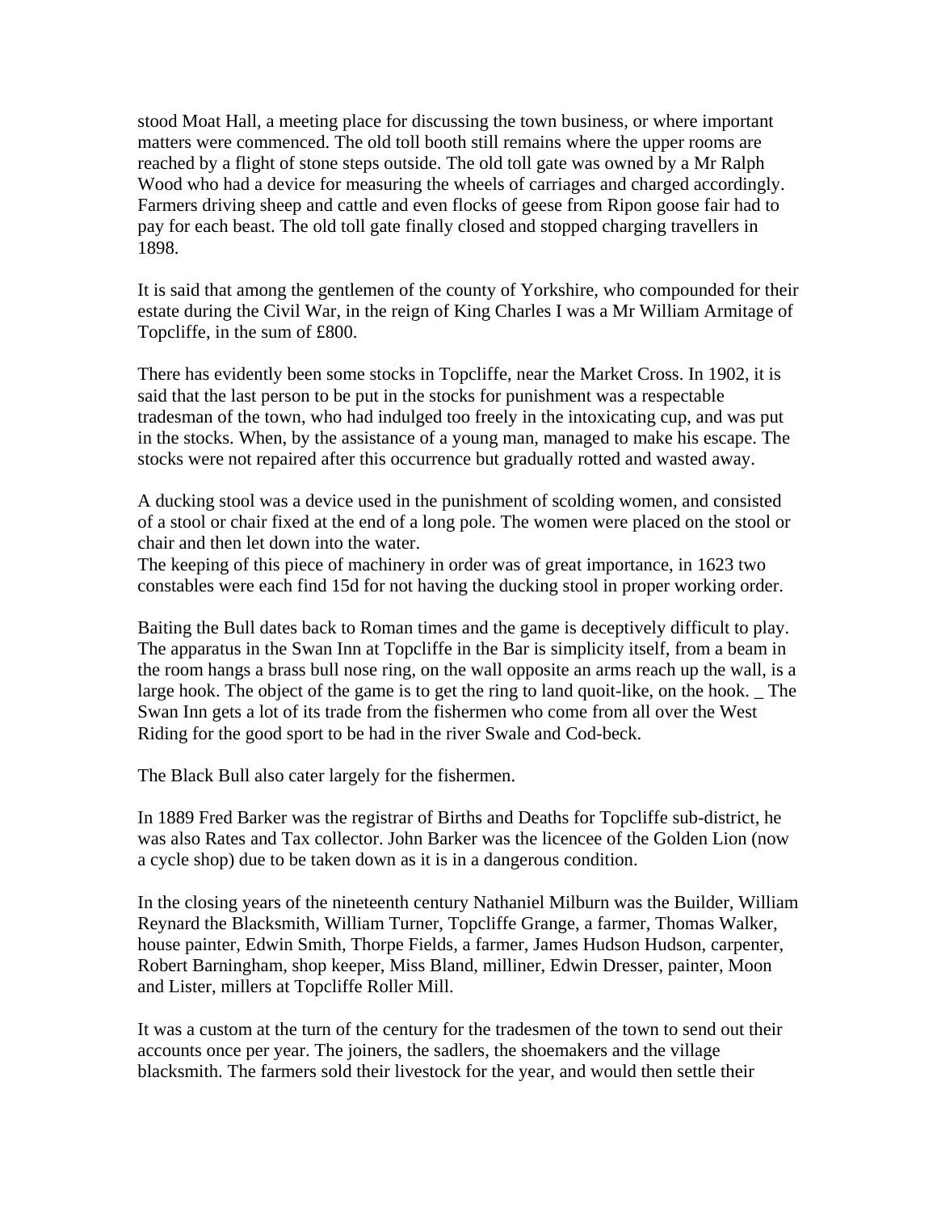stood Moat Hall, a meeting place for discussing the town business, or where important matters were commenced. The old toll booth still remains where the upper rooms are reached by a flight of stone steps outside. The old toll gate was owned by a Mr Ralph Wood who had a device for measuring the wheels of carriages and charged accordingly. Farmers driving sheep and cattle and even flocks of geese from Ripon goose fair had to pay for each beast. The old toll gate finally closed and stopped charging travellers in 1898.

It is said that among the gentlemen of the county of Yorkshire, who compounded for their estate during the Civil War, in the reign of King Charles I was a Mr William Armitage of Topcliffe, in the sum of £800.

There has evidently been some stocks in Topcliffe, near the Market Cross. In 1902, it is said that the last person to be put in the stocks for punishment was a respectable tradesman of the town, who had indulged too freely in the intoxicating cup, and was put in the stocks. When, by the assistance of a young man, managed to make his escape. The stocks were not repaired after this occurrence but gradually rotted and wasted away.

A ducking stool was a device used in the punishment of scolding women, and consisted of a stool or chair fixed at the end of a long pole. The women were placed on the stool or chair and then let down into the water.
The keeping of this piece of machinery in order was of great importance, in 1623 two constables were each find 15d for not having the ducking stool in proper working order.

Baiting the Bull dates back to Roman times and the game is deceptively difficult to play. The apparatus in the Swan Inn at Topcliffe in the Bar is simplicity itself, from a beam in the room hangs a brass bull nose ring, on the wall opposite an arms reach up the wall, is a large hook. The object of the game is to get the ring to land quoit-like, on the hook. _ The Swan Inn gets a lot of its trade from the fishermen who come from all over the West Riding for the good sport to be had in the river Swale and Cod-beck.

The Black Bull also cater largely for the fishermen.

In 1889 Fred Barker was the registrar of Births and Deaths for Topcliffe sub-district, he was also Rates and Tax collector. John Barker was the licencee of the Golden Lion (now a cycle shop) due to be taken down as it is in a dangerous condition.

In the closing years of the nineteenth century Nathaniel Milburn was the Builder, William Reynard the Blacksmith, William Turner, Topcliffe Grange, a farmer, Thomas Walker, house painter, Edwin Smith, Thorpe Fields, a farmer, James Hudson Hudson, carpenter, Robert Barningham, shop keeper, Miss Bland, milliner, Edwin Dresser, painter, Moon and Lister, millers at Topcliffe Roller Mill.

It was a custom at the turn of the century for the tradesmen of the town to send out their accounts once per year. The joiners, the sadlers, the shoemakers and the village blacksmith. The farmers sold their livestock for the year, and would then settle their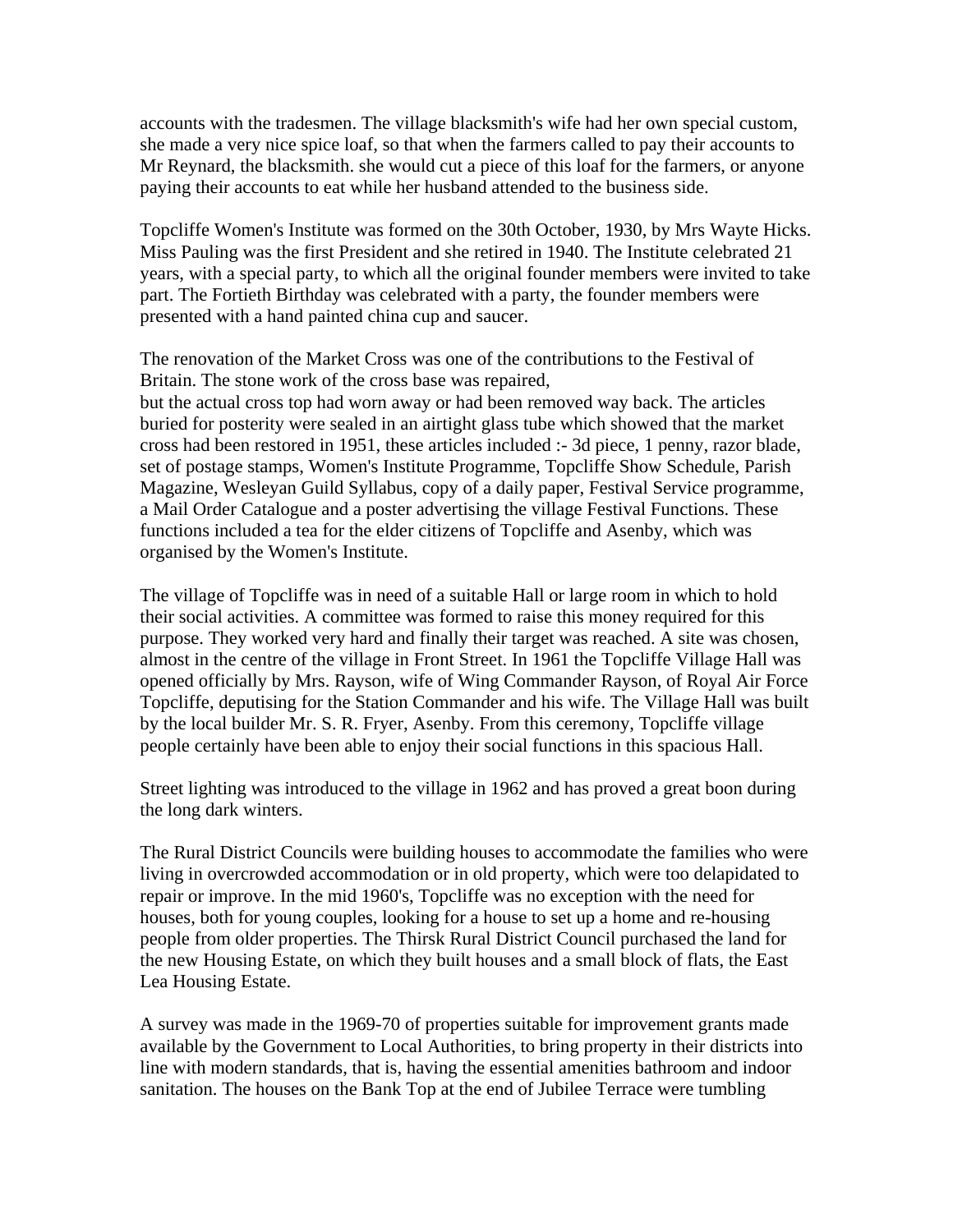accounts with the tradesmen. The village blacksmith's wife had her own special custom, she made a very nice spice loaf, so that when the farmers called to pay their accounts to Mr Reynard, the blacksmith. she would cut a piece of this loaf for the farmers, or anyone paying their accounts to eat while her husband attended to the business side.

Topcliffe Women's Institute was formed on the 30th October, 1930, by Mrs Wayte Hicks. Miss Pauling was the first President and she retired in 1940. The Institute celebrated 21 years, with a special party, to which all the original founder members were invited to take part. The Fortieth Birthday was celebrated with a party, the founder members were presented with a hand painted china cup and saucer.

The renovation of the Market Cross was one of the contributions to the Festival of Britain. The stone work of the cross base was repaired,
but the actual cross top had worn away or had been removed way back. The articles buried for posterity were sealed in an airtight glass tube which showed that the market cross had been restored in 1951, these articles included :- 3d piece, 1 penny, razor blade, set of postage stamps, Women's Institute Programme, Topcliffe Show Schedule, Parish Magazine, Wesleyan Guild Syllabus, copy of a daily paper, Festival Service programme, a Mail Order Catalogue and a poster advertising the village Festival Functions. These functions included a tea for the elder citizens of Topcliffe and Asenby, which was organised by the Women's Institute.

The village of Topcliffe was in need of a suitable Hall or large room in which to hold their social activities. A committee was formed to raise this money required for this purpose. They worked very hard and finally their target was reached. A site was chosen, almost in the centre of the village in Front Street. In 1961 the Topcliffe Village Hall was opened officially by Mrs. Rayson, wife of Wing Commander Rayson, of Royal Air Force Topcliffe, deputising for the Station Commander and his wife. The Village Hall was built by the local builder Mr. S. R. Fryer, Asenby. From this ceremony, Topcliffe village people certainly have been able to enjoy their social functions in this spacious Hall.

Street lighting was introduced to the village in 1962 and has proved a great boon during the long dark winters.

The Rural District Councils were building houses to accommodate the families who were living in overcrowded accommodation or in old property, which were too delapidated to repair or improve. In the mid 1960's, Topcliffe was no exception with the need for houses, both for young couples, looking for a house to set up a home and re-housing people from older properties. The Thirsk Rural District Council purchased the land for the new Housing Estate, on which they built houses and a small block of flats, the East Lea Housing Estate.

A survey was made in the 1969-70 of properties suitable for improvement grants made available by the Government to Local Authorities, to bring property in their districts into line with modern standards, that is, having the essential amenities bathroom and indoor sanitation. The houses on the Bank Top at the end of Jubilee Terrace were tumbling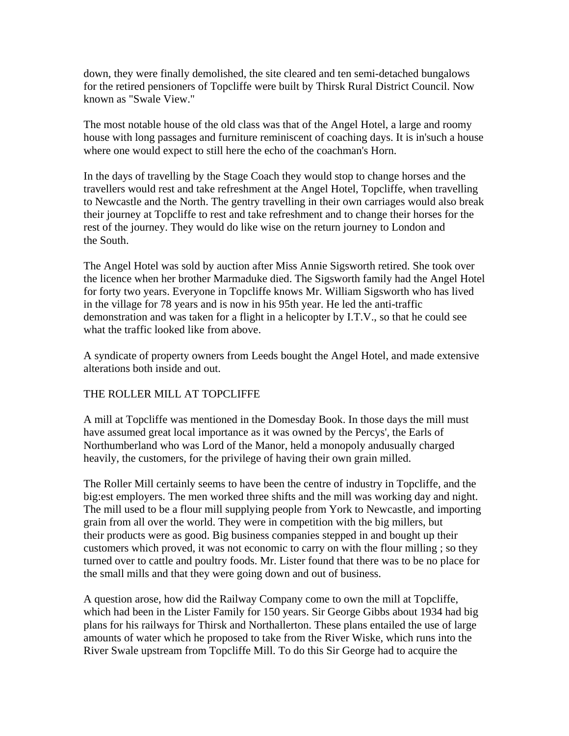down, they were finally demolished, the site cleared and ten semi-detached bungalows for the retired pensioners of Topcliffe were built by Thirsk Rural District Council. Now known as "Swale View."

The most notable house of the old class was that of the Angel Hotel, a large and roomy house with long passages and furniture reminiscent of coaching days. It is in'such a house where one would expect to still here the echo of the coachman's Horn.

In the days of travelling by the Stage Coach they would stop to change horses and the travellers would rest and take refreshment at the Angel Hotel, Topcliffe, when travelling to Newcastle and the North. The gentry travelling in their own carriages would also break their journey at Topcliffe to rest and take refreshment and to change their horses for the rest of the journey. They would do like wise on the return journey to London and the South.

The Angel Hotel was sold by auction after Miss Annie Sigsworth retired. She took over the licence when her brother Marmaduke died. The Sigsworth family had the Angel Hotel for forty two years. Everyone in Topcliffe knows Mr. William Sigsworth who has lived in the village for 78 years and is now in his 95th year. He led the anti-traffic demonstration and was taken for a flight in a helicopter by I.T.V., so that he could see what the traffic looked like from above.

A syndicate of property owners from Leeds bought the Angel Hotel, and made extensive alterations both inside and out.

## THE ROLLER MILL AT TOPCLIFFE

A mill at Topcliffe was mentioned in the Domesday Book. In those days the mill must have assumed great local importance as it was owned by the Percys', the Earls of Northumberland who was Lord of the Manor, held a monopoly andusually charged heavily, the customers, for the privilege of having their own grain milled.

The Roller Mill certainly seems to have been the centre of industry in Topcliffe, and the big:est employers. The men worked three shifts and the mill was working day and night. The mill used to be a flour mill supplying people from York to Newcastle, and importing grain from all over the world. They were in competition with the big millers, but their products were as good. Big business companies stepped in and bought up their customers which proved, it was not economic to carry on with the flour milling ; so they turned over to cattle and poultry foods. Mr. Lister found that there was to be no place for the small mills and that they were going down and out of business.

A question arose, how did the Railway Company come to own the mill at Topcliffe, which had been in the Lister Family for 150 years. Sir George Gibbs about 1934 had big plans for his railways for Thirsk and Northallerton. These plans entailed the use of large amounts of water which he proposed to take from the River Wiske, which runs into the River Swale upstream from Topcliffe Mill. To do this Sir George had to acquire the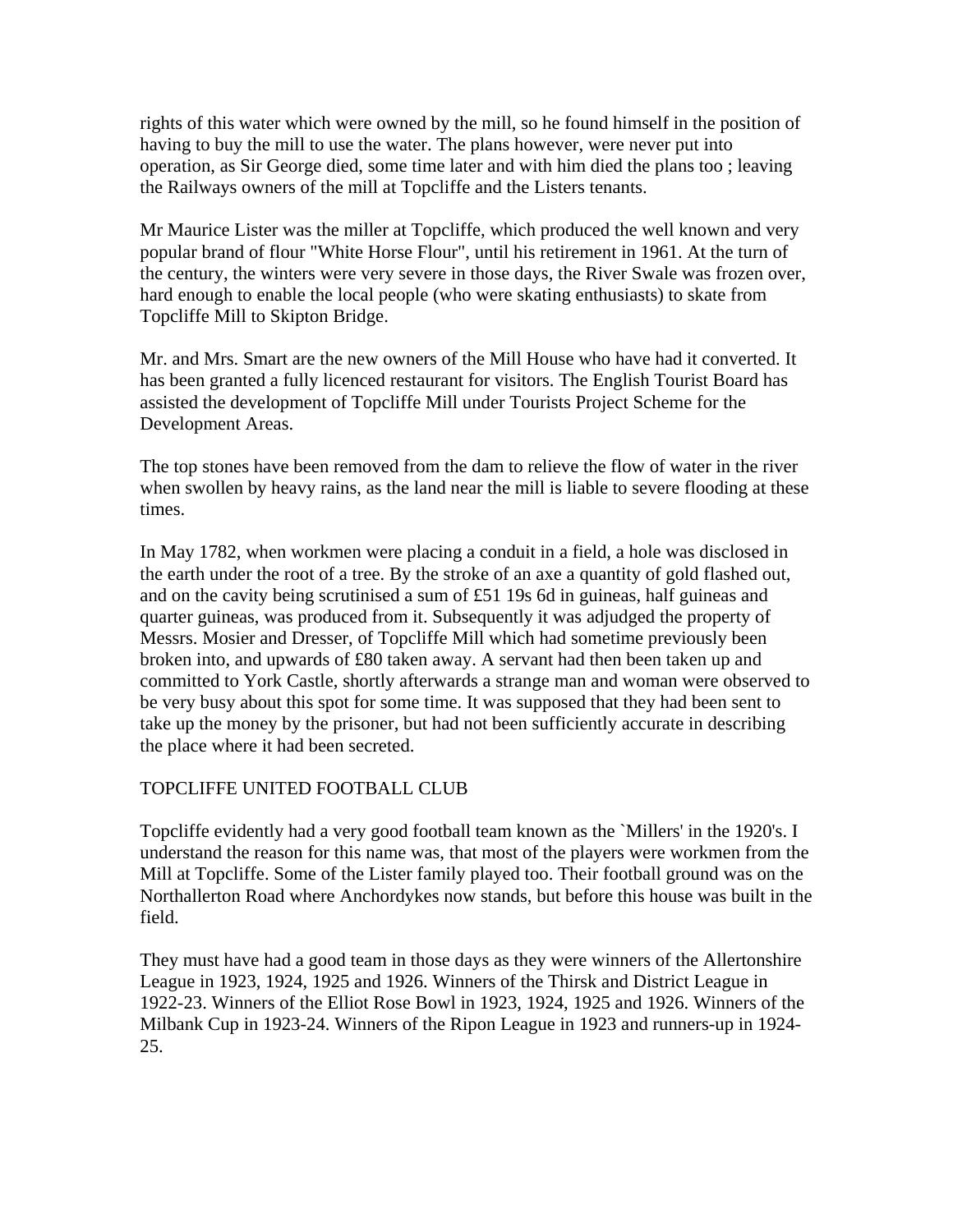rights of this water which were owned by the mill, so he found himself in the position of having to buy the mill to use the water. The plans however, were never put into operation, as Sir George died, some time later and with him died the plans too ; leaving the Railways owners of the mill at Topcliffe and the Listers tenants.

Mr Maurice Lister was the miller at Topcliffe, which produced the well known and very popular brand of flour "White Horse Flour", until his retirement in 1961. At the turn of the century, the winters were very severe in those days, the River Swale was frozen over, hard enough to enable the local people (who were skating enthusiasts) to skate from Topcliffe Mill to Skipton Bridge.

Mr. and Mrs. Smart are the new owners of the Mill House who have had it converted. It has been granted a fully licenced restaurant for visitors. The English Tourist Board has assisted the development of Topcliffe Mill under Tourists Project Scheme for the Development Areas.

The top stones have been removed from the dam to relieve the flow of water in the river when swollen by heavy rains, as the land near the mill is liable to severe flooding at these times.

In May 1782, when workmen were placing a conduit in a field, a hole was disclosed in the earth under the root of a tree. By the stroke of an axe a quantity of gold flashed out, and on the cavity being scrutinised a sum of £51 19s 6d in guineas, half guineas and quarter guineas, was produced from it. Subsequently it was adjudged the property of Messrs. Mosier and Dresser, of Topcliffe Mill which had sometime previously been broken into, and upwards of £80 taken away. A servant had then been taken up and committed to York Castle, shortly afterwards a strange man and woman were observed to be very busy about this spot for some time. It was supposed that they had been sent to take up the money by the prisoner, but had not been sufficiently accurate in describing the place where it had been secreted.

## TOPCLIFFE UNITED FOOTBALL CLUB

Topcliffe evidently had a very good football team known as the `Millers' in the 1920's. I understand the reason for this name was, that most of the players were workmen from the Mill at Topcliffe. Some of the Lister family played too. Their football ground was on the Northallerton Road where Anchordykes now stands, but before this house was built in the field.

They must have had a good team in those days as they were winners of the Allertonshire League in 1923, 1924, 1925 and 1926. Winners of the Thirsk and District League in 1922-23. Winners of the Elliot Rose Bowl in 1923, 1924, 1925 and 1926. Winners of the Milbank Cup in 1923-24. Winners of the Ripon League in 1923 and runners-up in 1924-25.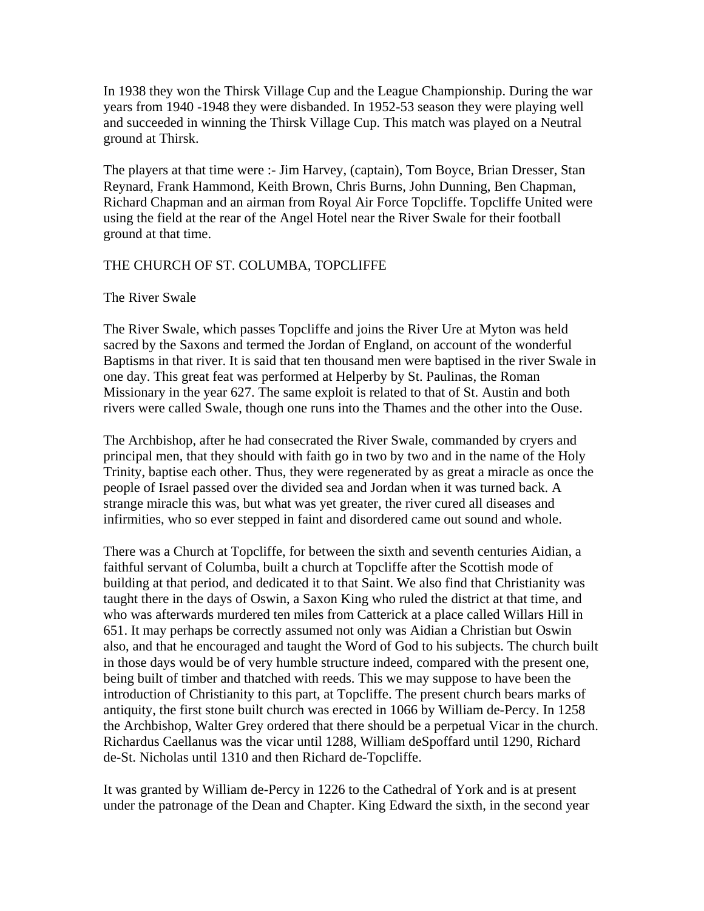In 1938 they won the Thirsk Village Cup and the League Championship. During the war years from 1940 -1948 they were disbanded. In 1952-53 season they were playing well and succeeded in winning the Thirsk Village Cup. This match was played on a Neutral ground at Thirsk.

The players at that time were :- Jim Harvey, (captain), Tom Boyce, Brian Dresser, Stan Reynard, Frank Hammond, Keith Brown, Chris Burns, John Dunning, Ben Chapman, Richard Chapman and an airman from Royal Air Force Topcliffe. Topcliffe United were using the field at the rear of the Angel Hotel near the River Swale for their football ground at that time.

## THE CHURCH OF ST. COLUMBA, TOPCLIFFE

### The River Swale

The River Swale, which passes Topcliffe and joins the River Ure at Myton was held sacred by the Saxons and termed the Jordan of England, on account of the wonderful Baptisms in that river. It is said that ten thousand men were baptised in the river Swale in one day. This great feat was performed at Helperby by St. Paulinas, the Roman Missionary in the year 627. The same exploit is related to that of St. Austin and both rivers were called Swale, though one runs into the Thames and the other into the Ouse.

The Archbishop, after he had consecrated the River Swale, commanded by cryers and principal men, that they should with faith go in two by two and in the name of the Holy Trinity, baptise each other. Thus, they were regenerated by as great a miracle as once the people of Israel passed over the divided sea and Jordan when it was turned back. A strange miracle this was, but what was yet greater, the river cured all diseases and infirmities, who so ever stepped in faint and disordered came out sound and whole.

There was a Church at Topcliffe, for between the sixth and seventh centuries Aidian, a faithful servant of Columba, built a church at Topcliffe after the Scottish mode of building at that period, and dedicated it to that Saint. We also find that Christianity was taught there in the days of Oswin, a Saxon King who ruled the district at that time, and who was afterwards murdered ten miles from Catterick at a place called Willars Hill in 651. It may perhaps be correctly assumed not only was Aidian a Christian but Oswin also, and that he encouraged and taught the Word of God to his subjects. The church built in those days would be of very humble structure indeed, compared with the present one, being built of timber and thatched with reeds. This we may suppose to have been the introduction of Christianity to this part, at Topcliffe. The present church bears marks of antiquity, the first stone built church was erected in 1066 by William de-Percy. In 1258 the Archbishop, Walter Grey ordered that there should be a perpetual Vicar in the church. Richardus Caellanus was the vicar until 1288, William deSpoffard until 1290, Richard de-St. Nicholas until 1310 and then Richard de-Topcliffe.

It was granted by William de-Percy in 1226 to the Cathedral of York and is at present under the patronage of the Dean and Chapter. King Edward the sixth, in the second year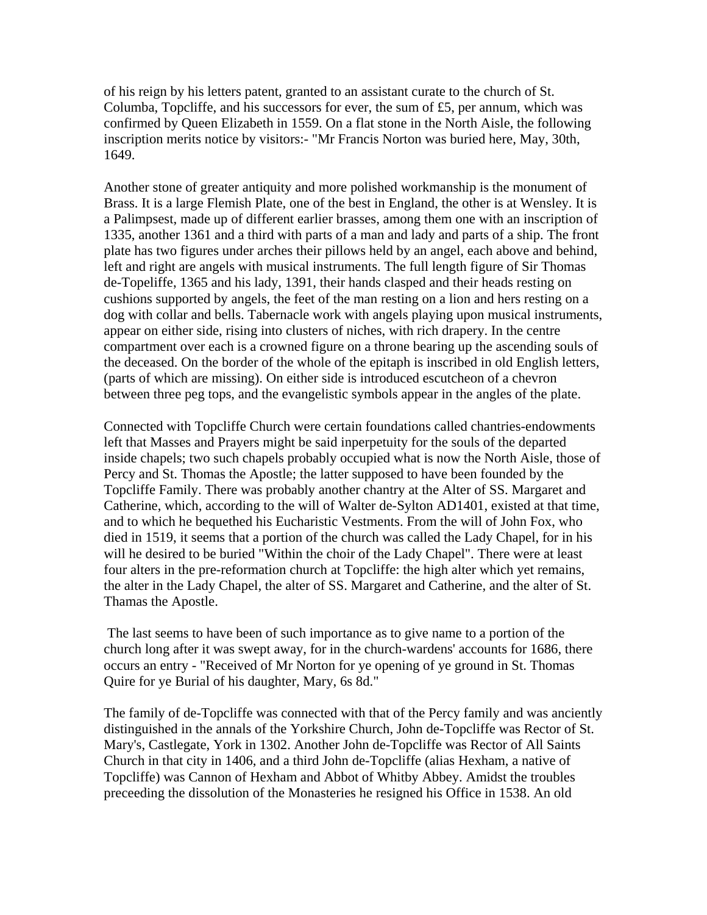of his reign by his letters patent, granted to an assistant curate to the church of St. Columba, Topcliffe, and his successors for ever, the sum of £5, per annum, which was confirmed by Queen Elizabeth in 1559. On a flat stone in the North Aisle, the following inscription merits notice by visitors:- "Mr Francis Norton was buried here, May, 30th, 1649.

Another stone of greater antiquity and more polished workmanship is the monument of Brass. It is a large Flemish Plate, one of the best in England, the other is at Wensley. It is a Palimpsest, made up of different earlier brasses, among them one with an inscription of 1335, another 1361 and a third with parts of a man and lady and parts of a ship. The front plate has two figures under arches their pillows held by an angel, each above and behind, left and right are angels with musical instruments. The full length figure of Sir Thomas de-Topeliffe, 1365 and his lady, 1391, their hands clasped and their heads resting on cushions supported by angels, the feet of the man resting on a lion and hers resting on a dog with collar and bells. Tabernacle work with angels playing upon musical instruments, appear on either side, rising into clusters of niches, with rich drapery. In the centre compartment over each is a crowned figure on a throne bearing up the ascending souls of the deceased. On the border of the whole of the epitaph is inscribed in old English letters, (parts of which are missing). On either side is introduced escutcheon of a chevron between three peg tops, and the evangelistic symbols appear in the angles of the plate.

Connected with Topcliffe Church were certain foundations called chantries-endowments left that Masses and Prayers might be said inperpetuity for the souls of the departed inside chapels; two such chapels probably occupied what is now the North Aisle, those of Percy and St. Thomas the Apostle; the latter supposed to have been founded by the Topcliffe Family. There was probably another chantry at the Alter of SS. Margaret and Catherine, which, according to the will of Walter de-Sylton AD1401, existed at that time, and to which he bequethed his Eucharistic Vestments. From the will of John Fox, who died in 1519, it seems that a portion of the church was called the Lady Chapel, for in his will he desired to be buried "Within the choir of the Lady Chapel". There were at least four alters in the pre-reformation church at Topcliffe: the high alter which yet remains, the alter in the Lady Chapel, the alter of SS. Margaret and Catherine, and the alter of St. Thamas the Apostle.

The last seems to have been of such importance as to give name to a portion of the church long after it was swept away, for in the church-wardens' accounts for 1686, there occurs an entry - "Received of Mr Norton for ye opening of ye ground in St. Thomas Quire for ye Burial of his daughter, Mary, 6s 8d."

The family of de-Topcliffe was connected with that of the Percy family and was anciently distinguished in the annals of the Yorkshire Church, John de-Topcliffe was Rector of St. Mary's, Castlegate, York in 1302. Another John de-Topcliffe was Rector of All Saints Church in that city in 1406, and a third John de-Topcliffe (alias Hexham, a native of Topcliffe) was Cannon of Hexham and Abbot of Whitby Abbey. Amidst the troubles preceeding the dissolution of the Monasteries he resigned his Office in 1538. An old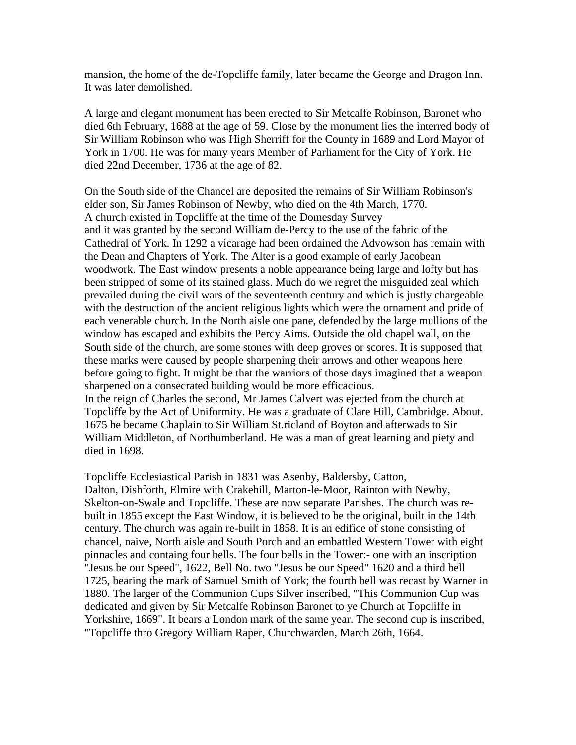mansion, the home of the de-Topcliffe family, later became the George and Dragon Inn. It was later demolished.

A large and elegant monument has been erected to Sir Metcalfe Robinson, Baronet who died 6th February, 1688 at the age of 59. Close by the monument lies the interred body of Sir William Robinson who was High Sherriff for the County in 1689 and Lord Mayor of York in 1700. He was for many years Member of Parliament for the City of York. He died 22nd December, 1736 at the age of 82.

On the South side of the Chancel are deposited the remains of Sir William Robinson's elder son, Sir James Robinson of Newby, who died on the 4th March, 1770.
A church existed in Topcliffe at the time of the Domesday Survey
and it was granted by the second William de-Percy to the use of the fabric of the Cathedral of York. In 1292 a vicarage had been ordained the Advowson has remain with the Dean and Chapters of York. The Alter is a good example of early Jacobean woodwork. The East window presents a noble appearance being large and lofty but has been stripped of some of its stained glass. Much do we regret the misguided zeal which prevailed during the civil wars of the seventeenth century and which is justly chargeable with the destruction of the ancient religious lights which were the ornament and pride of each venerable church. In the North aisle one pane, defended by the large mullions of the window has escaped and exhibits the Percy Aims. Outside the old chapel wall, on the South side of the church, are some stones with deep groves or scores. It is supposed that these marks were caused by people sharpening their arrows and other weapons here before going to fight. It might be that the warriors of those days imagined that a weapon sharpened on a consecrated building would be more efficacious.
In the reign of Charles the second, Mr James Calvert was ejected from the church at Topcliffe by the Act of Uniformity. He was a graduate of Clare Hill, Cambridge. About. 1675 he became Chaplain to Sir William St.ricland of Boyton and afterwads to Sir William Middleton, of Northumberland. He was a man of great learning and piety and died in 1698.

Topcliffe Ecclesiastical Parish in 1831 was Asenby, Baldersby, Catton, Dalton, Dishforth, Elmire with Crakehill, Marton-le-Moor, Rainton with Newby, Skelton-on-Swale and Topcliffe. These are now separate Parishes. The church was re-built in 1855 except the East Window, it is believed to be the original, built in the 14th century. The church was again re-built in 1858. It is an edifice of stone consisting of chancel, naive, North aisle and South Porch and an embattled Western Tower with eight pinnacles and containg four bells. The four bells in the Tower:- one with an inscription "Jesus be our Speed", 1622, Bell No. two "Jesus be our Speed" 1620 and a third bell 1725, bearing the mark of Samuel Smith of York; the fourth bell was recast by Warner in 1880. The larger of the Communion Cups Silver inscribed, "This Communion Cup was dedicated and given by Sir Metcalfe Robinson Baronet to ye Church at Topcliffe in Yorkshire, 1669". It bears a London mark of the same year. The second cup is inscribed, "Topcliffe thro Gregory William Raper, Churchwarden, March 26th, 1664.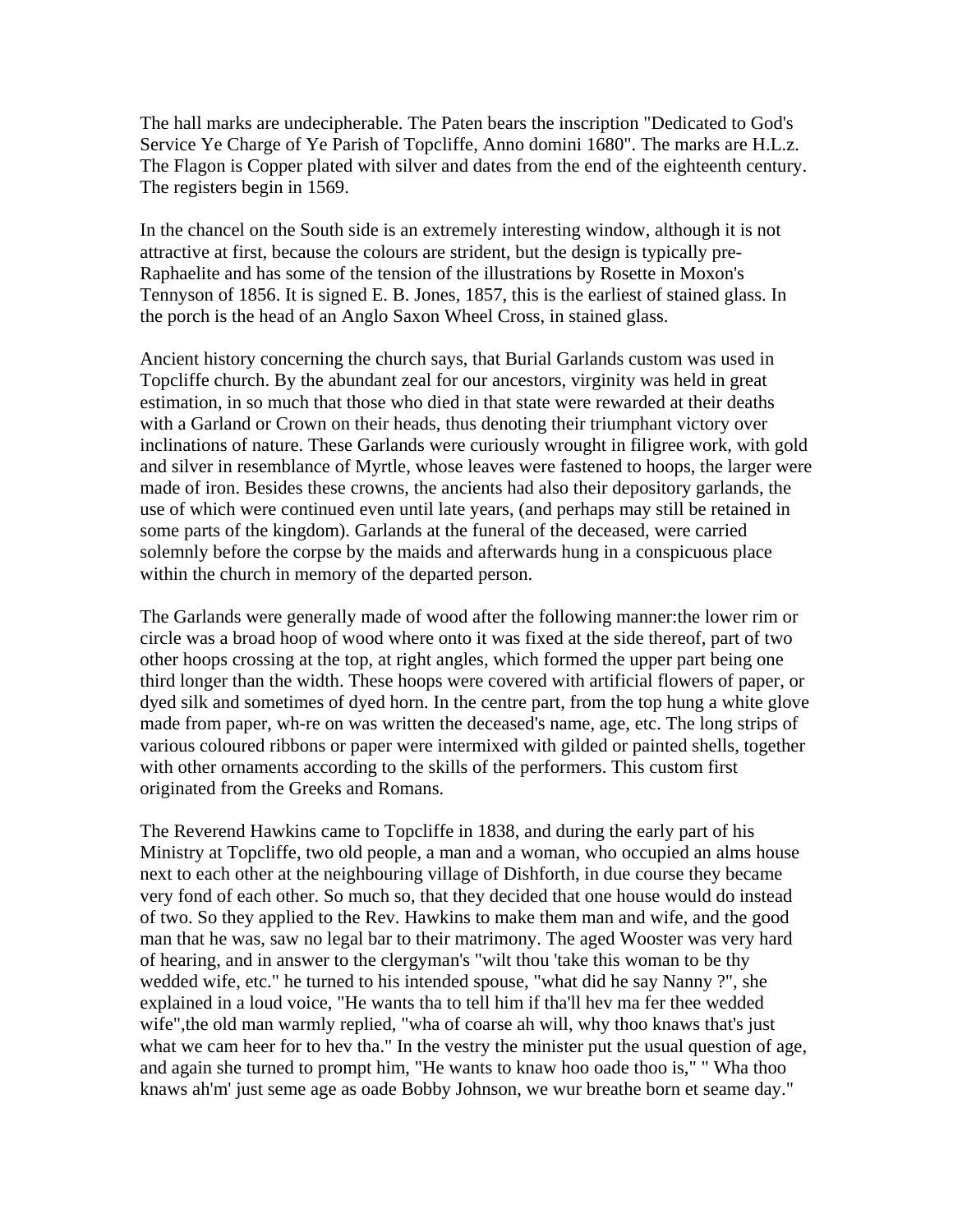The hall marks are undecipherable. The Paten bears the inscription "Dedicated to God's Service Ye Charge of Ye Parish of Topcliffe, Anno domini 1680". The marks are H.L.z. The Flagon is Copper plated with silver and dates from the end of the eighteenth century. The registers begin in 1569.

In the chancel on the South side is an extremely interesting window, although it is not attractive at first, because the colours are strident, but the design is typically pre-Raphaelite and has some of the tension of the illustrations by Rosette in Moxon's Tennyson of 1856. It is signed E. B. Jones, 1857, this is the earliest of stained glass. In the porch is the head of an Anglo Saxon Wheel Cross, in stained glass.

Ancient history concerning the church says, that Burial Garlands custom was used in Topcliffe church. By the abundant zeal for our ancestors, virginity was held in great estimation, in so much that those who died in that state were rewarded at their deaths with a Garland or Crown on their heads, thus denoting their triumphant victory over inclinations of nature. These Garlands were curiously wrought in filigree work, with gold and silver in resemblance of Myrtle, whose leaves were fastened to hoops, the larger were made of iron. Besides these crowns, the ancients had also their depository garlands, the use of which were continued even until late years, (and perhaps may still be retained in some parts of the kingdom). Garlands at the funeral of the deceased, were carried solemnly before the corpse by the maids and afterwards hung in a conspicuous place within the church in memory of the departed person.

The Garlands were generally made of wood after the following manner:the lower rim or circle was a broad hoop of wood where onto it was fixed at the side thereof, part of two other hoops crossing at the top, at right angles, which formed the upper part being one third longer than the width. These hoops were covered with artificial flowers of paper, or dyed silk and sometimes of dyed horn. In the centre part, from the top hung a white glove made from paper, wh-re on was written the deceased's name, age, etc. The long strips of various coloured ribbons or paper were intermixed with gilded or painted shells, together with other ornaments according to the skills of the performers. This custom first originated from the Greeks and Romans.

The Reverend Hawkins came to Topcliffe in 1838, and during the early part of his Ministry at Topcliffe, two old people, a man and a woman, who occupied an alms house next to each other at the neighbouring village of Dishforth, in due course they became very fond of each other. So much so, that they decided that one house would do instead of two. So they applied to the Rev. Hawkins to make them man and wife, and the good man that he was, saw no legal bar to their matrimony. The aged Wooster was very hard of hearing, and in answer to the clergyman's "wilt thou 'take this woman to be thy wedded wife, etc." he turned to his intended spouse, "what did he say Nanny ?", she explained in a loud voice, "He wants tha to tell him if tha'll hev ma fer thee wedded wife",the old man warmly replied, "wha of coarse ah will, why thoo knaws that's just what we cam heer for to hev tha." In the vestry the minister put the usual question of age, and again she turned to prompt him, "He wants to knaw hoo oade thoo is," " Wha thoo knaws ah'm' just seme age as oade Bobby Johnson, we wur breathe born et seame day."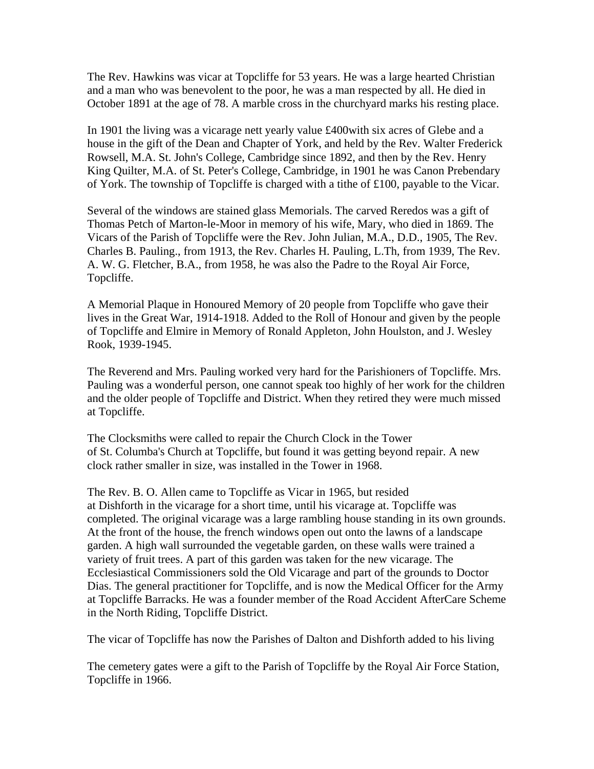The Rev. Hawkins was vicar at Topcliffe for 53 years. He was a large hearted Christian and a man who was benevolent to the poor, he was a man respected by all. He died in October 1891 at the age of 78. A marble cross in the churchyard marks his resting place.

In 1901 the living was a vicarage nett yearly value £400with six acres of Glebe and a house in the gift of the Dean and Chapter of York, and held by the Rev. Walter Frederick Rowsell, M.A. St. John's College, Cambridge since 1892, and then by the Rev. Henry King Quilter, M.A. of St. Peter's College, Cambridge, in 1901 he was Canon Prebendary of York. The township of Topcliffe is charged with a tithe of £100, payable to the Vicar.

Several of the windows are stained glass Memorials. The carved Reredos was a gift of Thomas Petch of Marton-le-Moor in memory of his wife, Mary, who died in 1869. The Vicars of the Parish of Topcliffe were the Rev. John Julian, M.A., D.D., 1905, The Rev. Charles B. Pauling., from 1913, the Rev. Charles H. Pauling, L.Th, from 1939, The Rev. A. W. G. Fletcher, B.A., from 1958, he was also the Padre to the Royal Air Force, Topcliffe.

A Memorial Plaque in Honoured Memory of 20 people from Topcliffe who gave their lives in the Great War, 1914-1918. Added to the Roll of Honour and given by the people of Topcliffe and Elmire in Memory of Ronald Appleton, John Houlston, and J. Wesley Rook, 1939-1945.

The Reverend and Mrs. Pauling worked very hard for the Parishioners of Topcliffe. Mrs. Pauling was a wonderful person, one cannot speak too highly of her work for the children and the older people of Topcliffe and District. When they retired they were much missed at Topcliffe.

The Clocksmiths were called to repair the Church Clock in the Tower of St. Columba's Church at Topcliffe, but found it was getting beyond repair. A new clock rather smaller in size, was installed in the Tower in 1968.

The Rev. B. O. Allen came to Topcliffe as Vicar in 1965, but resided at Dishforth in the vicarage for a short time, until his vicarage at. Topcliffe was completed. The original vicarage was a large rambling house standing in its own grounds. At the front of the house, the french windows open out onto the lawns of a landscape garden. A high wall surrounded the vegetable garden, on these walls were trained a variety of fruit trees. A part of this garden was taken for the new vicarage. The Ecclesiastical Commissioners sold the Old Vicarage and part of the grounds to Doctor Dias. The general practitioner for Topcliffe, and is now the Medical Officer for the Army at Topcliffe Barracks. He was a founder member of the Road Accident AfterCare Scheme in the North Riding, Topcliffe District.

The vicar of Topcliffe has now the Parishes of Dalton and Dishforth added to his living

The cemetery gates were a gift to the Parish of Topcliffe by the Royal Air Force Station, Topcliffe in 1966.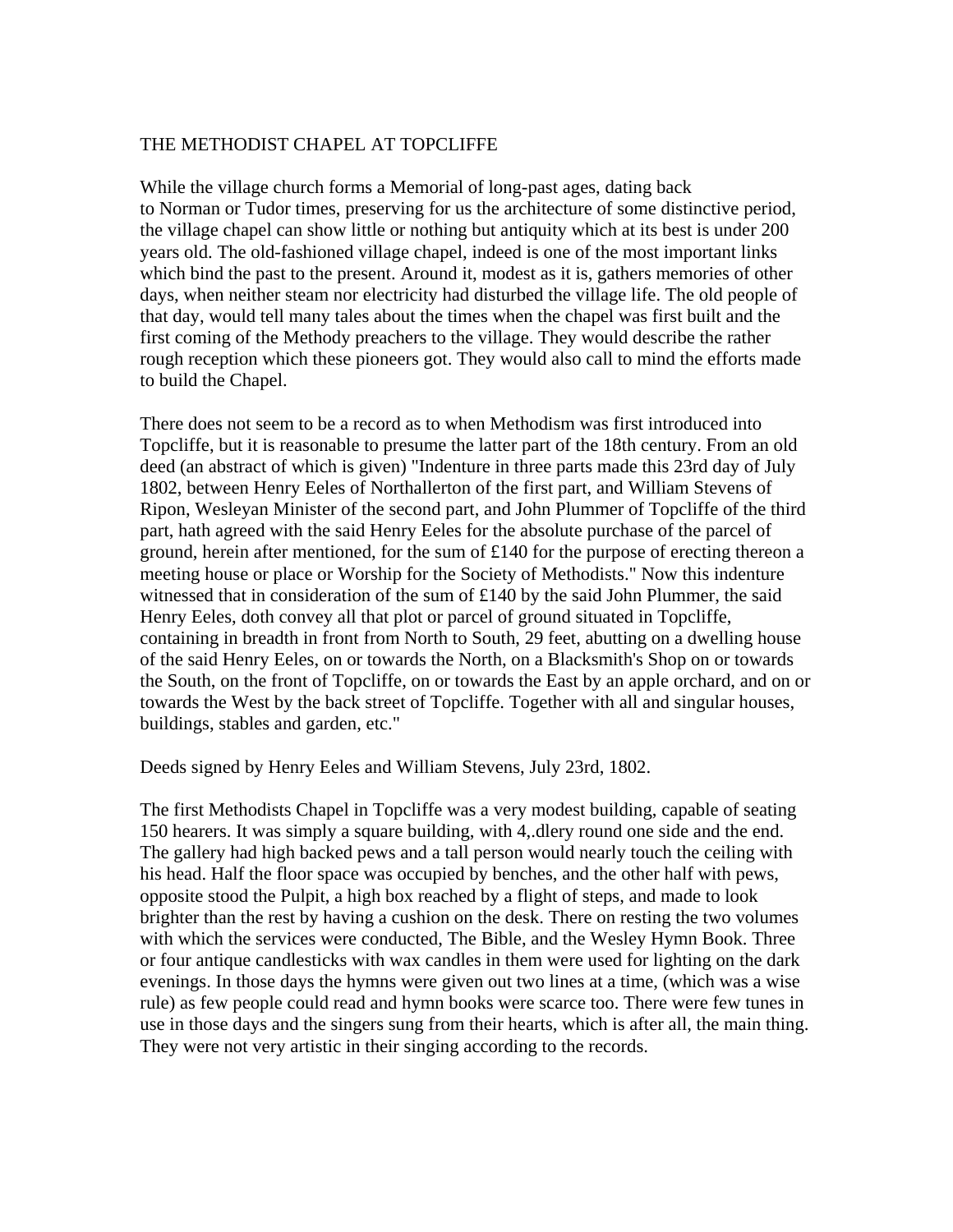## THE METHODIST CHAPEL AT TOPCLIFFE

While the village church forms a Memorial of long-past ages, dating back to Norman or Tudor times, preserving for us the architecture of some distinctive period, the village chapel can show little or nothing but antiquity which at its best is under 200 years old. The old-fashioned village chapel, indeed is one of the most important links which bind the past to the present. Around it, modest as it is, gathers memories of other days, when neither steam nor electricity had disturbed the village life. The old people of that day, would tell many tales about the times when the chapel was first built and the first coming of the Methody preachers to the village. They would describe the rather rough reception which these pioneers got. They would also call to mind the efforts made to build the Chapel.

There does not seem to be a record as to when Methodism was first introduced into Topcliffe, but it is reasonable to presume the latter part of the 18th century. From an old deed (an abstract of which is given) "Indenture in three parts made this 23rd day of July 1802, between Henry Eeles of Northallerton of the first part, and William Stevens of Ripon, Wesleyan Minister of the second part, and John Plummer of Topcliffe of the third part, hath agreed with the said Henry Eeles for the absolute purchase of the parcel of ground, herein after mentioned, for the sum of £140 for the purpose of erecting thereon a meeting house or place or Worship for the Society of Methodists." Now this indenture witnessed that in consideration of the sum of £140 by the said John Plummer, the said Henry Eeles, doth convey all that plot or parcel of ground situated in Topcliffe, containing in breadth in front from North to South, 29 feet, abutting on a dwelling house of the said Henry Eeles, on or towards the North, on a Blacksmith's Shop on or towards the South, on the front of Topcliffe, on or towards the East by an apple orchard, and on or towards the West by the back street of Topcliffe. Together with all and singular houses, buildings, stables and garden, etc."

Deeds signed by Henry Eeles and William Stevens, July 23rd, 1802.

The first Methodists Chapel in Topcliffe was a very modest building, capable of seating 150 hearers. It was simply a square building, with 4,.dlery round one side and the end. The gallery had high backed pews and a tall person would nearly touch the ceiling with his head. Half the floor space was occupied by benches, and the other half with pews, opposite stood the Pulpit, a high box reached by a flight of steps, and made to look brighter than the rest by having a cushion on the desk. There on resting the two volumes with which the services were conducted, The Bible, and the Wesley Hymn Book. Three or four antique candlesticks with wax candles in them were used for lighting on the dark evenings. In those days the hymns were given out two lines at a time, (which was a wise rule) as few people could read and hymn books were scarce too. There were few tunes in use in those days and the singers sung from their hearts, which is after all, the main thing. They were not very artistic in their singing according to the records.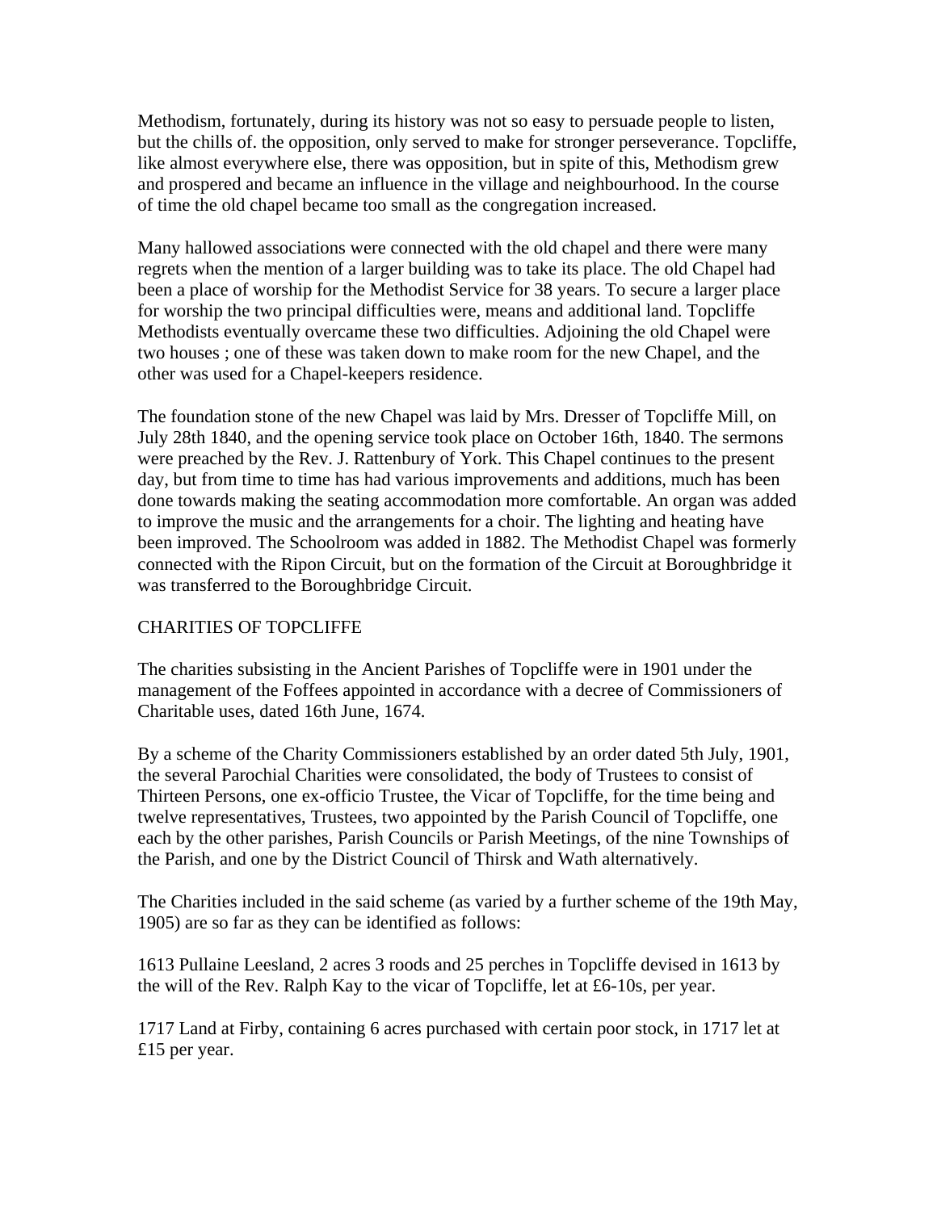Methodism, fortunately, during its history was not so easy to persuade people to listen, but the chills of. the opposition, only served to make for stronger perseverance. Topcliffe, like almost everywhere else, there was opposition, but in spite of this, Methodism grew and prospered and became an influence in the village and neighbourhood. In the course of time the old chapel became too small as the congregation increased.

Many hallowed associations were connected with the old chapel and there were many regrets when the mention of a larger building was to take its place. The old Chapel had been a place of worship for the Methodist Service for 38 years. To secure a larger place for worship the two principal difficulties were, means and additional land. Topcliffe Methodists eventually overcame these two difficulties. Adjoining the old Chapel were two houses ; one of these was taken down to make room for the new Chapel, and the other was used for a Chapel-keepers residence.

The foundation stone of the new Chapel was laid by Mrs. Dresser of Topcliffe Mill, on July 28th 1840, and the opening service took place on October 16th, 1840. The sermons were preached by the Rev. J. Rattenbury of York. This Chapel continues to the present day, but from time to time has had various improvements and additions, much has been done towards making the seating accommodation more comfortable. An organ was added to improve the music and the arrangements for a choir. The lighting and heating have been improved. The Schoolroom was added in 1882. The Methodist Chapel was formerly connected with the Ripon Circuit, but on the formation of the Circuit at Boroughbridge it was transferred to the Boroughbridge Circuit.

## CHARITIES OF TOPCLIFFE

The charities subsisting in the Ancient Parishes of Topcliffe were in 1901 under the management of the Foffees appointed in accordance with a decree of Commissioners of Charitable uses, dated 16th June, 1674.

By a scheme of the Charity Commissioners established by an order dated 5th July, 1901, the several Parochial Charities were consolidated, the body of Trustees to consist of Thirteen Persons, one ex-officio Trustee, the Vicar of Topcliffe, for the time being and twelve representatives, Trustees, two appointed by the Parish Council of Topcliffe, one each by the other parishes, Parish Councils or Parish Meetings, of the nine Townships of the Parish, and one by the District Council of Thirsk and Wath alternatively.

The Charities included in the said scheme (as varied by a further scheme of the 19th May, 1905) are so far as they can be identified as follows:

1613 Pullaine Leesland, 2 acres 3 roods and 25 perches in Topcliffe devised in 1613 by the will of the Rev. Ralph Kay to the vicar of Topcliffe, let at £6-10s, per year.

1717 Land at Firby, containing 6 acres purchased with certain poor stock, in 1717 let at £15 per year.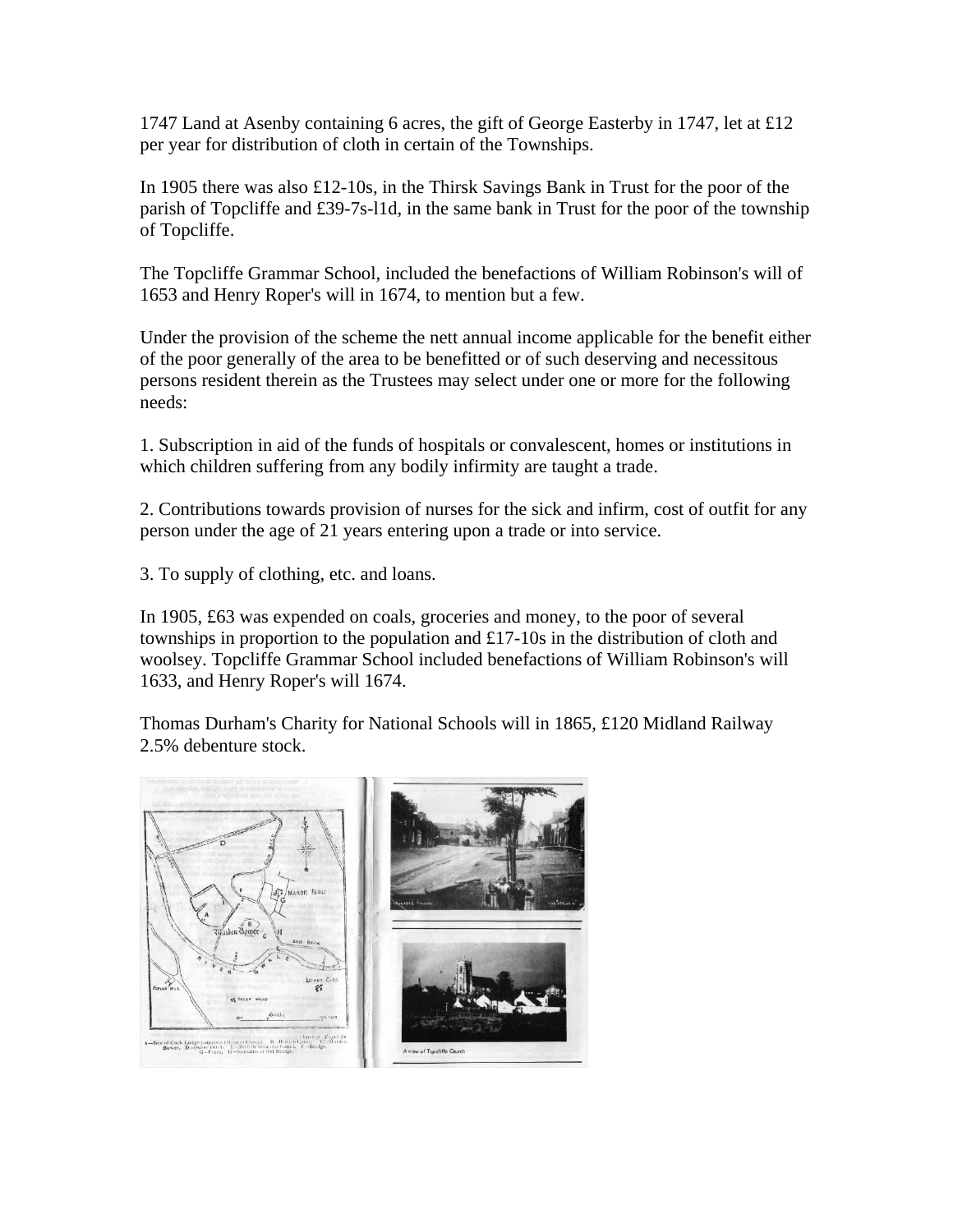1747 Land at Asenby containing 6 acres, the gift of George Easterby in 1747, let at £12 per year for distribution of cloth in certain of the Townships.

In 1905 there was also £12-10s, in the Thirsk Savings Bank in Trust for the poor of the parish of Topcliffe and £39-7s-l1d, in the same bank in Trust for the poor of the township of Topcliffe.

The Topcliffe Grammar School, included the benefactions of William Robinson's will of 1653 and Henry Roper's will in 1674, to mention but a few.

Under the provision of the scheme the nett annual income applicable for the benefit either of the poor generally of the area to be benefitted or of such deserving and necessitous persons resident therein as the Trustees may select under one or more for the following needs:

1. Subscription in aid of the funds of hospitals or convalescent, homes or institutions in which children suffering from any bodily infirmity are taught a trade.

2. Contributions towards provision of nurses for the sick and infirm, cost of outfit for any person under the age of 21 years entering upon a trade or into service.

3. To supply of clothing, etc. and loans.

In 1905, £63 was expended on coals, groceries and money, to the poor of several townships in proportion to the population and £17-10s in the distribution of cloth and woolsey. Topcliffe Grammar School included benefactions of William Robinson's will 1633, and Henry Roper's will 1674.

Thomas Durham's Charity for National Schools will in 1865, £120 Midland Railway 2.5% debenture stock.

A view of Topcliffe Church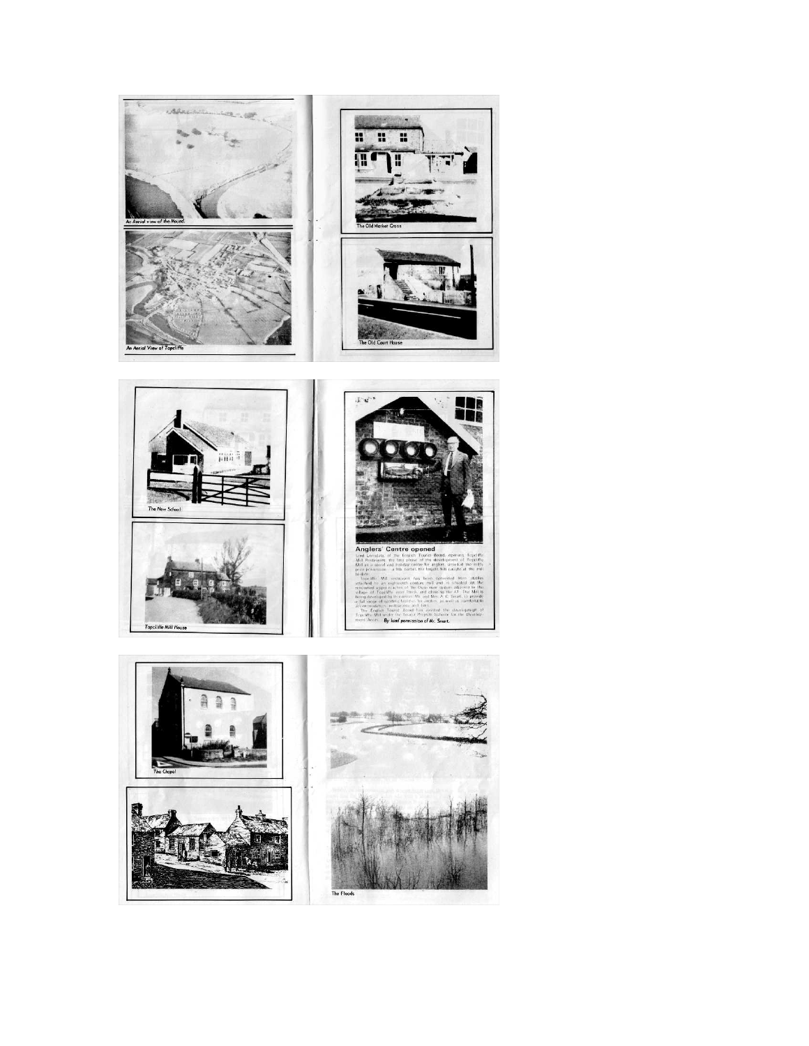An Aerial view of the Mound.

An Aerial View of Topcliffe

The Old Market Cross

The Old Court House

The New School

Topcliffe Mill House

## Anglers' Centre opened

Lord Lonsdale, of the English Tourist Board, opening Topcliffe Mill Restaurant, the first phase of the development of Topcliffe Mill as a sport and holiday centre for anglers, unveiled the mill's prize possession — a fish barbel, the largest fish caught at the mill to date.

Topcliffe Mill restaurant has been converted from stables attached to an eighteenth century mill and is situated on the renowned upper reaches of the Ouse river system adjacent to the village of Topcliffe, near Thirsk and close to the A1. The Mill is being developed by its owners, Mr. and Mrs. A. C. Smart, to provide a full range of sporting facilities for anglers, as well as comfortable accommodation, restaurants and bars.

The English Tourist Board has assisted the development of Topcliffe Mill under the Tourist Projects Scheme for the Development Areas. **By kind permission of Mr. Smart.**

The Chapel

The Floods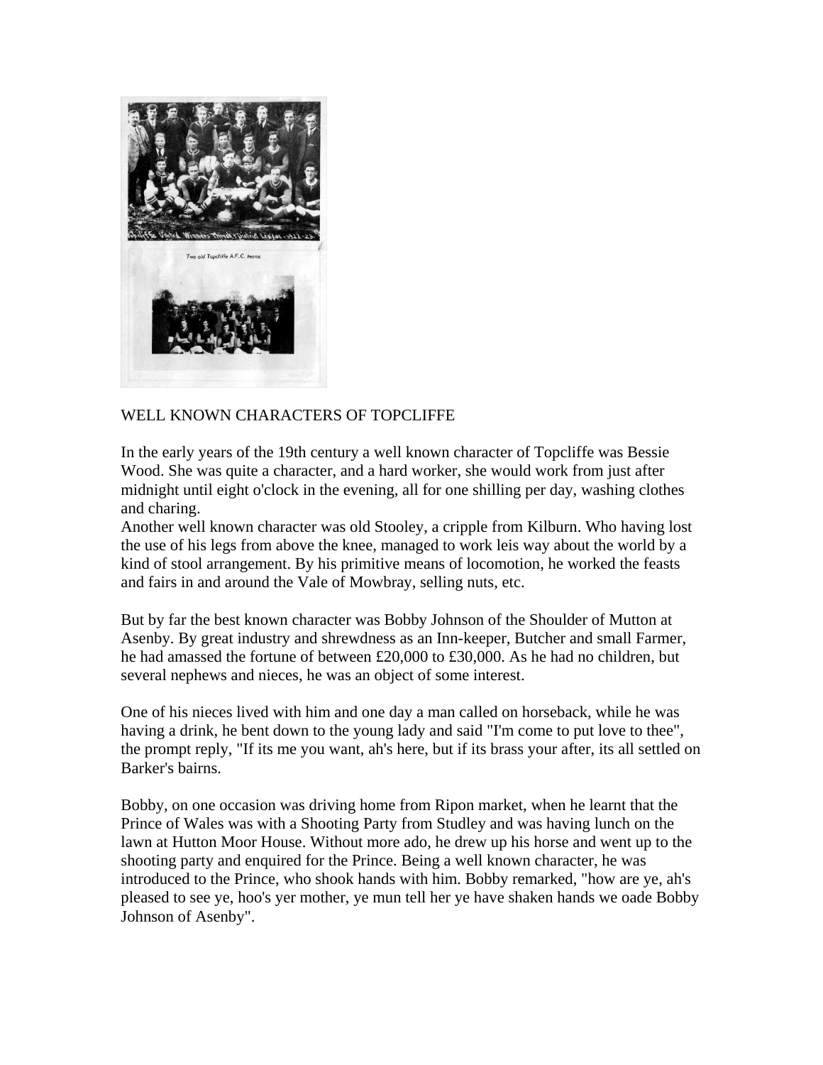WELL KNOWN CHARACTERS OF TOPCLIFFE

In the early years of the 19th century a well known character of Topcliffe was Bessie Wood. She was quite a character, and a hard worker, she would work from just after midnight until eight o'clock in the evening, all for one shilling per day, washing clothes and charing.
Another well known character was old Stooley, a cripple from Kilburn. Who having lost the use of his legs from above the knee, managed to work leis way about the world by a kind of stool arrangement. By his primitive means of locomotion, he worked the feasts and fairs in and around the Vale of Mowbray, selling nuts, etc.

But by far the best known character was Bobby Johnson of the Shoulder of Mutton at Asenby. By great industry and shrewdness as an Inn-keeper, Butcher and small Farmer, he had amassed the fortune of between £20,000 to £30,000. As he had no children, but several nephews and nieces, he was an object of some interest.

One of his nieces lived with him and one day a man called on horseback, while he was having a drink, he bent down to the young lady and said "I'm come to put love to thee", the prompt reply, "If its me you want, ah's here, but if its brass your after, its all settled on Barker's bairns.

Bobby, on one occasion was driving home from Ripon market, when he learnt that the Prince of Wales was with a Shooting Party from Studley and was having lunch on the lawn at Hutton Moor House. Without more ado, he drew up his horse and went up to the shooting party and enquired for the Prince. Being a well known character, he was introduced to the Prince, who shook hands with him. Bobby remarked, "how are ye, ah's pleased to see ye, hoo's yer mother, ye mun tell her ye have shaken hands we oade Bobby Johnson of Asenby".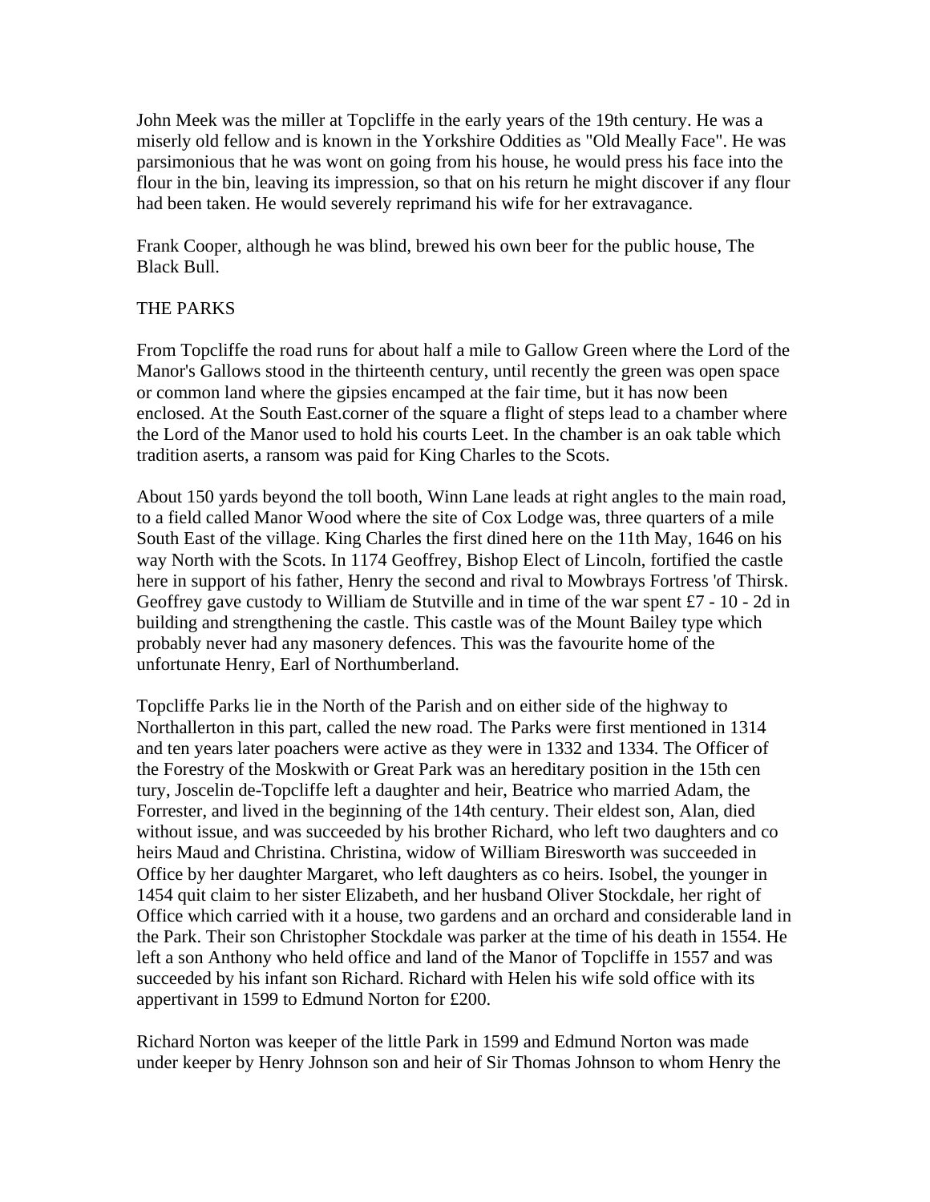John Meek was the miller at Topcliffe in the early years of the 19th century. He was a miserly old fellow and is known in the Yorkshire Oddities as "Old Meally Face". He was parsimonious that he was wont on going from his house, he would press his face into the flour in the bin, leaving its impression, so that on his return he might discover if any flour had been taken. He would severely reprimand his wife for her extravagance.

Frank Cooper, although he was blind, brewed his own beer for the public house, The Black Bull.

## THE PARKS

From Topcliffe the road runs for about half a mile to Gallow Green where the Lord of the Manor's Gallows stood in the thirteenth century, until recently the green was open space or common land where the gipsies encamped at the fair time, but it has now been enclosed. At the South East.corner of the square a flight of steps lead to a chamber where the Lord of the Manor used to hold his courts Leet. In the chamber is an oak table which tradition aserts, a ransom was paid for King Charles to the Scots.

About 150 yards beyond the toll booth, Winn Lane leads at right angles to the main road, to a field called Manor Wood where the site of Cox Lodge was, three quarters of a mile South East of the village. King Charles the first dined here on the 11th May, 1646 on his way North with the Scots. In 1174 Geoffrey, Bishop Elect of Lincoln, fortified the castle here in support of his father, Henry the second and rival to Mowbrays Fortress 'of Thirsk. Geoffrey gave custody to William de Stutville and in time of the war spent £7 - 10 - 2d in building and strengthening the castle. This castle was of the Mount Bailey type which probably never had any masonery defences. This was the favourite home of the unfortunate Henry, Earl of Northumberland.

Topcliffe Parks lie in the North of the Parish and on either side of the highway to Northallerton in this part, called the new road. The Parks were first mentioned in 1314 and ten years later poachers were active as they were in 1332 and 1334. The Officer of the Forestry of the Moskwith or Great Park was an hereditary position in the 15th cen tury, Joscelin de-Topcliffe left a daughter and heir, Beatrice who married Adam, the Forrester, and lived in the beginning of the 14th century. Their eldest son, Alan, died without issue, and was succeeded by his brother Richard, who left two daughters and co heirs Maud and Christina. Christina, widow of William Biresworth was succeeded in Office by her daughter Margaret, who left daughters as co heirs. Isobel, the younger in 1454 quit claim to her sister Elizabeth, and her husband Oliver Stockdale, her right of Office which carried with it a house, two gardens and an orchard and considerable land in the Park. Their son Christopher Stockdale was parker at the time of his death in 1554. He left a son Anthony who held office and land of the Manor of Topcliffe in 1557 and was succeeded by his infant son Richard. Richard with Helen his wife sold office with its appertivant in 1599 to Edmund Norton for £200.

Richard Norton was keeper of the little Park in 1599 and Edmund Norton was made under keeper by Henry Johnson son and heir of Sir Thomas Johnson to whom Henry the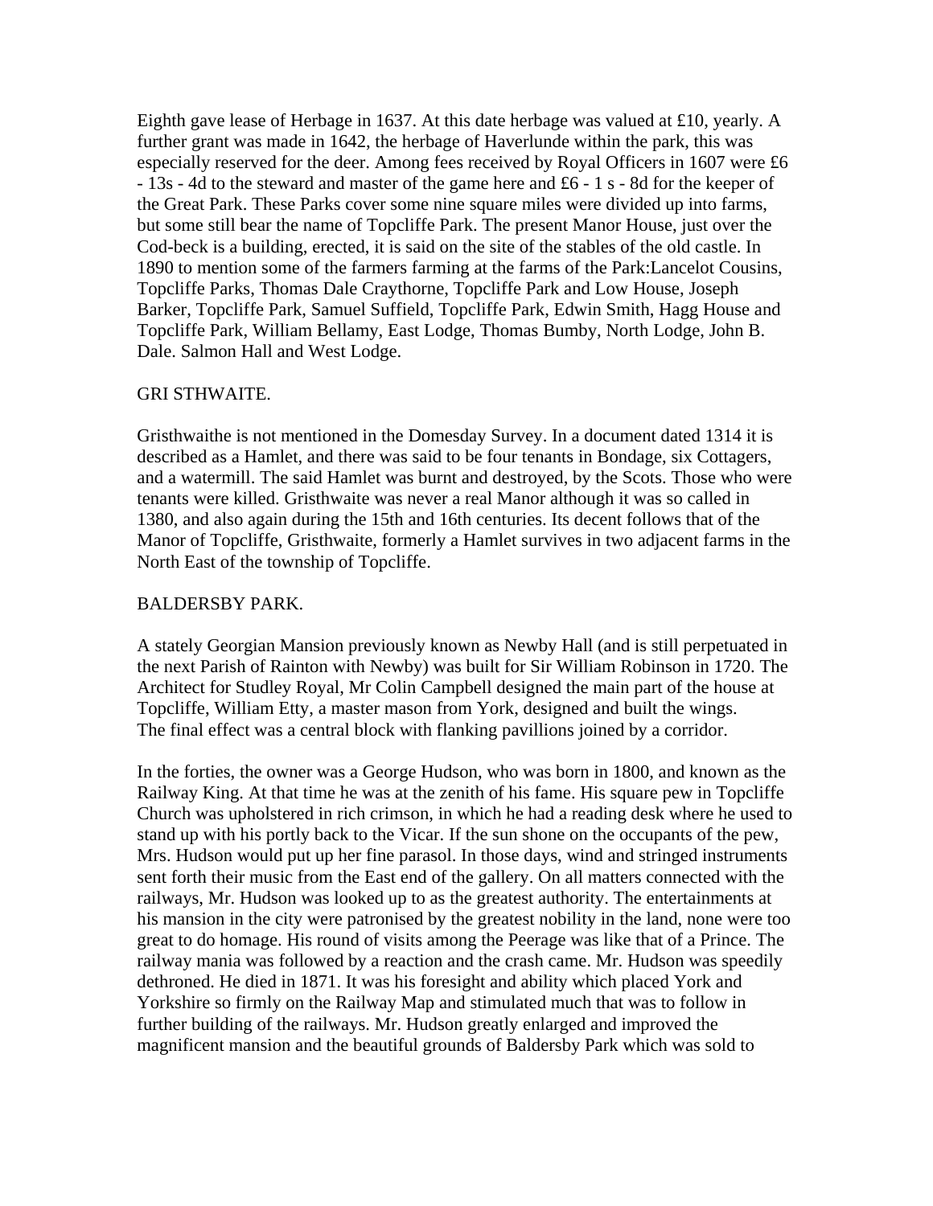Eighth gave lease of Herbage in 1637. At this date herbage was valued at £10, yearly. A further grant was made in 1642, the herbage of Haverlunde within the park, this was especially reserved for the deer. Among fees received by Royal Officers in 1607 were £6 - 13s - 4d to the steward and master of the game here and £6 - 1 s - 8d for the keeper of the Great Park. These Parks cover some nine square miles were divided up into farms, but some still bear the name of Topcliffe Park. The present Manor House, just over the Cod-beck is a building, erected, it is said on the site of the stables of the old castle. In 1890 to mention some of the farmers farming at the farms of the Park:Lancelot Cousins, Topcliffe Parks, Thomas Dale Craythorne, Topcliffe Park and Low House, Joseph Barker, Topcliffe Park, Samuel Suffield, Topcliffe Park, Edwin Smith, Hagg House and Topcliffe Park, William Bellamy, East Lodge, Thomas Bumby, North Lodge, John B. Dale. Salmon Hall and West Lodge.

## GRI STHWAITE.

Gristhwaithe is not mentioned in the Domesday Survey. In a document dated 1314 it is described as a Hamlet, and there was said to be four tenants in Bondage, six Cottagers, and a watermill. The said Hamlet was burnt and destroyed, by the Scots. Those who were tenants were killed. Gristhwaite was never a real Manor although it was so called in 1380, and also again during the 15th and 16th centuries. Its decent follows that of the Manor of Topcliffe, Gristhwaite, formerly a Hamlet survives in two adjacent farms in the North East of the township of Topcliffe.

## BALDERSBY PARK.

A stately Georgian Mansion previously known as Newby Hall (and is still perpetuated in the next Parish of Rainton with Newby) was built for Sir William Robinson in 1720. The Architect for Studley Royal, Mr Colin Campbell designed the main part of the house at Topcliffe, William Etty, a master mason from York, designed and built the wings. The final effect was a central block with flanking pavillions joined by a corridor.

In the forties, the owner was a George Hudson, who was born in 1800, and known as the Railway King. At that time he was at the zenith of his fame. His square pew in Topcliffe Church was upholstered in rich crimson, in which he had a reading desk where he used to stand up with his portly back to the Vicar. If the sun shone on the occupants of the pew, Mrs. Hudson would put up her fine parasol. In those days, wind and stringed instruments sent forth their music from the East end of the gallery. On all matters connected with the railways, Mr. Hudson was looked up to as the greatest authority. The entertainments at his mansion in the city were patronised by the greatest nobility in the land, none were too great to do homage. His round of visits among the Peerage was like that of a Prince. The railway mania was followed by a reaction and the crash came. Mr. Hudson was speedily dethroned. He died in 1871. It was his foresight and ability which placed York and Yorkshire so firmly on the Railway Map and stimulated much that was to follow in further building of the railways. Mr. Hudson greatly enlarged and improved the magnificent mansion and the beautiful grounds of Baldersby Park which was sold to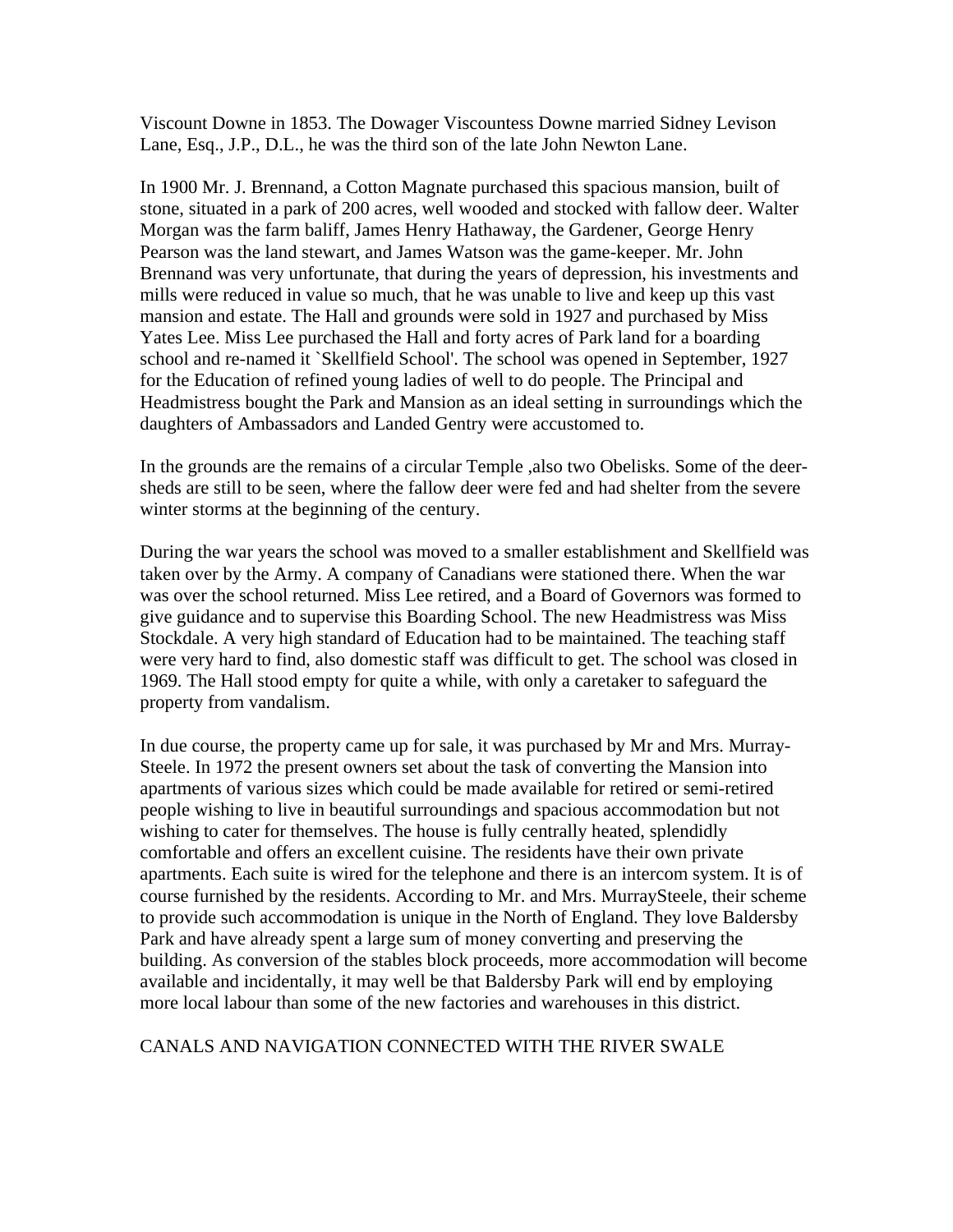Viscount Downe in 1853. The Dowager Viscountess Downe married Sidney Levison Lane, Esq., J.P., D.L., he was the third son of the late John Newton Lane.

In 1900 Mr. J. Brennand, a Cotton Magnate purchased this spacious mansion, built of stone, situated in a park of 200 acres, well wooded and stocked with fallow deer. Walter Morgan was the farm baliff, James Henry Hathaway, the Gardener, George Henry Pearson was the land stewart, and James Watson was the game-keeper. Mr. John Brennand was very unfortunate, that during the years of depression, his investments and mills were reduced in value so much, that he was unable to live and keep up this vast mansion and estate. The Hall and grounds were sold in 1927 and purchased by Miss Yates Lee. Miss Lee purchased the Hall and forty acres of Park land for a boarding school and re-named it `Skellfield School'. The school was opened in September, 1927 for the Education of refined young ladies of well to do people. The Principal and Headmistress bought the Park and Mansion as an ideal setting in surroundings which the daughters of Ambassadors and Landed Gentry were accustomed to.

In the grounds are the remains of a circular Temple ,also two Obelisks. Some of the deer-sheds are still to be seen, where the fallow deer were fed and had shelter from the severe winter storms at the beginning of the century.

During the war years the school was moved to a smaller establishment and Skellfield was taken over by the Army. A company of Canadians were stationed there. When the war was over the school returned. Miss Lee retired, and a Board of Governors was formed to give guidance and to supervise this Boarding School. The new Headmistress was Miss Stockdale. A very high standard of Education had to be maintained. The teaching staff were very hard to find, also domestic staff was difficult to get. The school was closed in 1969. The Hall stood empty for quite a while, with only a caretaker to safeguard the property from vandalism.

In due course, the property came up for sale, it was purchased by Mr and Mrs. Murray-Steele. In 1972 the present owners set about the task of converting the Mansion into apartments of various sizes which could be made available for retired or semi-retired people wishing to live in beautiful surroundings and spacious accommodation but not wishing to cater for themselves. The house is fully centrally heated, splendidly comfortable and offers an excellent cuisine. The residents have their own private apartments. Each suite is wired for the telephone and there is an intercom system. It is of course furnished by the residents. According to Mr. and Mrs. MurraySteele, their scheme to provide such accommodation is unique in the North of England. They love Baldersby Park and have already spent a large sum of money converting and preserving the building. As conversion of the stables block proceeds, more accommodation will become available and incidentally, it may well be that Baldersby Park will end by employing more local labour than some of the new factories and warehouses in this district.

## CANALS AND NAVIGATION CONNECTED WITH THE RIVER SWALE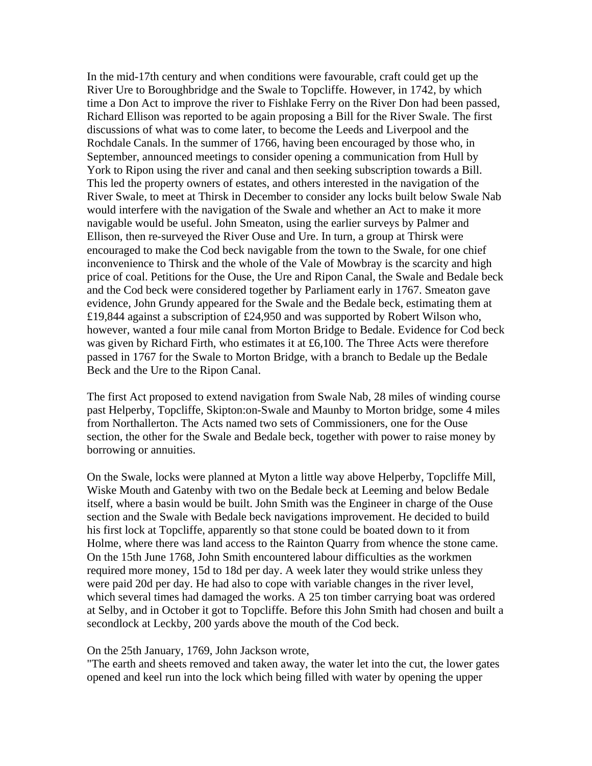In the mid-17th century and when conditions were favourable, craft could get up the River Ure to Boroughbridge and the Swale to Topcliffe. However, in 1742, by which time a Don Act to improve the river to Fishlake Ferry on the River Don had been passed, Richard Ellison was reported to be again proposing a Bill for the River Swale. The first discussions of what was to come later, to become the Leeds and Liverpool and the Rochdale Canals. In the summer of 1766, having been encouraged by those who, in September, announced meetings to consider opening a communication from Hull by York to Ripon using the river and canal and then seeking subscription towards a Bill. This led the property owners of estates, and others interested in the navigation of the River Swale, to meet at Thirsk in December to consider any locks built below Swale Nab would interfere with the navigation of the Swale and whether an Act to make it more navigable would be useful. John Smeaton, using the earlier surveys by Palmer and Ellison, then re-surveyed the River Ouse and Ure. In turn, a group at Thirsk were encouraged to make the Cod beck navigable from the town to the Swale, for one chief inconvenience to Thirsk and the whole of the Vale of Mowbray is the scarcity and high price of coal. Petitions for the Ouse, the Ure and Ripon Canal, the Swale and Bedale beck and the Cod beck were considered together by Parliament early in 1767. Smeaton gave evidence, John Grundy appeared for the Swale and the Bedale beck, estimating them at £19,844 against a subscription of £24,950 and was supported by Robert Wilson who, however, wanted a four mile canal from Morton Bridge to Bedale. Evidence for Cod beck was given by Richard Firth, who estimates it at £6,100. The Three Acts were therefore passed in 1767 for the Swale to Morton Bridge, with a branch to Bedale up the Bedale Beck and the Ure to the Ripon Canal.

The first Act proposed to extend navigation from Swale Nab, 28 miles of winding course past Helperby, Topcliffe, Skipton:on-Swale and Maunby to Morton bridge, some 4 miles from Northallerton. The Acts named two sets of Commissioners, one for the Ouse section, the other for the Swale and Bedale beck, together with power to raise money by borrowing or annuities.

On the Swale, locks were planned at Myton a little way above Helperby, Topcliffe Mill, Wiske Mouth and Gatenby with two on the Bedale beck at Leeming and below Bedale itself, where a basin would be built. John Smith was the Engineer in charge of the Ouse section and the Swale with Bedale beck navigations improvement. He decided to build his first lock at Topcliffe, apparently so that stone could be boated down to it from Holme, where there was land access to the Rainton Quarry from whence the stone came. On the 15th June 1768, John Smith encountered labour difficulties as the workmen required more money, 15d to 18d per day. A week later they would strike unless they were paid 20d per day. He had also to cope with variable changes in the river level, which several times had damaged the works. A 25 ton timber carrying boat was ordered at Selby, and in October it got to Topcliffe. Before this John Smith had chosen and built a secondlock at Leckby, 200 yards above the mouth of the Cod beck.

On the 25th January, 1769, John Jackson wrote,
"The earth and sheets removed and taken away, the water let into the cut, the lower gates opened and keel run into the lock which being filled with water by opening the upper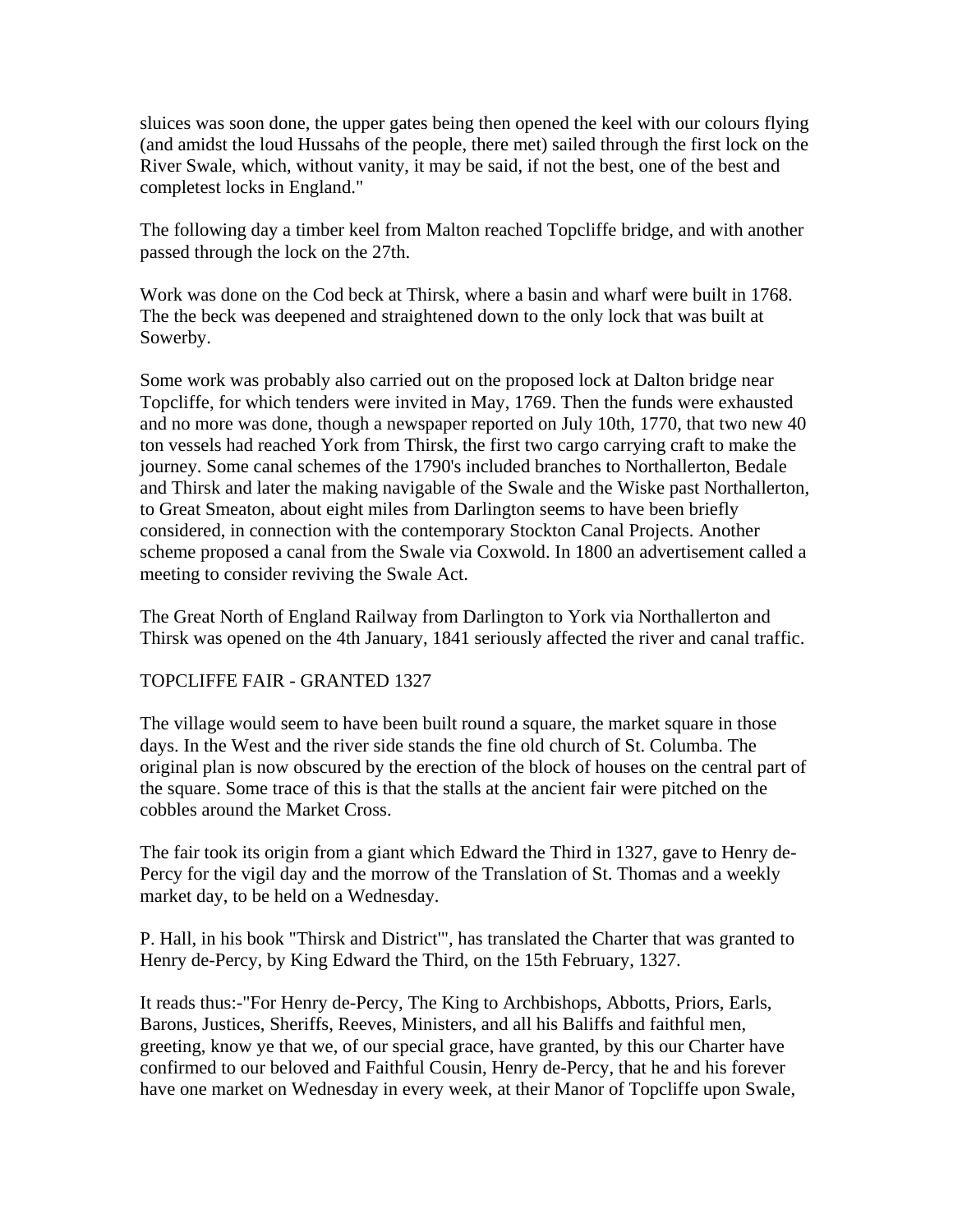sluices was soon done, the upper gates being then opened the keel with our colours flying (and amidst the loud Hussahs of the people, there met) sailed through the first lock on the River Swale, which, without vanity, it may be said, if not the best, one of the best and completest locks in England."

The following day a timber keel from Malton reached Topcliffe bridge, and with another passed through the lock on the 27th.

Work was done on the Cod beck at Thirsk, where a basin and wharf were built in 1768. The the beck was deepened and straightened down to the only lock that was built at Sowerby.

Some work was probably also carried out on the proposed lock at Dalton bridge near Topcliffe, for which tenders were invited in May, 1769. Then the funds were exhausted and no more was done, though a newspaper reported on July 10th, 1770, that two new 40 ton vessels had reached York from Thirsk, the first two cargo carrying craft to make the journey. Some canal schemes of the 1790's included branches to Northallerton, Bedale and Thirsk and later the making navigable of the Swale and the Wiske past Northallerton, to Great Smeaton, about eight miles from Darlington seems to have been briefly considered, in connection with the contemporary Stockton Canal Projects. Another scheme proposed a canal from the Swale via Coxwold. In 1800 an advertisement called a meeting to consider reviving the Swale Act.

The Great North of England Railway from Darlington to York via Northallerton and Thirsk was opened on the 4th January, 1841 seriously affected the river and canal traffic.

## TOPCLIFFE FAIR - GRANTED 1327

The village would seem to have been built round a square, the market square in those days. In the West and the river side stands the fine old church of St. Columba. The original plan is now obscured by the erection of the block of houses on the central part of the square. Some trace of this is that the stalls at the ancient fair were pitched on the cobbles around the Market Cross.

The fair took its origin from a giant which Edward the Third in 1327, gave to Henry de-Percy for the vigil day and the morrow of the Translation of St. Thomas and a weekly market day, to be held on a Wednesday.

P. Hall, in his book "Thirsk and District"', has translated the Charter that was granted to Henry de-Percy, by King Edward the Third, on the 15th February, 1327.

It reads thus:-"For Henry de-Percy, The King to Archbishops, Abbotts, Priors, Earls, Barons, Justices, Sheriffs, Reeves, Ministers, and all his Baliffs and faithful men, greeting, know ye that we, of our special grace, have granted, by this our Charter have confirmed to our beloved and Faithful Cousin, Henry de-Percy, that he and his forever have one market on Wednesday in every week, at their Manor of Topcliffe upon Swale,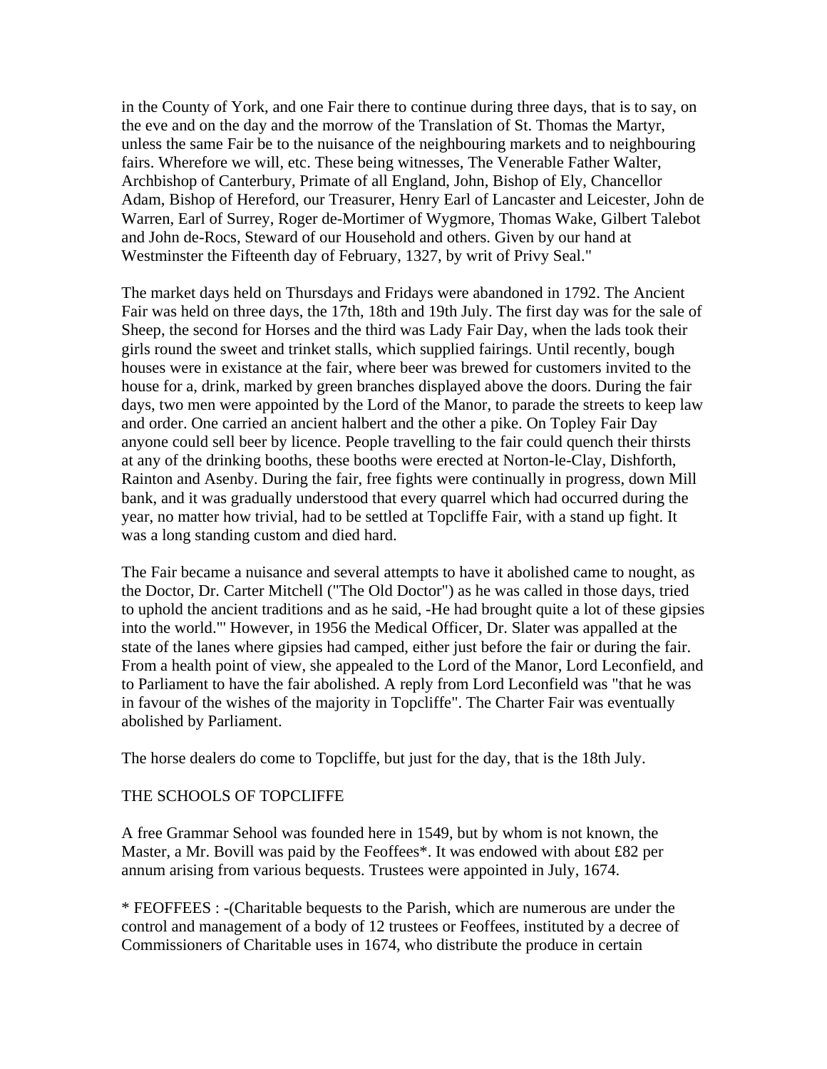in the County of York, and one Fair there to continue during three days, that is to say, on the eve and on the day and the morrow of the Translation of St. Thomas the Martyr, unless the same Fair be to the nuisance of the neighbouring markets and to neighbouring fairs. Wherefore we will, etc. These being witnesses, The Venerable Father Walter, Archbishop of Canterbury, Primate of all England, John, Bishop of Ely, Chancellor Adam, Bishop of Hereford, our Treasurer, Henry Earl of Lancaster and Leicester, John de Warren, Earl of Surrey, Roger de-Mortimer of Wygmore, Thomas Wake, Gilbert Talebot and John de-Rocs, Steward of our Household and others. Given by our hand at Westminster the Fifteenth day of February, 1327, by writ of Privy Seal."

The market days held on Thursdays and Fridays were abandoned in 1792. The Ancient Fair was held on three days, the 17th, 18th and 19th July. The first day was for the sale of Sheep, the second for Horses and the third was Lady Fair Day, when the lads took their girls round the sweet and trinket stalls, which supplied fairings. Until recently, bough houses were in existance at the fair, where beer was brewed for customers invited to the house for a, drink, marked by green branches displayed above the doors. During the fair days, two men were appointed by the Lord of the Manor, to parade the streets to keep law and order. One carried an ancient halbert and the other a pike. On Topley Fair Day anyone could sell beer by licence. People travelling to the fair could quench their thirsts at any of the drinking booths, these booths were erected at Norton-le-Clay, Dishforth, Rainton and Asenby. During the fair, free fights were continually in progress, down Mill bank, and it was gradually understood that every quarrel which had occurred during the year, no matter how trivial, had to be settled at Topcliffe Fair, with a stand up fight. It was a long standing custom and died hard.

The Fair became a nuisance and several attempts to have it abolished came to nought, as the Doctor, Dr. Carter Mitchell ("The Old Doctor") as he was called in those days, tried to uphold the ancient traditions and as he said, -He had brought quite a lot of these gipsies into the world."' However, in 1956 the Medical Officer, Dr. Slater was appalled at the state of the lanes where gipsies had camped, either just before the fair or during the fair. From a health point of view, she appealed to the Lord of the Manor, Lord Leconfield, and to Parliament to have the fair abolished. A reply from Lord Leconfield was "that he was in favour of the wishes of the majority in Topcliffe". The Charter Fair was eventually abolished by Parliament.

The horse dealers do come to Topcliffe, but just for the day, that is the 18th July.

## THE SCHOOLS OF TOPCLIFFE

A free Grammar Sehool was founded here in 1549, but by whom is not known, the Master, a Mr. Bovill was paid by the Feoffees*. It was endowed with about £82 per annum arising from various bequests. Trustees were appointed in July, 1674.

* FEOFFEES : -(Charitable bequests to the Parish, which are numerous are under the control and management of a body of 12 trustees or Feoffees, instituted by a decree of Commissioners of Charitable uses in 1674, who distribute the produce in certain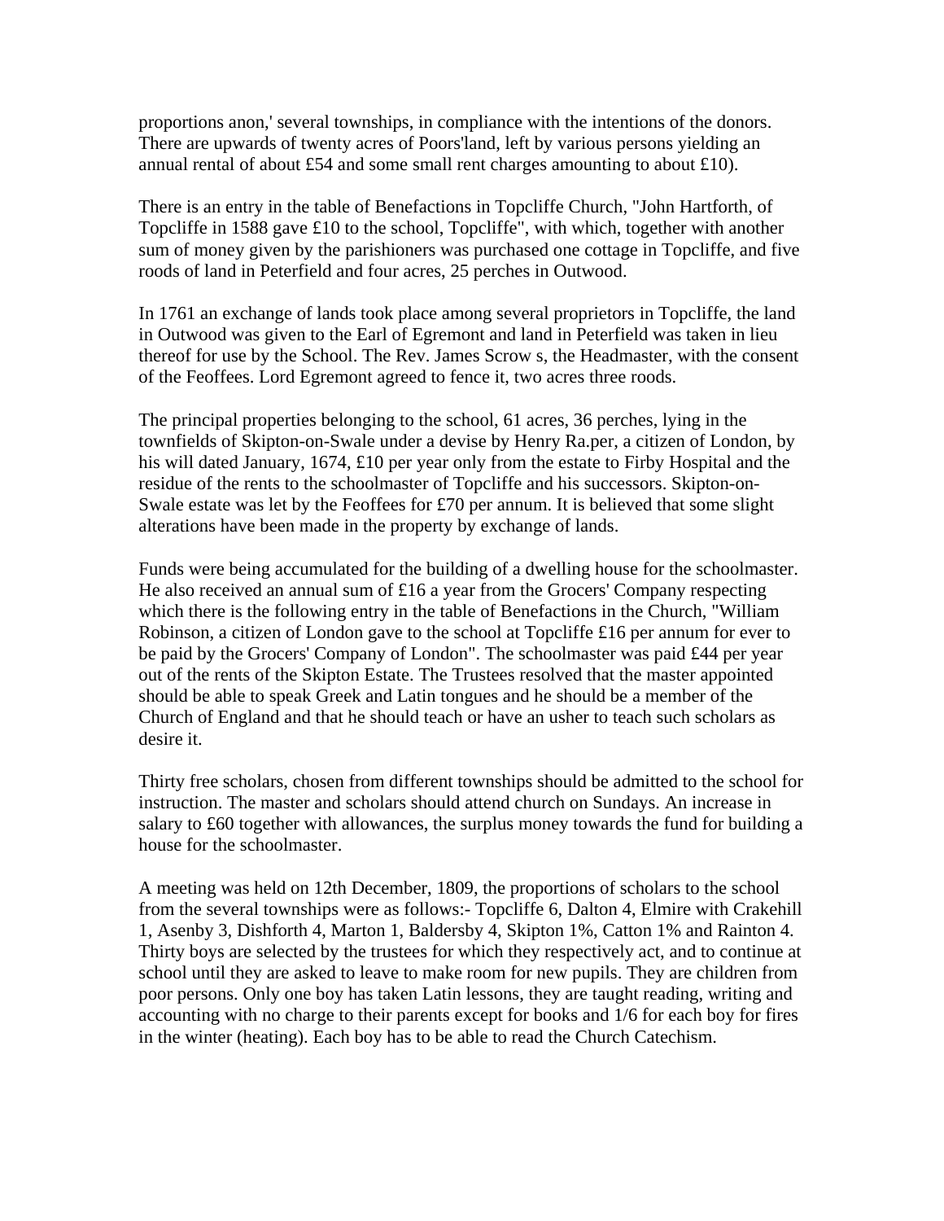proportions anon,' several townships, in compliance with the intentions of the donors. There are upwards of twenty acres of Poors'land, left by various persons yielding an annual rental of about £54 and some small rent charges amounting to about £10).

There is an entry in the table of Benefactions in Topcliffe Church, "John Hartforth, of Topcliffe in 1588 gave £10 to the school, Topcliffe", with which, together with another sum of money given by the parishioners was purchased one cottage in Topcliffe, and five roods of land in Peterfield and four acres, 25 perches in Outwood.

In 1761 an exchange of lands took place among several proprietors in Topcliffe, the land in Outwood was given to the Earl of Egremont and land in Peterfield was taken in lieu thereof for use by the School. The Rev. James Scrow s, the Headmaster, with the consent of the Feoffees. Lord Egremont agreed to fence it, two acres three roods.

The principal properties belonging to the school, 61 acres, 36 perches, lying in the townfields of Skipton-on-Swale under a devise by Henry Ra.per, a citizen of London, by his will dated January, 1674, £10 per year only from the estate to Firby Hospital and the residue of the rents to the schoolmaster of Topcliffe and his successors. Skipton-on-Swale estate was let by the Feoffees for £70 per annum. It is believed that some slight alterations have been made in the property by exchange of lands.

Funds were being accumulated for the building of a dwelling house for the schoolmaster. He also received an annual sum of £16 a year from the Grocers' Company respecting which there is the following entry in the table of Benefactions in the Church, "William Robinson, a citizen of London gave to the school at Topcliffe £16 per annum for ever to be paid by the Grocers' Company of London". The schoolmaster was paid £44 per year out of the rents of the Skipton Estate. The Trustees resolved that the master appointed should be able to speak Greek and Latin tongues and he should be a member of the Church of England and that he should teach or have an usher to teach such scholars as desire it.

Thirty free scholars, chosen from different townships should be admitted to the school for instruction. The master and scholars should attend church on Sundays. An increase in salary to £60 together with allowances, the surplus money towards the fund for building a house for the schoolmaster.

A meeting was held on 12th December, 1809, the proportions of scholars to the school from the several townships were as follows:- Topcliffe 6, Dalton 4, Elmire with Crakehill 1, Asenby 3, Dishforth 4, Marton 1, Baldersby 4, Skipton 1%, Catton 1% and Rainton 4. Thirty boys are selected by the trustees for which they respectively act, and to continue at school until they are asked to leave to make room for new pupils. They are children from poor persons. Only one boy has taken Latin lessons, they are taught reading, writing and accounting with no charge to their parents except for books and 1/6 for each boy for fires in the winter (heating). Each boy has to be able to read the Church Catechism.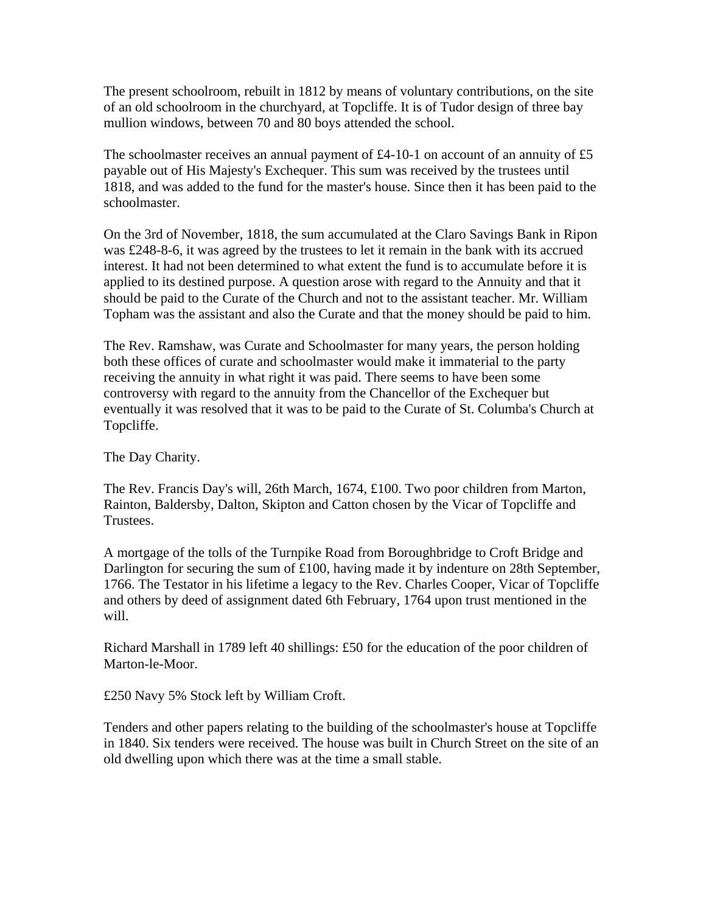The present schoolroom, rebuilt in 1812 by means of voluntary contributions, on the site of an old schoolroom in the churchyard, at Topcliffe. It is of Tudor design of three bay mullion windows, between 70 and 80 boys attended the school.

The schoolmaster receives an annual payment of £4-10-1 on account of an annuity of £5 payable out of His Majesty's Exchequer. This sum was received by the trustees until 1818, and was added to the fund for the master's house. Since then it has been paid to the schoolmaster.

On the 3rd of November, 1818, the sum accumulated at the Claro Savings Bank in Ripon was £248-8-6, it was agreed by the trustees to let it remain in the bank with its accrued interest. It had not been determined to what extent the fund is to accumulate before it is applied to its destined purpose. A question arose with regard to the Annuity and that it should be paid to the Curate of the Church and not to the assistant teacher. Mr. William Topham was the assistant and also the Curate and that the money should be paid to him.

The Rev. Ramshaw, was Curate and Schoolmaster for many years, the person holding both these offices of curate and schoolmaster would make it immaterial to the party receiving the annuity in what right it was paid. There seems to have been some controversy with regard to the annuity from the Chancellor of the Exchequer but eventually it was resolved that it was to be paid to the Curate of St. Columba's Church at Topcliffe.

The Day Charity.

The Rev. Francis Day's will, 26th March, 1674, £100. Two poor children from Marton, Rainton, Baldersby, Dalton, Skipton and Catton chosen by the Vicar of Topcliffe and Trustees.

A mortgage of the tolls of the Turnpike Road from Boroughbridge to Croft Bridge and Darlington for securing the sum of £100, having made it by indenture on 28th September, 1766. The Testator in his lifetime a legacy to the Rev. Charles Cooper, Vicar of Topcliffe and others by deed of assignment dated 6th February, 1764 upon trust mentioned in the will.

Richard Marshall in 1789 left 40 shillings: £50 for the education of the poor children of Marton-le-Moor.

£250 Navy 5% Stock left by William Croft.

Tenders and other papers relating to the building of the schoolmaster's house at Topcliffe in 1840. Six tenders were received. The house was built in Church Street on the site of an old dwelling upon which there was at the time a small stable.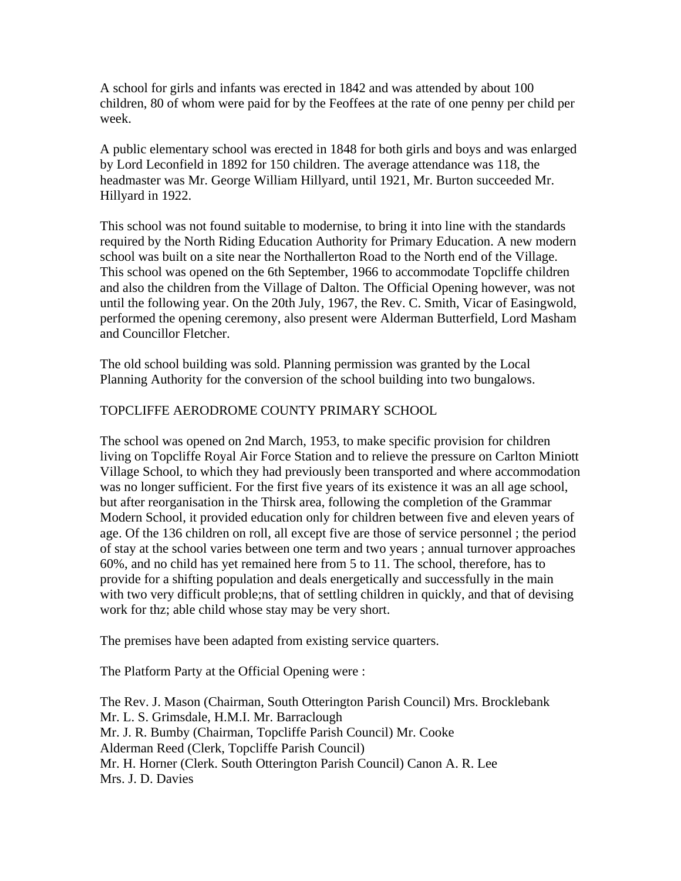A school for girls and infants was erected in 1842 and was attended by about 100 children, 80 of whom were paid for by the Feoffees at the rate of one penny per child per week.

A public elementary school was erected in 1848 for both girls and boys and was enlarged by Lord Leconfield in 1892 for 150 children. The average attendance was 118, the headmaster was Mr. George William Hillyard, until 1921, Mr. Burton succeeded Mr. Hillyard in 1922.

This school was not found suitable to modernise, to bring it into line with the standards required by the North Riding Education Authority for Primary Education. A new modern school was built on a site near the Northallerton Road to the North end of the Village. This school was opened on the 6th September, 1966 to accommodate Topcliffe children and also the children from the Village of Dalton. The Official Opening however, was not until the following year. On the 20th July, 1967, the Rev. C. Smith, Vicar of Easingwold, performed the opening ceremony, also present were Alderman Butterfield, Lord Masham and Councillor Fletcher.

The old school building was sold. Planning permission was granted by the Local Planning Authority for the conversion of the school building into two bungalows.

## TOPCLIFFE AERODROME COUNTY PRIMARY SCHOOL

The school was opened on 2nd March, 1953, to make specific provision for children living on Topcliffe Royal Air Force Station and to relieve the pressure on Carlton Miniott Village School, to which they had previously been transported and where accommodation was no longer sufficient. For the first five years of its existence it was an all age school, but after reorganisation in the Thirsk area, following the completion of the Grammar Modern School, it provided education only for children between five and eleven years of age. Of the 136 children on roll, all except five are those of service personnel ; the period of stay at the school varies between one term and two years ; annual turnover approaches 60%, and no child has yet remained here from 5 to 11. The school, therefore, has to provide for a shifting population and deals energetically and successfully in the main with two very difficult proble;ns, that of settling children in quickly, and that of devising work for thz; able child whose stay may be very short.

The premises have been adapted from existing service quarters.

The Platform Party at the Official Opening were :

The Rev. J. Mason (Chairman, South Otterington Parish Council) Mrs. Brocklebank
Mr. L. S. Grimsdale, H.M.I. Mr. Barraclough
Mr. J. R. Bumby (Chairman, Topcliffe Parish Council) Mr. Cooke
Alderman Reed (Clerk, Topcliffe Parish Council)
Mr. H. Horner (Clerk. South Otterington Parish Council) Canon A. R. Lee
Mrs. J. D. Davies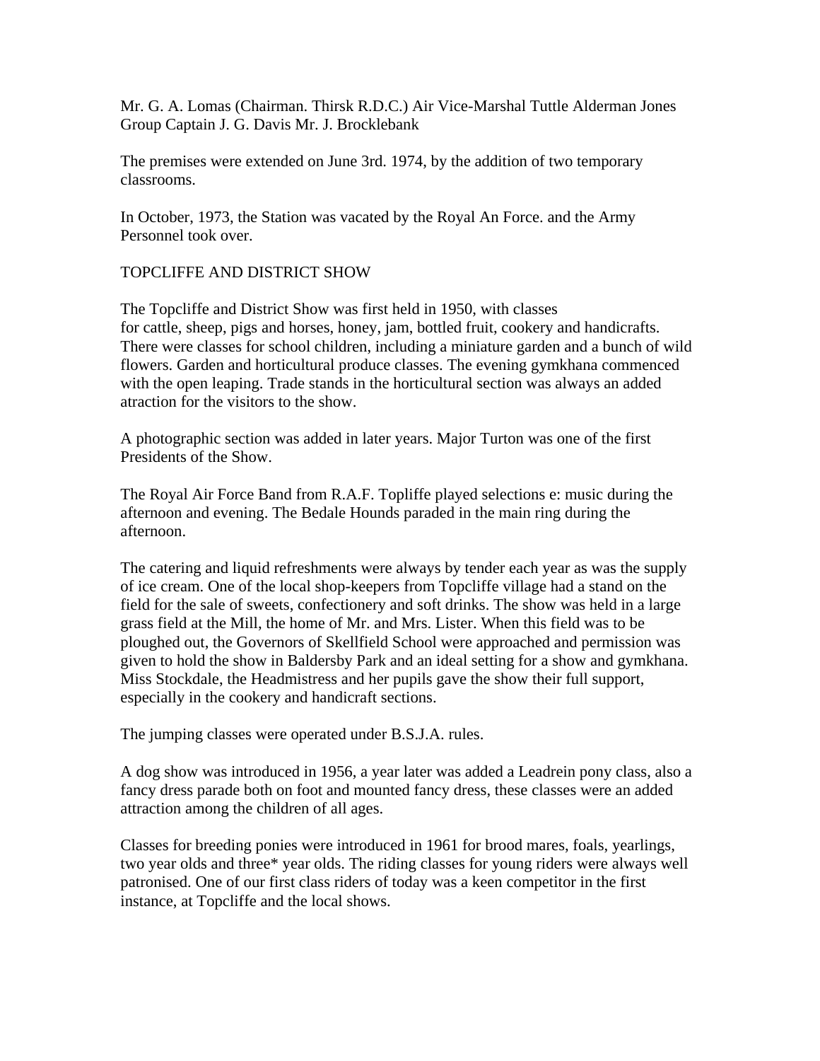Mr. G. A. Lomas (Chairman. Thirsk R.D.C.) Air Vice-Marshal Tuttle Alderman Jones Group Captain J. G. Davis Mr. J. Brocklebank

The premises were extended on June 3rd. 1974, by the addition of two temporary classrooms.

In October, 1973, the Station was vacated by the Royal An Force. and the Army Personnel took over.

## TOPCLIFFE AND DISTRICT SHOW

The Topcliffe and District Show was first held in 1950, with classes for cattle, sheep, pigs and horses, honey, jam, bottled fruit, cookery and handicrafts. There were classes for school children, including a miniature garden and a bunch of wild flowers. Garden and horticultural produce classes. The evening gymkhana commenced with the open leaping. Trade stands in the horticultural section was always an added atraction for the visitors to the show.

A photographic section was added in later years. Major Turton was one of the first Presidents of the Show.

The Royal Air Force Band from R.A.F. Topliffe played selections e: music during the afternoon and evening. The Bedale Hounds paraded in the main ring during the afternoon.

The catering and liquid refreshments were always by tender each year as was the supply of ice cream. One of the local shop-keepers from Topcliffe village had a stand on the field for the sale of sweets, confectionery and soft drinks. The show was held in a large grass field at the Mill, the home of Mr. and Mrs. Lister. When this field was to be ploughed out, the Governors of Skellfield School were approached and permission was given to hold the show in Baldersby Park and an ideal setting for a show and gymkhana. Miss Stockdale, the Headmistress and her pupils gave the show their full support, especially in the cookery and handicraft sections.

The jumping classes were operated under B.S.J.A. rules.

A dog show was introduced in 1956, a year later was added a Leadrein pony class, also a fancy dress parade both on foot and mounted fancy dress, these classes were an added attraction among the children of all ages.

Classes for breeding ponies were introduced in 1961 for brood mares, foals, yearlings, two year olds and three* year olds. The riding classes for young riders were always well patronised. One of our first class riders of today was a keen competitor in the first instance, at Topcliffe and the local shows.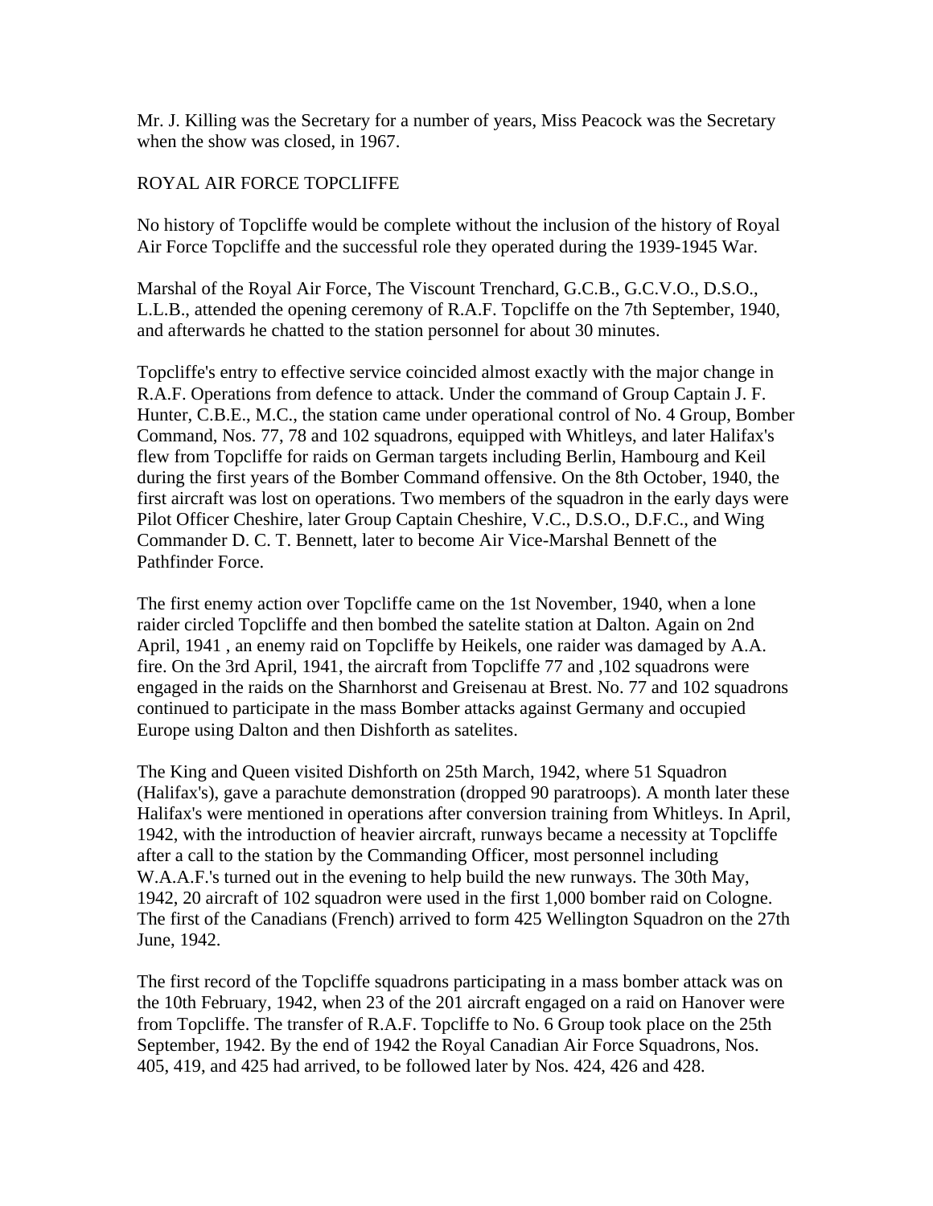Mr. J. Killing was the Secretary for a number of years, Miss Peacock was the Secretary when the show was closed, in 1967.

## ROYAL AIR FORCE TOPCLIFFE

No history of Topcliffe would be complete without the inclusion of the history of Royal Air Force Topcliffe and the successful role they operated during the 1939-1945 War.

Marshal of the Royal Air Force, The Viscount Trenchard, G.C.B., G.C.V.O., D.S.O., L.L.B., attended the opening ceremony of R.A.F. Topcliffe on the 7th September, 1940, and afterwards he chatted to the station personnel for about 30 minutes.

Topcliffe's entry to effective service coincided almost exactly with the major change in R.A.F. Operations from defence to attack. Under the command of Group Captain J. F. Hunter, C.B.E., M.C., the station came under operational control of No. 4 Group, Bomber Command, Nos. 77, 78 and 102 squadrons, equipped with Whitleys, and later Halifax's flew from Topcliffe for raids on German targets including Berlin, Hambourg and Keil during the first years of the Bomber Command offensive. On the 8th October, 1940, the first aircraft was lost on operations. Two members of the squadron in the early days were Pilot Officer Cheshire, later Group Captain Cheshire, V.C., D.S.O., D.F.C., and Wing Commander D. C. T. Bennett, later to become Air Vice-Marshal Bennett of the Pathfinder Force.

The first enemy action over Topcliffe came on the 1st November, 1940, when a lone raider circled Topcliffe and then bombed the satelite station at Dalton. Again on 2nd April, 1941 , an enemy raid on Topcliffe by Heikels, one raider was damaged by A.A. fire. On the 3rd April, 1941, the aircraft from Topcliffe 77 and ,102 squadrons were engaged in the raids on the Sharnhorst and Greisenau at Brest. No. 77 and 102 squadrons continued to participate in the mass Bomber attacks against Germany and occupied Europe using Dalton and then Dishforth as satelites.

The King and Queen visited Dishforth on 25th March, 1942, where 51 Squadron (Halifax's), gave a parachute demonstration (dropped 90 paratroops). A month later these Halifax's were mentioned in operations after conversion training from Whitleys. In April, 1942, with the introduction of heavier aircraft, runways became a necessity at Topcliffe after a call to the station by the Commanding Officer, most personnel including W.A.A.F.'s turned out in the evening to help build the new runways. The 30th May, 1942, 20 aircraft of 102 squadron were used in the first 1,000 bomber raid on Cologne. The first of the Canadians (French) arrived to form 425 Wellington Squadron on the 27th June, 1942.

The first record of the Topcliffe squadrons participating in a mass bomber attack was on the 10th February, 1942, when 23 of the 201 aircraft engaged on a raid on Hanover were from Topcliffe. The transfer of R.A.F. Topcliffe to No. 6 Group took place on the 25th September, 1942. By the end of 1942 the Royal Canadian Air Force Squadrons, Nos. 405, 419, and 425 had arrived, to be followed later by Nos. 424, 426 and 428.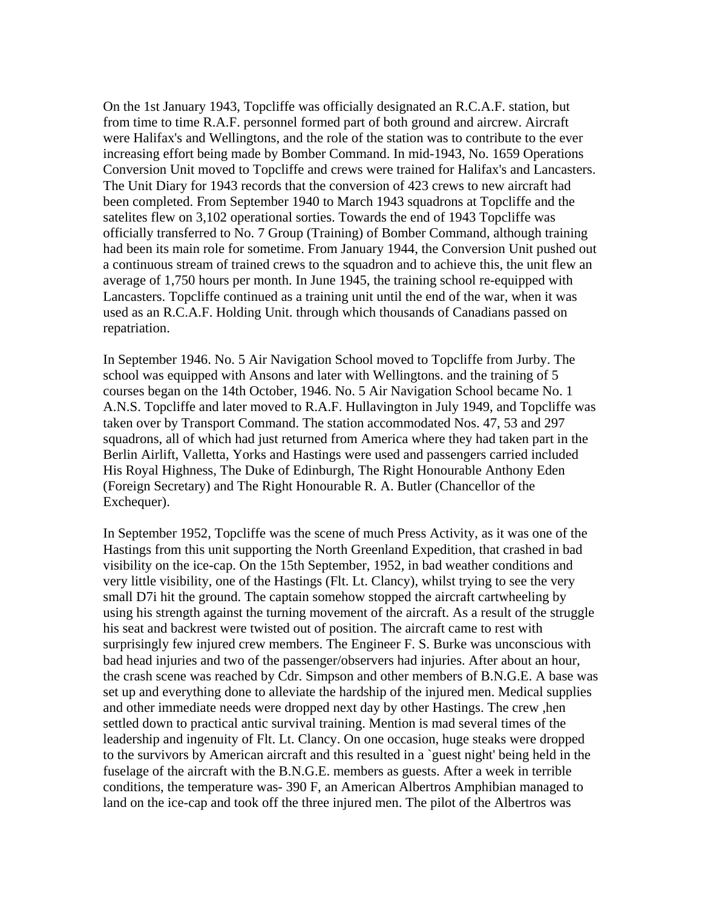On the 1st January 1943, Topcliffe was officially designated an R.C.A.F. station, but from time to time R.A.F. personnel formed part of both ground and aircrew. Aircraft were Halifax's and Wellingtons, and the role of the station was to contribute to the ever increasing effort being made by Bomber Command. In mid-1943, No. 1659 Operations Conversion Unit moved to Topcliffe and crews were trained for Halifax's and Lancasters. The Unit Diary for 1943 records that the conversion of 423 crews to new aircraft had been completed. From September 1940 to March 1943 squadrons at Topcliffe and the satelites flew on 3,102 operational sorties. Towards the end of 1943 Topcliffe was officially transferred to No. 7 Group (Training) of Bomber Command, although training had been its main role for sometime. From January 1944, the Conversion Unit pushed out a continuous stream of trained crews to the squadron and to achieve this, the unit flew an average of 1,750 hours per month. In June 1945, the training school re-equipped with Lancasters. Topcliffe continued as a training unit until the end of the war, when it was used as an R.C.A.F. Holding Unit. through which thousands of Canadians passed on repatriation.

In September 1946. No. 5 Air Navigation School moved to Topcliffe from Jurby. The school was equipped with Ansons and later with Wellingtons. and the training of 5 courses began on the 14th October, 1946. No. 5 Air Navigation School became No. 1 A.N.S. Topcliffe and later moved to R.A.F. Hullavington in July 1949, and Topcliffe was taken over by Transport Command. The station accommodated Nos. 47, 53 and 297 squadrons, all of which had just returned from America where they had taken part in the Berlin Airlift, Valletta, Yorks and Hastings were used and passengers carried included His Royal Highness, The Duke of Edinburgh, The Right Honourable Anthony Eden (Foreign Secretary) and The Right Honourable R. A. Butler (Chancellor of the Exchequer).

In September 1952, Topcliffe was the scene of much Press Activity, as it was one of the Hastings from this unit supporting the North Greenland Expedition, that crashed in bad visibility on the ice-cap. On the 15th September, 1952, in bad weather conditions and very little visibility, one of the Hastings (Flt. Lt. Clancy), whilst trying to see the very small D7i hit the ground. The captain somehow stopped the aircraft cartwheeling by using his strength against the turning movement of the aircraft. As a result of the struggle his seat and backrest were twisted out of position. The aircraft came to rest with surprisingly few injured crew members. The Engineer F. S. Burke was unconscious with bad head injuries and two of the passenger/observers had injuries. After about an hour, the crash scene was reached by Cdr. Simpson and other members of B.N.G.E. A base was set up and everything done to alleviate the hardship of the injured men. Medical supplies and other immediate needs were dropped next day by other Hastings. The crew ,hen settled down to practical antic survival training. Mention is mad several times of the leadership and ingenuity of Flt. Lt. Clancy. On one occasion, huge steaks were dropped to the survivors by American aircraft and this resulted in a `guest night' being held in the fuselage of the aircraft with the B.N.G.E. members as guests. After a week in terrible conditions, the temperature was- 390 F, an American Albertros Amphibian managed to land on the ice-cap and took off the three injured men. The pilot of the Albertros was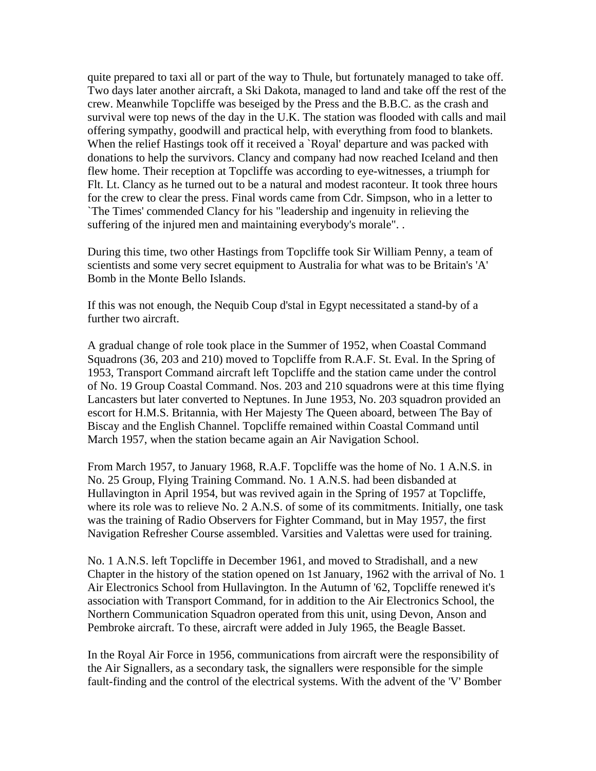quite prepared to taxi all or part of the way to Thule, but fortunately managed to take off. Two days later another aircraft, a Ski Dakota, managed to land and take off the rest of the crew. Meanwhile Topcliffe was beseiged by the Press and the B.B.C. as the crash and survival were top news of the day in the U.K. The station was flooded with calls and mail offering sympathy, goodwill and practical help, with everything from food to blankets. When the relief Hastings took off it received a `Royal' departure and was packed with donations to help the survivors. Clancy and company had now reached Iceland and then flew home. Their reception at Topcliffe was according to eye-witnesses, a triumph for Flt. Lt. Clancy as he turned out to be a natural and modest raconteur. It took three hours for the crew to clear the press. Final words came from Cdr. Simpson, who in a letter to `The Times' commended Clancy for his "leadership and ingenuity in relieving the suffering of the injured men and maintaining everybody's morale". .

During this time, two other Hastings from Topcliffe took Sir William Penny, a team of scientists and some very secret equipment to Australia for what was to be Britain's 'A' Bomb in the Monte Bello Islands.

If this was not enough, the Nequib Coup d'stal in Egypt necessitated a stand-by of a further two aircraft.

A gradual change of role took place in the Summer of 1952, when Coastal Command Squadrons (36, 203 and 210) moved to Topcliffe from R.A.F. St. Eval. In the Spring of 1953, Transport Command aircraft left Topcliffe and the station came under the control of No. 19 Group Coastal Command. Nos. 203 and 210 squadrons were at this time flying Lancasters but later converted to Neptunes. In June 1953, No. 203 squadron provided an escort for H.M.S. Britannia, with Her Majesty The Queen aboard, between The Bay of Biscay and the English Channel. Topcliffe remained within Coastal Command until March 1957, when the station became again an Air Navigation School.

From March 1957, to January 1968, R.A.F. Topcliffe was the home of No. 1 A.N.S. in No. 25 Group, Flying Training Command. No. 1 A.N.S. had been disbanded at Hullavington in April 1954, but was revived again in the Spring of 1957 at Topcliffe, where its role was to relieve No. 2 A.N.S. of some of its commitments. Initially, one task was the training of Radio Observers for Fighter Command, but in May 1957, the first Navigation Refresher Course assembled. Varsities and Valettas were used for training.

No. 1 A.N.S. left Topcliffe in December 1961, and moved to Stradishall, and a new Chapter in the history of the station opened on 1st January, 1962 with the arrival of No. 1 Air Electronics School from Hullavington. In the Autumn of '62, Topcliffe renewed it's association with Transport Command, for in addition to the Air Electronics School, the Northern Communication Squadron operated from this unit, using Devon, Anson and Pembroke aircraft. To these, aircraft were added in July 1965, the Beagle Basset.

In the Royal Air Force in 1956, communications from aircraft were the responsibility of the Air Signallers, as a secondary task, the signallers were responsible for the simple fault-finding and the control of the electrical systems. With the advent of the 'V' Bomber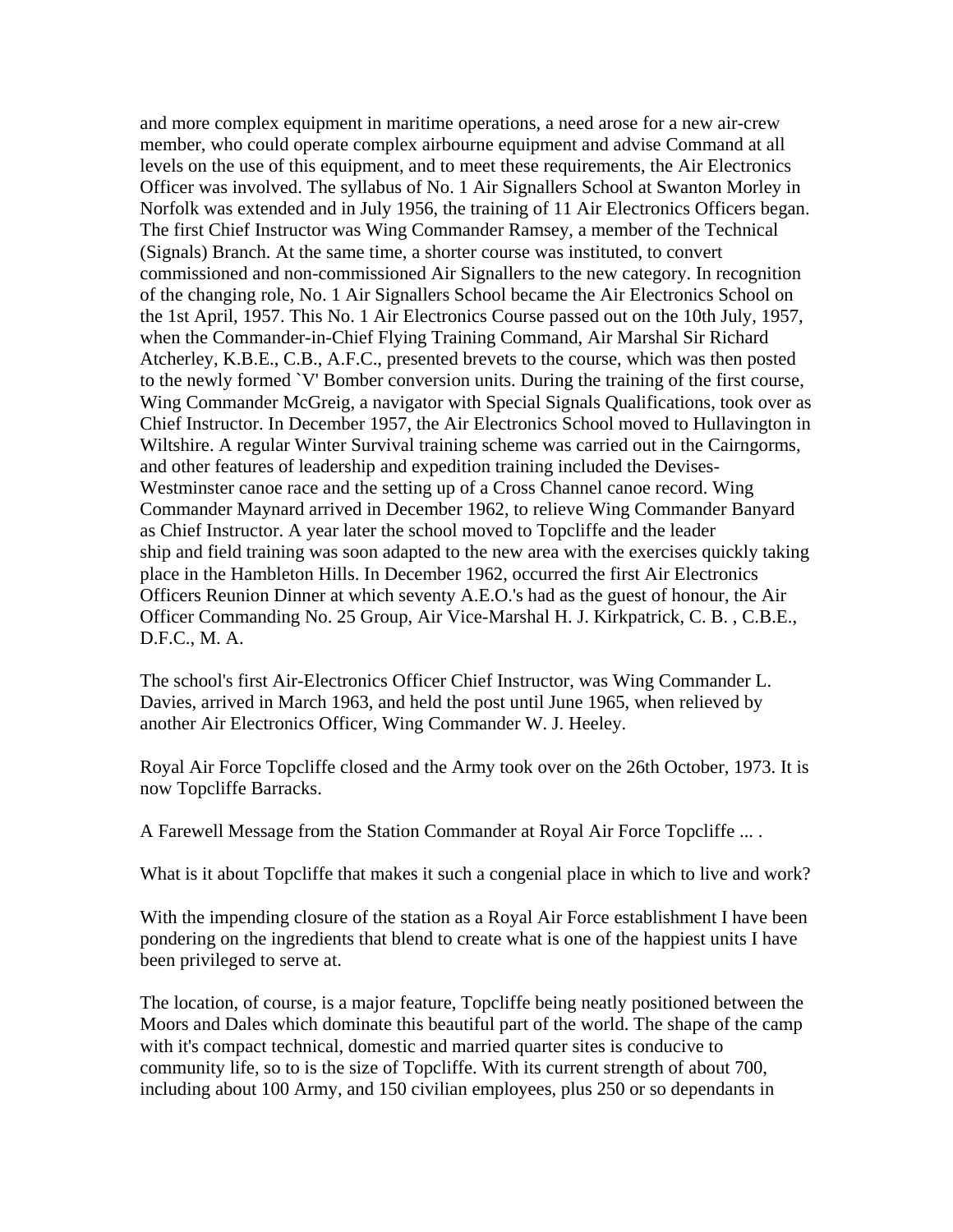and more complex equipment in maritime operations, a need arose for a new air-crew member, who could operate complex airbourne equipment and advise Command at all levels on the use of this equipment, and to meet these requirements, the Air Electronics Officer was involved. The syllabus of No. 1 Air Signallers School at Swanton Morley in Norfolk was extended and in July 1956, the training of 11 Air Electronics Officers began. The first Chief Instructor was Wing Commander Ramsey, a member of the Technical (Signals) Branch. At the same time, a shorter course was instituted, to convert commissioned and non-commissioned Air Signallers to the new category. In recognition of the changing role, No. 1 Air Signallers School became the Air Electronics School on the 1st April, 1957. This No. 1 Air Electronics Course passed out on the 10th July, 1957, when the Commander-in-Chief Flying Training Command, Air Marshal Sir Richard Atcherley, K.B.E., C.B., A.F.C., presented brevets to the course, which was then posted to the newly formed `V' Bomber conversion units. During the training of the first course, Wing Commander McGreig, a navigator with Special Signals Qualifications, took over as Chief Instructor. In December 1957, the Air Electronics School moved to Hullavington in Wiltshire. A regular Winter Survival training scheme was carried out in the Cairngorms, and other features of leadership and expedition training included the Devises-Westminster canoe race and the setting up of a Cross Channel canoe record. Wing Commander Maynard arrived in December 1962, to relieve Wing Commander Banyard as Chief Instructor. A year later the school moved to Topcliffe and the leader ship and field training was soon adapted to the new area with the exercises quickly taking place in the Hambleton Hills. In December 1962, occurred the first Air Electronics Officers Reunion Dinner at which seventy A.E.O.'s had as the guest of honour, the Air Officer Commanding No. 25 Group, Air Vice-Marshal H. J. Kirkpatrick, C. B. , C.B.E., D.F.C., M. A.

The school's first Air-Electronics Officer Chief Instructor, was Wing Commander L. Davies, arrived in March 1963, and held the post until June 1965, when relieved by another Air Electronics Officer, Wing Commander W. J. Heeley.

Royal Air Force Topcliffe closed and the Army took over on the 26th October, 1973. It is now Topcliffe Barracks.

A Farewell Message from the Station Commander at Royal Air Force Topcliffe ... .

What is it about Topcliffe that makes it such a congenial place in which to live and work?

With the impending closure of the station as a Royal Air Force establishment I have been pondering on the ingredients that blend to create what is one of the happiest units I have been privileged to serve at.

The location, of course, is a major feature, Topcliffe being neatly positioned between the Moors and Dales which dominate this beautiful part of the world. The shape of the camp with it's compact technical, domestic and married quarter sites is conducive to community life, so to is the size of Topcliffe. With its current strength of about 700, including about 100 Army, and 150 civilian employees, plus 250 or so dependants in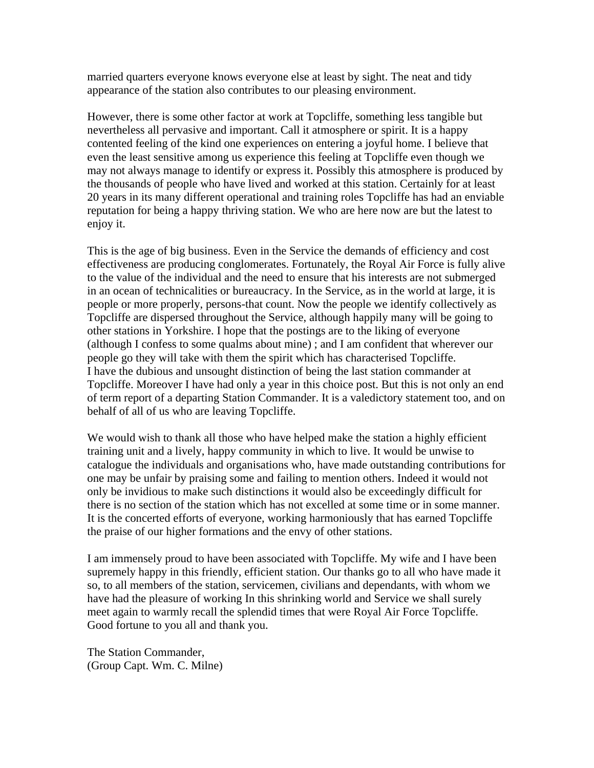married quarters everyone knows everyone else at least by sight. The neat and tidy appearance of the station also contributes to our pleasing environment.

However, there is some other factor at work at Topcliffe, something less tangible but nevertheless all pervasive and important. Call it atmosphere or spirit. It is a happy contented feeling of the kind one experiences on entering a joyful home. I believe that even the least sensitive among us experience this feeling at Topcliffe even though we may not always manage to identify or express it. Possibly this atmosphere is produced by the thousands of people who have lived and worked at this station. Certainly for at least 20 years in its many different operational and training roles Topcliffe has had an enviable reputation for being a happy thriving station. We who are here now are but the latest to enjoy it.

This is the age of big business. Even in the Service the demands of efficiency and cost effectiveness are producing conglomerates. Fortunately, the Royal Air Force is fully alive to the value of the individual and the need to ensure that his interests are not submerged in an ocean of technicalities or bureaucracy. In the Service, as in the world at large, it is people or more properly, persons-that count. Now the people we identify collectively as Topcliffe are dispersed throughout the Service, although happily many will be going to other stations in Yorkshire. I hope that the postings are to the liking of everyone (although I confess to some qualms about mine) ; and I am confident that wherever our people go they will take with them the spirit which has characterised Topcliffe.
I have the dubious and unsought distinction of being the last station commander at Topcliffe. Moreover I have had only a year in this choice post. But this is not only an end of term report of a departing Station Commander. It is a valedictory statement too, and on behalf of all of us who are leaving Topcliffe.

We would wish to thank all those who have helped make the station a highly efficient training unit and a lively, happy community in which to live. It would be unwise to catalogue the individuals and organisations who, have made outstanding contributions for one may be unfair by praising some and failing to mention others. Indeed it would not only be invidious to make such distinctions it would also be exceedingly difficult for there is no section of the station which has not excelled at some time or in some manner. It is the concerted efforts of everyone, working harmoniously that has earned Topcliffe the praise of our higher formations and the envy of other stations.

I am immensely proud to have been associated with Topcliffe. My wife and I have been supremely happy in this friendly, efficient station. Our thanks go to all who have made it so, to all members of the station, servicemen, civilians and dependants, with whom we have had the pleasure of working In this shrinking world and Service we shall surely meet again to warmly recall the splendid times that were Royal Air Force Topcliffe. Good fortune to you all and thank you.

The Station Commander,
(Group Capt. Wm. C. Milne)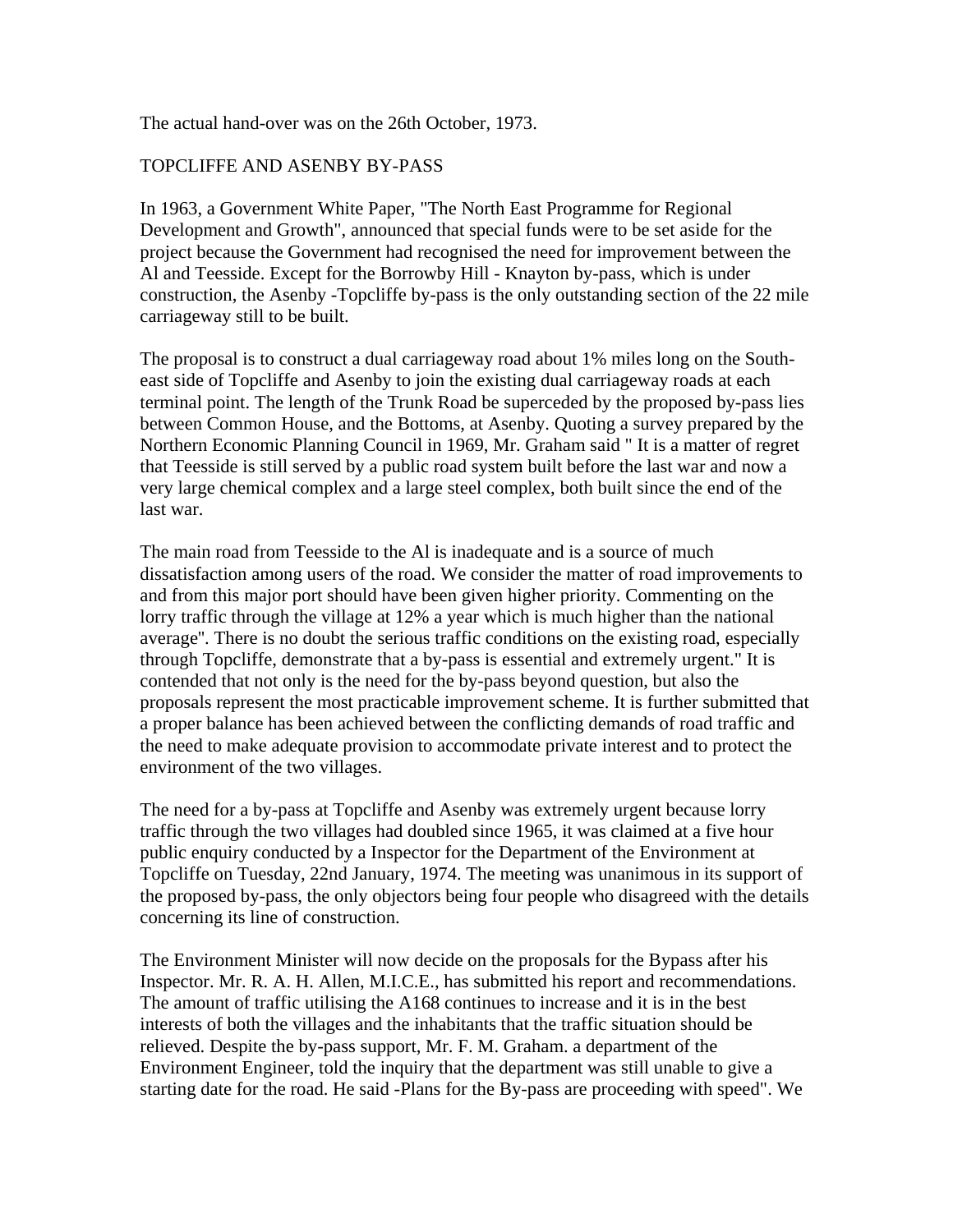The actual hand-over was on the 26th October, 1973.

## TOPCLIFFE AND ASENBY BY-PASS

In 1963, a Government White Paper, "The North East Programme for Regional Development and Growth", announced that special funds were to be set aside for the project because the Government had recognised the need for improvement between the Al and Teesside. Except for the Borrowby Hill - Knayton by-pass, which is under construction, the Asenby -Topcliffe by-pass is the only outstanding section of the 22 mile carriageway still to be built.

The proposal is to construct a dual carriageway road about 1% miles long on the South-east side of Topcliffe and Asenby to join the existing dual carriageway roads at each terminal point. The length of the Trunk Road be superceded by the proposed by-pass lies between Common House, and the Bottoms, at Asenby. Quoting a survey prepared by the Northern Economic Planning Council in 1969, Mr. Graham said " It is a matter of regret that Teesside is still served by a public road system built before the last war and now a very large chemical complex and a large steel complex, both built since the end of the last war.

The main road from Teesside to the Al is inadequate and is a source of much dissatisfaction among users of the road. We consider the matter of road improvements to and from this major port should have been given higher priority. Commenting on the lorry traffic through the village at 12% a year which is much higher than the national average". There is no doubt the serious traffic conditions on the existing road, especially through Topcliffe, demonstrate that a by-pass is essential and extremely urgent." It is contended that not only is the need for the by-pass beyond question, but also the proposals represent the most practicable improvement scheme. It is further submitted that a proper balance has been achieved between the conflicting demands of road traffic and the need to make adequate provision to accommodate private interest and to protect the environment of the two villages.

The need for a by-pass at Topcliffe and Asenby was extremely urgent because lorry traffic through the two villages had doubled since 1965, it was claimed at a five hour public enquiry conducted by a Inspector for the Department of the Environment at Topcliffe on Tuesday, 22nd January, 1974. The meeting was unanimous in its support of the proposed by-pass, the only objectors being four people who disagreed with the details concerning its line of construction.

The Environment Minister will now decide on the proposals for the Bypass after his Inspector. Mr. R. A. H. Allen, M.I.C.E., has submitted his report and recommendations. The amount of traffic utilising the A168 continues to increase and it is in the best interests of both the villages and the inhabitants that the traffic situation should be relieved. Despite the by-pass support, Mr. F. M. Graham. a department of the Environment Engineer, told the inquiry that the department was still unable to give a starting date for the road. He said -Plans for the By-pass are proceeding with speed". We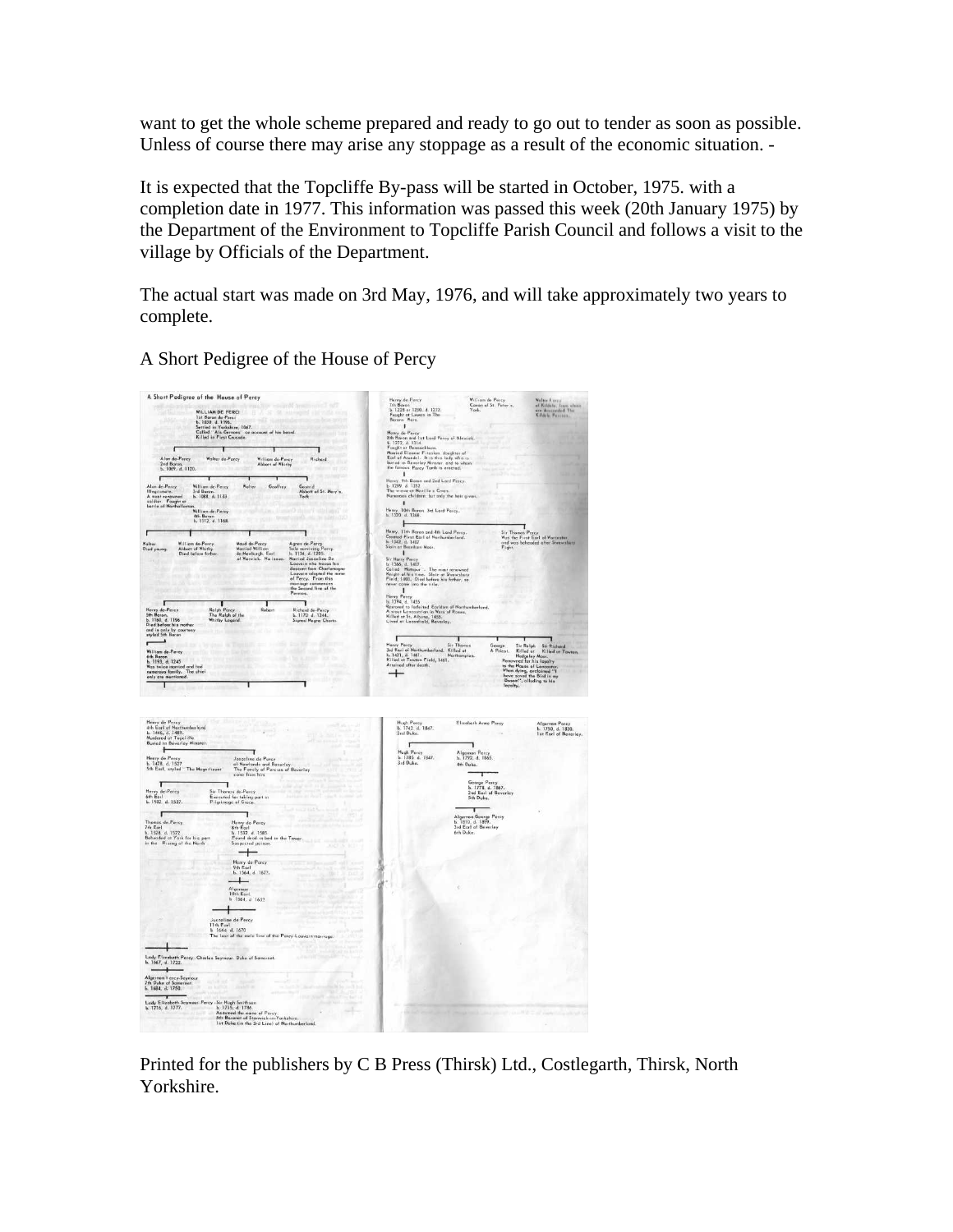want to get the whole scheme prepared and ready to go out to tender as soon as possible. Unless of course there may arise any stoppage as a result of the economic situation. -

It is expected that the Topcliffe By-pass will be started in October, 1975. with a completion date in 1977. This information was passed this week (20th January 1975) by the Department of the Environment to Topcliffe Parish Council and follows a visit to the village by Officials of the Department.

The actual start was made on 3rd May, 1976, and will take approximately two years to complete.

A Short Pedigree of the House of Percy

Printed for the publishers by C B Press (Thirsk) Ltd., Costlegarth, Thirsk, North Yorkshire.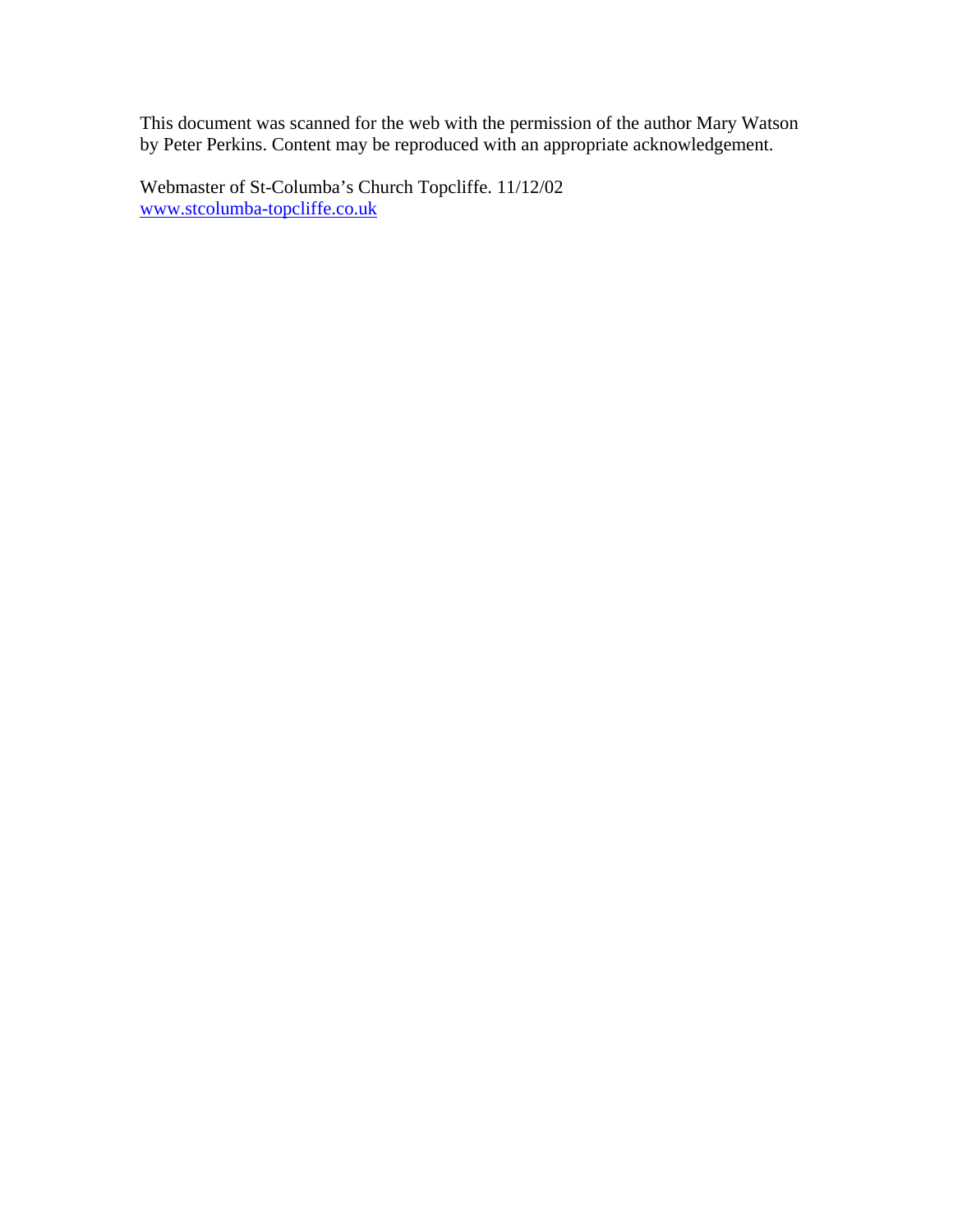This document was scanned for the web with the permission of the author Mary Watson by Peter Perkins. Content may be reproduced with an appropriate acknowledgement.

Webmaster of St-Columba's Church Topcliffe. 11/12/02
[www.stcolumba-topcliffe.co.uk](http://www.stcolumba-topcliffe.co.uk)